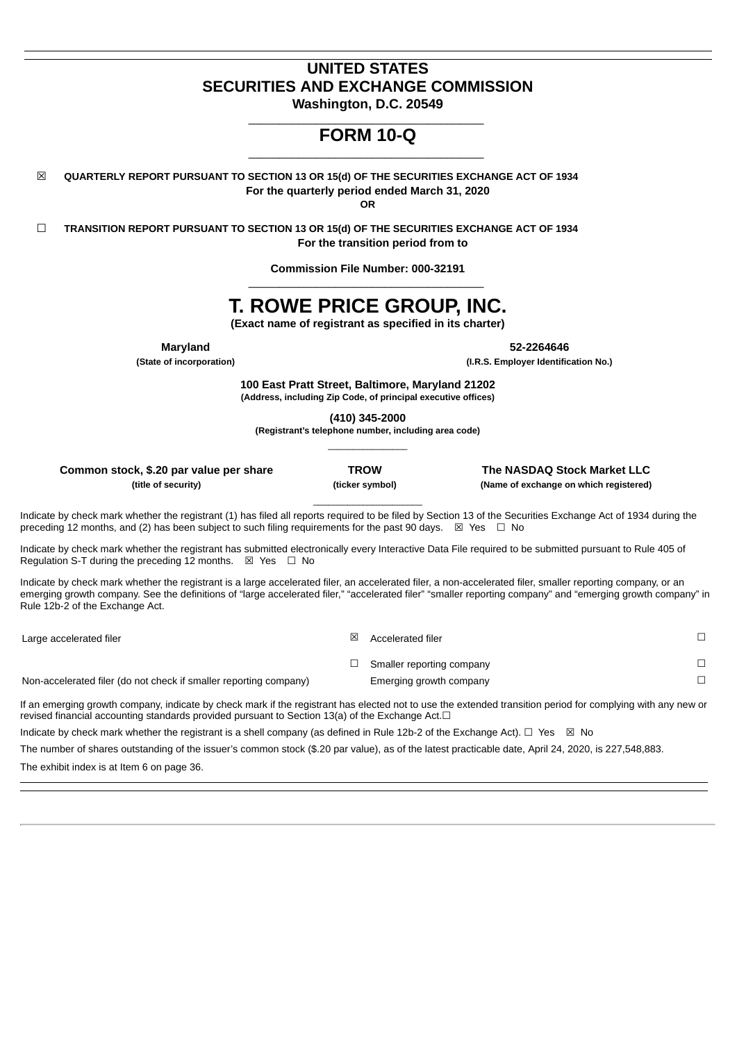# UNITED STATES
# SECURITIES AND EXCHANGE COMMISSION
**Washington, D.C. 20549**

## FORM 10-Q

☒ **QUARTERLY REPORT PURSUANT TO SECTION 13 OR 15(d) OF THE SECURITIES EXCHANGE ACT OF 1934**
**For the quarterly period ended March 31, 2020**
**OR**

☐ **TRANSITION REPORT PURSUANT TO SECTION 13 OR 15(d) OF THE SECURITIES EXCHANGE ACT OF 1934**
**For the transition period from to**

**Commission File Number: 000-32191**

# T. ROWE PRICE GROUP, INC.
**(Exact name of registrant as specified in its charter)**

| **Maryland** | **52-2264646** |
|---|---|
| **(State of incorporation)** | **(I.R.S. Employer Identification No.)** |

**100 East Pratt Street, Baltimore, Maryland 21202**
**(Address, including Zip Code, of principal executive offices)**

**(410) 345-2000**
**(Registrant's telephone number, including area code)**

| **Common stock, $.20 par value per share** | **TROW** | **The NASDAQ Stock Market LLC** |
|---|---|---|
| **(title of security)** | **(ticker symbol)** | **(Name of exchange on which registered)** |

Indicate by check mark whether the registrant (1) has filed all reports required to be filed by Section 13 of the Securities Exchange Act of 1934 during the preceding 12 months, and (2) has been subject to such filing requirements for the past 90 days. ☒ Yes ☐ No

Indicate by check mark whether the registrant has submitted electronically every Interactive Data File required to be submitted pursuant to Rule 405 of Regulation S-T during the preceding 12 months. ☒ Yes ☐ No

Indicate by check mark whether the registrant is a large accelerated filer, an accelerated filer, a non-accelerated filer, smaller reporting company, or an emerging growth company. See the definitions of "large accelerated filer," "accelerated filer" "smaller reporting company" and "emerging growth company" in Rule 12b-2 of the Exchange Act.

| | | | |
|---|---|---|---|
| Large accelerated filer | ☒ | Accelerated filer | ☐ |
| | ☐ | Smaller reporting company | ☐ |
| Non-accelerated filer (do not check if smaller reporting company) | | Emerging growth company | ☐ |

If an emerging growth company, indicate by check mark if the registrant has elected not to use the extended transition period for complying with any new or revised financial accounting standards provided pursuant to Section 13(a) of the Exchange Act.☐

Indicate by check mark whether the registrant is a shell company (as defined in Rule 12b-2 of the Exchange Act). ☐ Yes ☒ No

The number of shares outstanding of the issuer's common stock ($.20 par value), as of the latest practicable date, April 24, 2020, is 227,548,883.

The exhibit index is at Item 6 on page 36.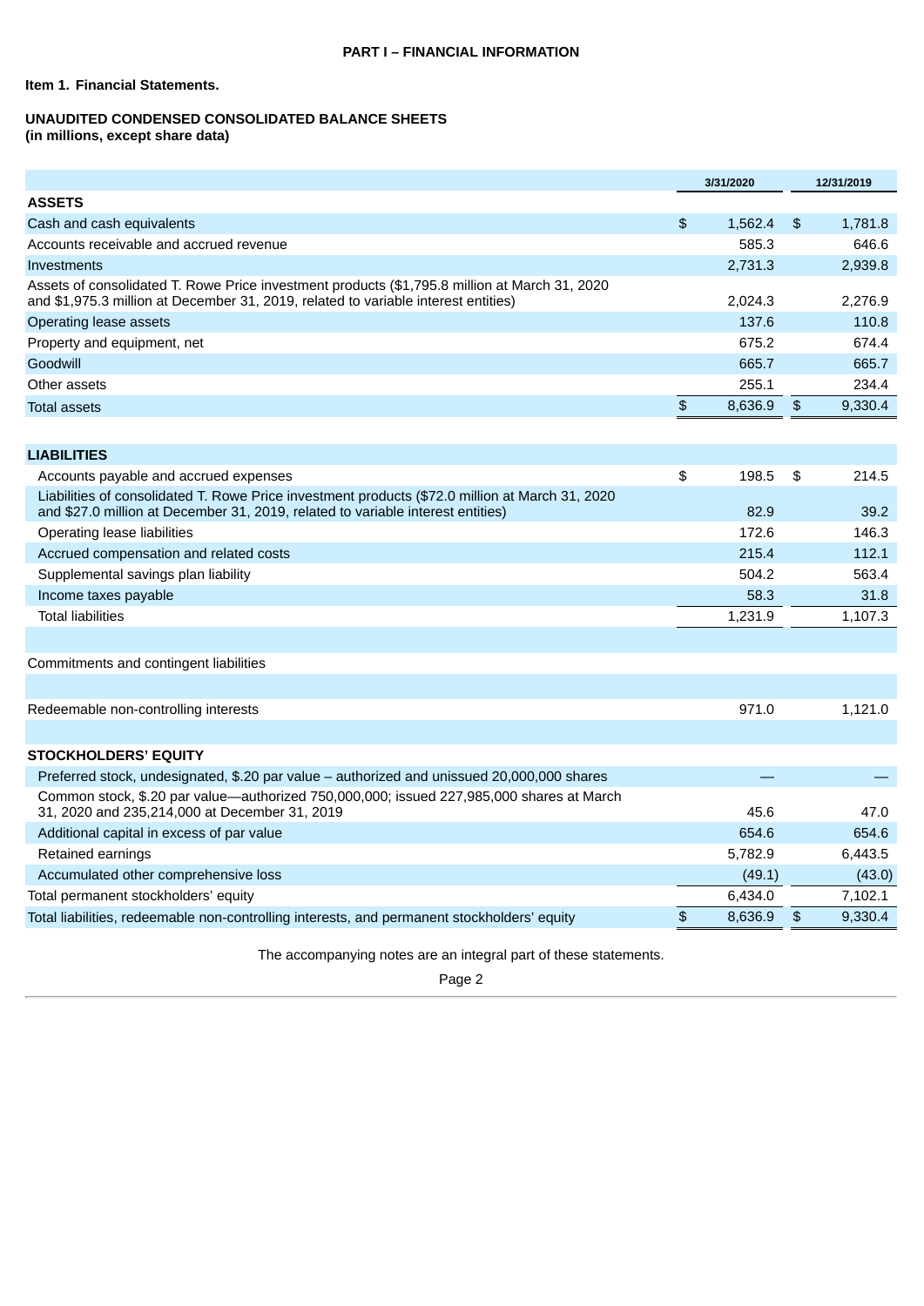**PART I – FINANCIAL INFORMATION**

**Item 1. Financial Statements.**

**UNAUDITED CONDENSED CONSOLIDATED BALANCE SHEETS**
**(in millions, except share data)**

| | 3/31/2020 | 12/31/2019 |
|---|---|---|
| **ASSETS** | | |
| Cash and cash equivalents | $ 1,562.4 | $ 1,781.8 |
| Accounts receivable and accrued revenue | 585.3 | 646.6 |
| Investments | 2,731.3 | 2,939.8 |
| Assets of consolidated T. Rowe Price investment products ($1,795.8 million at March 31, 2020 and $1,975.3 million at December 31, 2019, related to variable interest entities) | 2,024.3 | 2,276.9 |
| Operating lease assets | 137.6 | 110.8 |
| Property and equipment, net | 675.2 | 674.4 |
| Goodwill | 665.7 | 665.7 |
| Other assets | 255.1 | 234.4 |
| Total assets | $ 8,636.9 | $ 9,330.4 |
| | | |
| **LIABILITIES** | | |
| Accounts payable and accrued expenses | $ 198.5 | $ 214.5 |
| Liabilities of consolidated T. Rowe Price investment products ($72.0 million at March 31, 2020 and $27.0 million at December 31, 2019, related to variable interest entities) | 82.9 | 39.2 |
| Operating lease liabilities | 172.6 | 146.3 |
| Accrued compensation and related costs | 215.4 | 112.1 |
| Supplemental savings plan liability | 504.2 | 563.4 |
| Income taxes payable | 58.3 | 31.8 |
| Total liabilities | 1,231.9 | 1,107.3 |
| | | |
| Commitments and contingent liabilities | | |
| | | |
| Redeemable non-controlling interests | 971.0 | 1,121.0 |
| | | |
| **STOCKHOLDERS' EQUITY** | | |
| Preferred stock, undesignated, $.20 par value – authorized and unissued 20,000,000 shares | — | — |
| Common stock, $.20 par value—authorized 750,000,000; issued 227,985,000 shares at March 31, 2020 and 235,214,000 at December 31, 2019 | 45.6 | 47.0 |
| Additional capital in excess of par value | 654.6 | 654.6 |
| Retained earnings | 5,782.9 | 6,443.5 |
| Accumulated other comprehensive loss | (49.1) | (43.0) |
| Total permanent stockholders' equity | 6,434.0 | 7,102.1 |
| Total liabilities, redeemable non-controlling interests, and permanent stockholders' equity | $ 8,636.9 | $ 9,330.4 |

The accompanying notes are an integral part of these statements.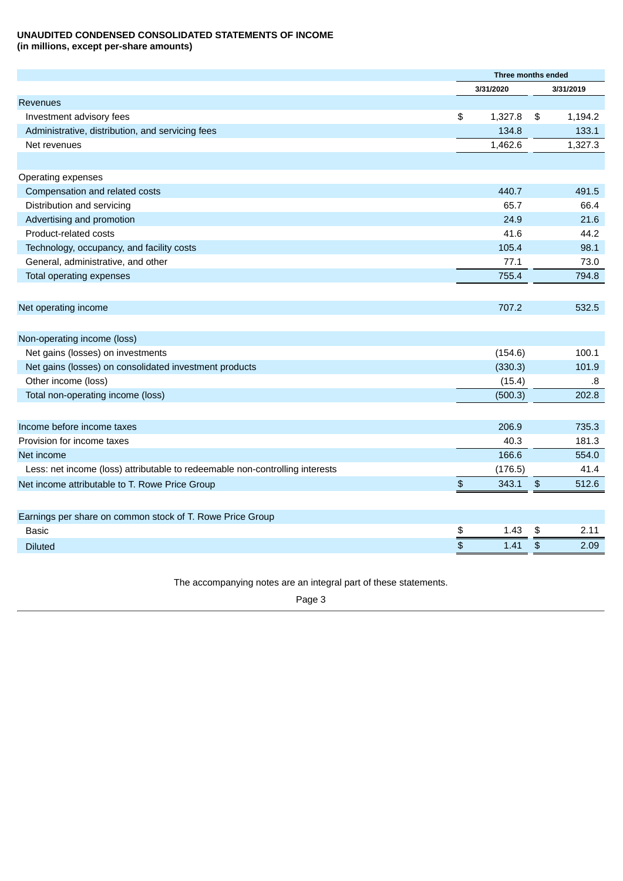**UNAUDITED CONDENSED CONSOLIDATED STATEMENTS OF INCOME**
**(in millions, except per-share amounts)**

| | Three months ended | |
|---|---|---|
| | 3/31/2020 | 3/31/2019 |
| **Revenues** | | |
| Investment advisory fees | $ 1,327.8 | $ 1,194.2 |
| Administrative, distribution, and servicing fees | 134.8 | 133.1 |
| Net revenues | 1,462.6 | 1,327.3 |
| | | |
| **Operating expenses** | | |
| Compensation and related costs | 440.7 | 491.5 |
| Distribution and servicing | 65.7 | 66.4 |
| Advertising and promotion | 24.9 | 21.6 |
| Product-related costs | 41.6 | 44.2 |
| Technology, occupancy, and facility costs | 105.4 | 98.1 |
| General, administrative, and other | 77.1 | 73.0 |
| Total operating expenses | 755.4 | 794.8 |
| | | |
| Net operating income | 707.2 | 532.5 |
| | | |
| **Non-operating income (loss)** | | |
| Net gains (losses) on investments | (154.6) | 100.1 |
| Net gains (losses) on consolidated investment products | (330.3) | 101.9 |
| Other income (loss) | (15.4) | .8 |
| Total non-operating income (loss) | (500.3) | 202.8 |
| | | |
| Income before income taxes | 206.9 | 735.3 |
| Provision for income taxes | 40.3 | 181.3 |
| Net income | 166.6 | 554.0 |
| Less: net income (loss) attributable to redeemable non-controlling interests | (176.5) | 41.4 |
| Net income attributable to T. Rowe Price Group | $ 343.1 | $ 512.6 |
| | | |
| **Earnings per share on common stock of T. Rowe Price Group** | | |
| Basic | $ 1.43 | $ 2.11 |
| Diluted | $ 1.41 | $ 2.09 |

The accompanying notes are an integral part of these statements.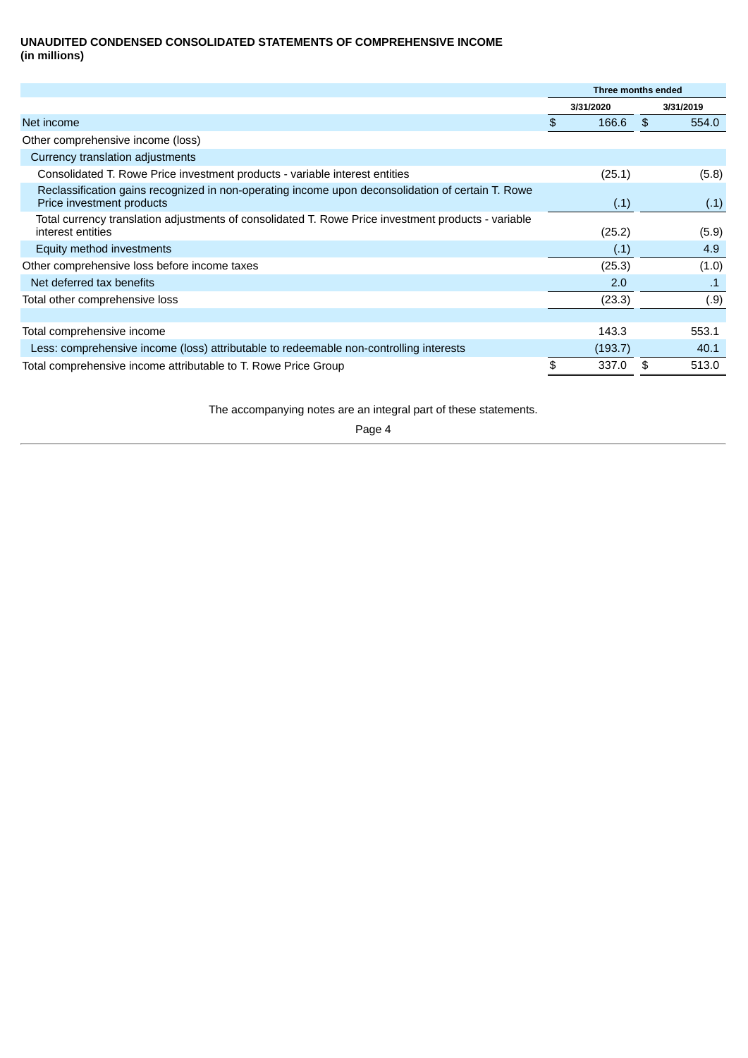**UNAUDITED CONDENSED CONSOLIDATED STATEMENTS OF COMPREHENSIVE INCOME**
**(in millions)**

| | Three months ended | |
|---|---|---|
| | 3/31/2020 | 3/31/2019 |
| Net income | $ 166.6 | $ 554.0 |
| Other comprehensive income (loss) | | |
| Currency translation adjustments | | |
| Consolidated T. Rowe Price investment products - variable interest entities | (25.1) | (5.8) |
| Reclassification gains recognized in non-operating income upon deconsolidation of certain T. Rowe Price investment products | (.1) | (.1) |
| Total currency translation adjustments of consolidated T. Rowe Price investment products - variable interest entities | (25.2) | (5.9) |
| Equity method investments | (.1) | 4.9 |
| Other comprehensive loss before income taxes | (25.3) | (1.0) |
| Net deferred tax benefits | 2.0 | .1 |
| Total other comprehensive loss | (23.3) | (.9) |
| | | |
| Total comprehensive income | 143.3 | 553.1 |
| Less: comprehensive income (loss) attributable to redeemable non-controlling interests | (193.7) | 40.1 |
| Total comprehensive income attributable to T. Rowe Price Group | $ 337.0 | $ 513.0 |

The accompanying notes are an integral part of these statements.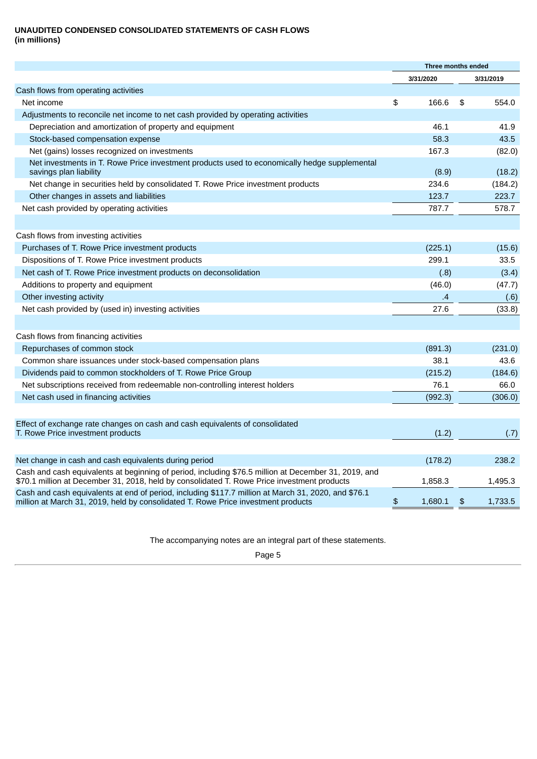**UNAUDITED CONDENSED CONSOLIDATED STATEMENTS OF CASH FLOWS**
**(in millions)**

| | Three months ended | |
|---|---|---|
| | 3/31/2020 | 3/31/2019 |
| Cash flows from operating activities | | |
| Net income | $ 166.6 | $ 554.0 |
| Adjustments to reconcile net income to net cash provided by operating activities | | |
| Depreciation and amortization of property and equipment | 46.1 | 41.9 |
| Stock-based compensation expense | 58.3 | 43.5 |
| Net (gains) losses recognized on investments | 167.3 | (82.0) |
| Net investments in T. Rowe Price investment products used to economically hedge supplemental savings plan liability | (8.9) | (18.2) |
| Net change in securities held by consolidated T. Rowe Price investment products | 234.6 | (184.2) |
| Other changes in assets and liabilities | 123.7 | 223.7 |
| Net cash provided by operating activities | 787.7 | 578.7 |
| | | |
| Cash flows from investing activities | | |
| Purchases of T. Rowe Price investment products | (225.1) | (15.6) |
| Dispositions of T. Rowe Price investment products | 299.1 | 33.5 |
| Net cash of T. Rowe Price investment products on deconsolidation | (.8) | (3.4) |
| Additions to property and equipment | (46.0) | (47.7) |
| Other investing activity | .4 | (.6) |
| Net cash provided by (used in) investing activities | 27.6 | (33.8) |
| | | |
| Cash flows from financing activities | | |
| Repurchases of common stock | (891.3) | (231.0) |
| Common share issuances under stock-based compensation plans | 38.1 | 43.6 |
| Dividends paid to common stockholders of T. Rowe Price Group | (215.2) | (184.6) |
| Net subscriptions received from redeemable non-controlling interest holders | 76.1 | 66.0 |
| Net cash used in financing activities | (992.3) | (306.0) |
| | | |
| Effect of exchange rate changes on cash and cash equivalents of consolidated T. Rowe Price investment products | (1.2) | (.7) |
| | | |
| Net change in cash and cash equivalents during period | (178.2) | 238.2 |
| Cash and cash equivalents at beginning of period, including $76.5 million at December 31, 2019, and $70.1 million at December 31, 2018, held by consolidated T. Rowe Price investment products | 1,858.3 | 1,495.3 |
| Cash and cash equivalents at end of period, including $117.7 million at March 31, 2020, and $76.1 million at March 31, 2019, held by consolidated T. Rowe Price investment products | $ 1,680.1 | $ 1,733.5 |

The accompanying notes are an integral part of these statements.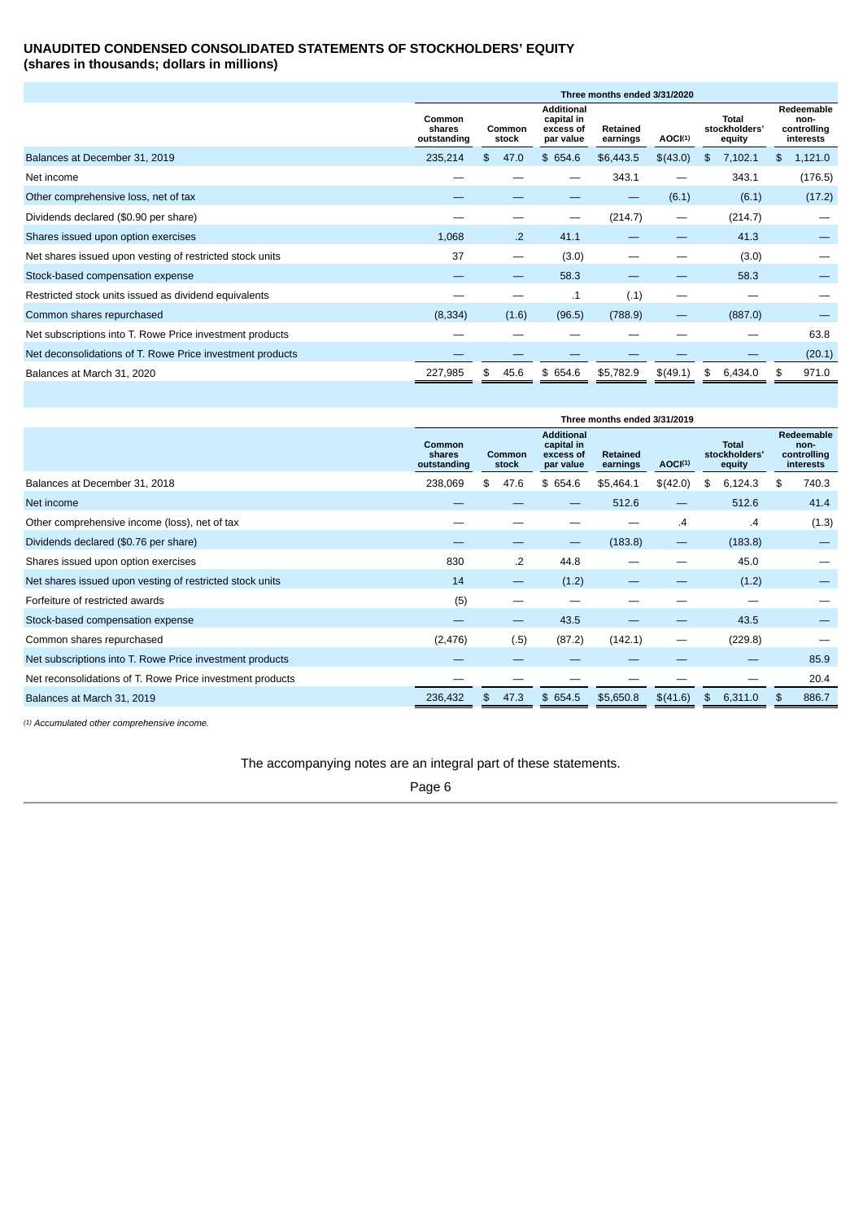## UNAUDITED CONDENSED CONSOLIDATED STATEMENTS OF STOCKHOLDERS' EQUITY
**(shares in thousands; dollars in millions)**

| | Three months ended 3/31/2020 | | | | | | |
|---|---|---|---|---|---|---|---|
| | Common shares outstanding | Common stock | Additional capital in excess of par value | Retained earnings | AOCI[(1)] | Total stockholders' equity | Redeemable non-controlling interests |
| Balances at December 31, 2019 | 235,214 | $ 47.0 | $ 654.6 | $6,443.5 | $(43.0) | $ 7,102.1 | $ 1,121.0 |
| Net income | — | — | — | 343.1 | — | 343.1 | (176.5) |
| Other comprehensive loss, net of tax | — | — | — | — | (6.1) | (6.1) | (17.2) |
| Dividends declared ($0.90 per share) | — | — | — | (214.7) | — | (214.7) | — |
| Shares issued upon option exercises | 1,068 | .2 | 41.1 | — | — | 41.3 | — |
| Net shares issued upon vesting of restricted stock units | 37 | — | (3.0) | — | — | (3.0) | — |
| Stock-based compensation expense | — | — | 58.3 | — | — | 58.3 | — |
| Restricted stock units issued as dividend equivalents | — | — | .1 | (.1) | — | — | — |
| Common shares repurchased | (8,334) | (1.6) | (96.5) | (788.9) | — | (887.0) | — |
| Net subscriptions into T. Rowe Price investment products | — | — | — | — | — | — | 63.8 |
| Net deconsolidations of T. Rowe Price investment products | — | — | — | — | — | — | (20.1) |
| Balances at March 31, 2020 | 227,985 | $ 45.6 | $ 654.6 | $5,782.9 | $(49.1) | $ 6,434.0 | $ 971.0 |

| | Three months ended 3/31/2019 | | | | | | |
|---|---|---|---|---|---|---|---|
| | Common shares outstanding | Common stock | Additional capital in excess of par value | Retained earnings | AOCI[(1)] | Total stockholders' equity | Redeemable non-controlling interests |
| Balances at December 31, 2018 | 238,069 | $ 47.6 | $ 654.6 | $5,464.1 | $(42.0) | $ 6,124.3 | $ 740.3 |
| Net income | — | — | — | 512.6 | — | 512.6 | 41.4 |
| Other comprehensive income (loss), net of tax | — | — | — | — | .4 | .4 | (1.3) |
| Dividends declared ($0.76 per share) | — | — | — | (183.8) | — | (183.8) | — |
| Shares issued upon option exercises | 830 | .2 | 44.8 | — | — | 45.0 | — |
| Net shares issued upon vesting of restricted stock units | 14 | — | (1.2) | — | — | (1.2) | — |
| Forfeiture of restricted awards | (5) | — | — | — | — | — | — |
| Stock-based compensation expense | — | — | 43.5 | — | — | 43.5 | — |
| Common shares repurchased | (2,476) | (.5) | (87.2) | (142.1) | — | (229.8) | — |
| Net subscriptions into T. Rowe Price investment products | — | — | — | — | — | — | 85.9 |
| Net reconsolidations of T. Rowe Price investment products | — | — | — | — | — | — | 20.4 |
| Balances at March 31, 2019 | 236,432 | $ 47.3 | $ 654.5 | $5,650.8 | $(41.6) | $ 6,311.0 | $ 886.7 |

[(1)] *Accumulated other comprehensive income.*

The accompanying notes are an integral part of these statements.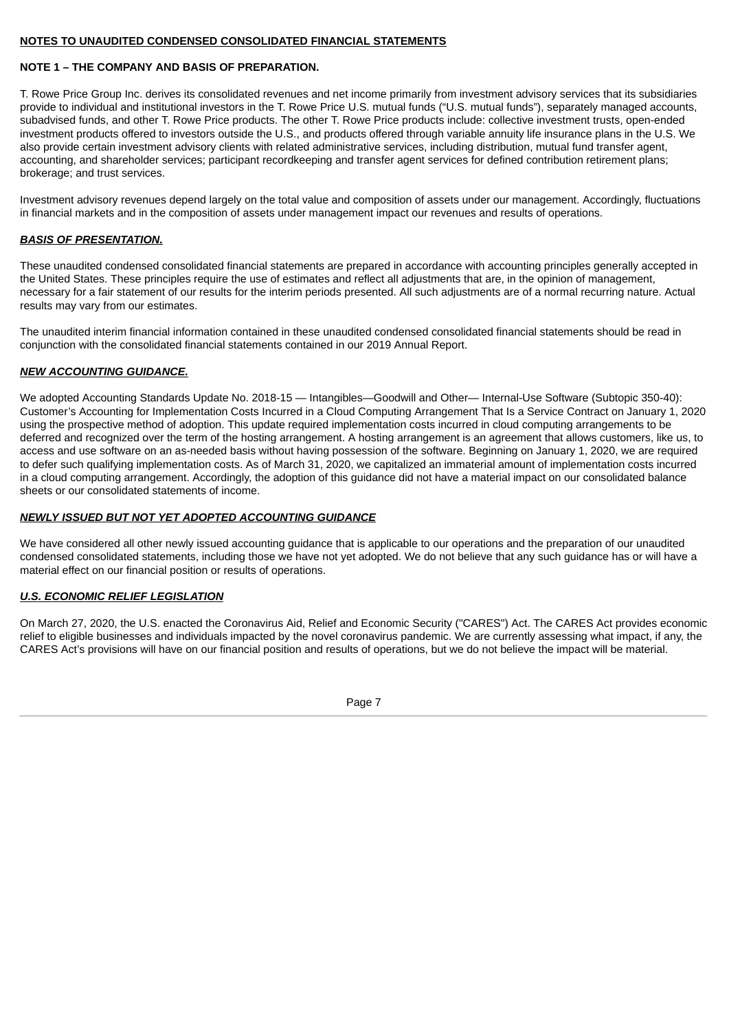**NOTES TO UNAUDITED CONDENSED CONSOLIDATED FINANCIAL STATEMENTS**

**NOTE 1 – THE COMPANY AND BASIS OF PREPARATION.**

T. Rowe Price Group Inc. derives its consolidated revenues and net income primarily from investment advisory services that its subsidiaries provide to individual and institutional investors in the T. Rowe Price U.S. mutual funds ("U.S. mutual funds"), separately managed accounts, subadvised funds, and other T. Rowe Price products. The other T. Rowe Price products include: collective investment trusts, open-ended investment products offered to investors outside the U.S., and products offered through variable annuity life insurance plans in the U.S. We also provide certain investment advisory clients with related administrative services, including distribution, mutual fund transfer agent, accounting, and shareholder services; participant recordkeeping and transfer agent services for defined contribution retirement plans; brokerage; and trust services.

Investment advisory revenues depend largely on the total value and composition of assets under our management. Accordingly, fluctuations in financial markets and in the composition of assets under management impact our revenues and results of operations.

***BASIS OF PRESENTATION.***

These unaudited condensed consolidated financial statements are prepared in accordance with accounting principles generally accepted in the United States. These principles require the use of estimates and reflect all adjustments that are, in the opinion of management, necessary for a fair statement of our results for the interim periods presented. All such adjustments are of a normal recurring nature. Actual results may vary from our estimates.

The unaudited interim financial information contained in these unaudited condensed consolidated financial statements should be read in conjunction with the consolidated financial statements contained in our 2019 Annual Report.

***NEW ACCOUNTING GUIDANCE.***

We adopted Accounting Standards Update No. 2018-15 — Intangibles—Goodwill and Other— Internal-Use Software (Subtopic 350-40): Customer's Accounting for Implementation Costs Incurred in a Cloud Computing Arrangement That Is a Service Contract on January 1, 2020 using the prospective method of adoption. This update required implementation costs incurred in cloud computing arrangements to be deferred and recognized over the term of the hosting arrangement. A hosting arrangement is an agreement that allows customers, like us, to access and use software on an as-needed basis without having possession of the software. Beginning on January 1, 2020, we are required to defer such qualifying implementation costs. As of March 31, 2020, we capitalized an immaterial amount of implementation costs incurred in a cloud computing arrangement. Accordingly, the adoption of this guidance did not have a material impact on our consolidated balance sheets or our consolidated statements of income.

***NEWLY ISSUED BUT NOT YET ADOPTED ACCOUNTING GUIDANCE***

We have considered all other newly issued accounting guidance that is applicable to our operations and the preparation of our unaudited condensed consolidated statements, including those we have not yet adopted. We do not believe that any such guidance has or will have a material effect on our financial position or results of operations.

***U.S. ECONOMIC RELIEF LEGISLATION***

On March 27, 2020, the U.S. enacted the Coronavirus Aid, Relief and Economic Security ("CARES") Act. The CARES Act provides economic relief to eligible businesses and individuals impacted by the novel coronavirus pandemic. We are currently assessing what impact, if any, the CARES Act's provisions will have on our financial position and results of operations, but we do not believe the impact will be material.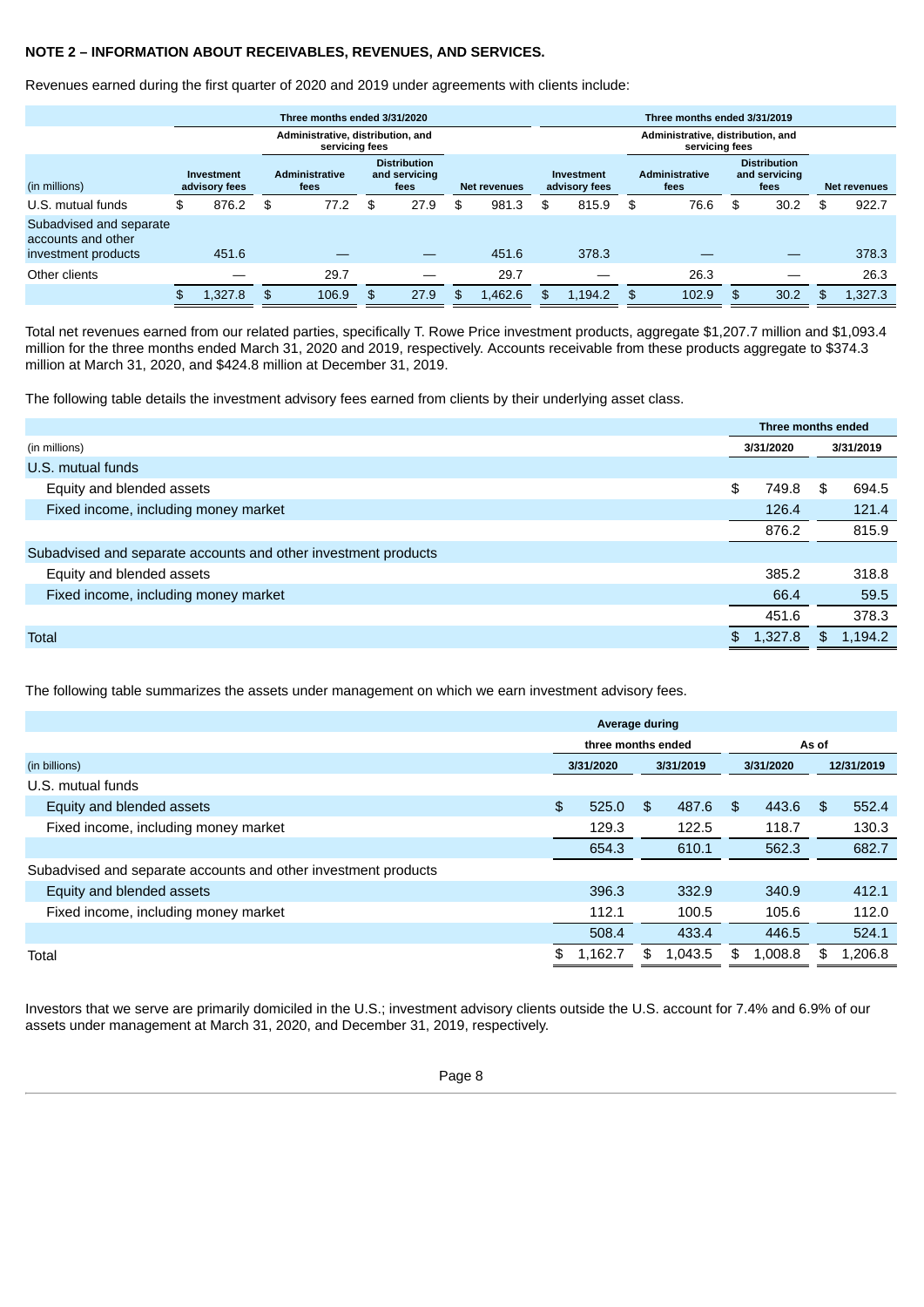**NOTE 2 – INFORMATION ABOUT RECEIVABLES, REVENUES, AND SERVICES.**

Revenues earned during the first quarter of 2020 and 2019 under agreements with clients include:

| | Three months ended 3/31/2020 | | | | Three months ended 3/31/2019 | | | |
|---|---|---|---|---|---|---|---|---|
| | | Administrative, distribution, and servicing fees | | | | Administrative, distribution, and servicing fees | | |
| (in millions) | Investment advisory fees | Administrative fees | Distribution and servicing fees | Net revenues | Investment advisory fees | Administrative fees | Distribution and servicing fees | Net revenues |
| U.S. mutual funds | $ 876.2 | $ 77.2 | $ 27.9 | $ 981.3 | $ 815.9 | $ 76.6 | $ 30.2 | $ 922.7 |
| Subadvised and separate accounts and other investment products | 451.6 | — | — | 451.6 | 378.3 | — | — | 378.3 |
| Other clients | — | 29.7 | — | 29.7 | — | 26.3 | — | 26.3 |
| | $ 1,327.8 | $ 106.9 | $ 27.9 | $ 1,462.6 | $ 1,194.2 | $ 102.9 | $ 30.2 | $ 1,327.3 |

Total net revenues earned from our related parties, specifically T. Rowe Price investment products, aggregate $1,207.7 million and $1,093.4 million for the three months ended March 31, 2020 and 2019, respectively. Accounts receivable from these products aggregate to $374.3 million at March 31, 2020, and $424.8 million at December 31, 2019.

The following table details the investment advisory fees earned from clients by their underlying asset class.

| | Three months ended | |
|---|---|---|
| (in millions) | 3/31/2020 | 3/31/2019 |
| U.S. mutual funds | | |
| Equity and blended assets | $ 749.8 | $ 694.5 |
| Fixed income, including money market | 126.4 | 121.4 |
| | 876.2 | 815.9 |
| Subadvised and separate accounts and other investment products | | |
| Equity and blended assets | 385.2 | 318.8 |
| Fixed income, including money market | 66.4 | 59.5 |
| | 451.6 | 378.3 |
| Total | $ 1,327.8 | $ 1,194.2 |

The following table summarizes the assets under management on which we earn investment advisory fees.

| | Average during three months ended | | As of | |
|---|---|---|---|---|
| (in billions) | 3/31/2020 | 3/31/2019 | 3/31/2020 | 12/31/2019 |
| U.S. mutual funds | | | | |
| Equity and blended assets | $ 525.0 | $ 487.6 | $ 443.6 | $ 552.4 |
| Fixed income, including money market | 129.3 | 122.5 | 118.7 | 130.3 |
| | 654.3 | 610.1 | 562.3 | 682.7 |
| Subadvised and separate accounts and other investment products | | | | |
| Equity and blended assets | 396.3 | 332.9 | 340.9 | 412.1 |
| Fixed income, including money market | 112.1 | 100.5 | 105.6 | 112.0 |
| | 508.4 | 433.4 | 446.5 | 524.1 |
| Total | $ 1,162.7 | $ 1,043.5 | $ 1,008.8 | $ 1,206.8 |

Investors that we serve are primarily domiciled in the U.S.; investment advisory clients outside the U.S. account for 7.4% and 6.9% of our assets under management at March 31, 2020, and December 31, 2019, respectively.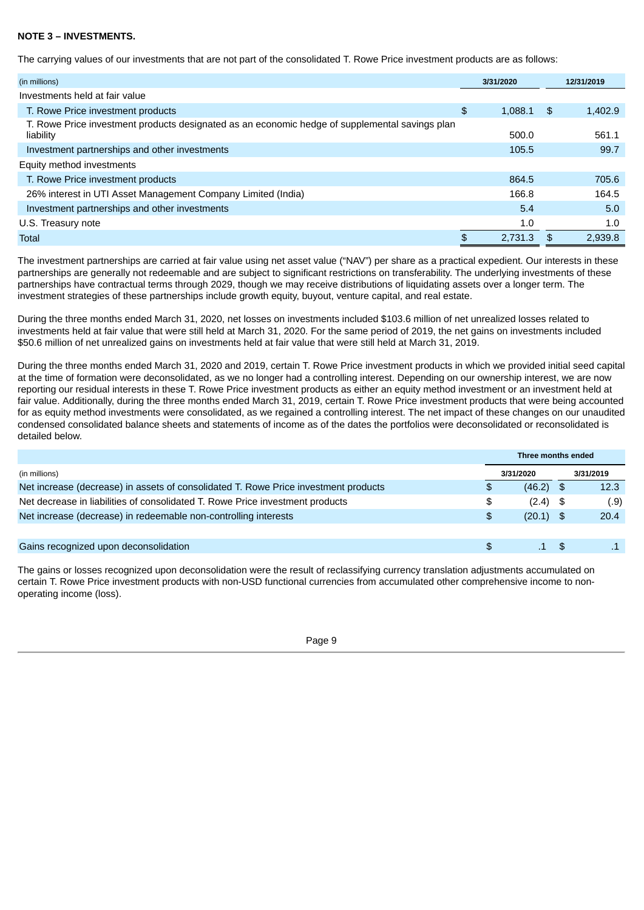**NOTE 3 – INVESTMENTS.**

The carrying values of our investments that are not part of the consolidated T. Rowe Price investment products are as follows:

| (in millions) | 3/31/2020 | 12/31/2019 |
|---|---|---|
| Investments held at fair value | | |
| T. Rowe Price investment products | $ 1,088.1 | $ 1,402.9 |
| T. Rowe Price investment products designated as an economic hedge of supplemental savings plan liability | 500.0 | 561.1 |
| Investment partnerships and other investments | 105.5 | 99.7 |
| Equity method investments | | |
| T. Rowe Price investment products | 864.5 | 705.6 |
| 26% interest in UTI Asset Management Company Limited (India) | 166.8 | 164.5 |
| Investment partnerships and other investments | 5.4 | 5.0 |
| U.S. Treasury note | 1.0 | 1.0 |
| Total | $ 2,731.3 | $ 2,939.8 |

The investment partnerships are carried at fair value using net asset value ("NAV") per share as a practical expedient. Our interests in these partnerships are generally not redeemable and are subject to significant restrictions on transferability. The underlying investments of these partnerships have contractual terms through 2029, though we may receive distributions of liquidating assets over a longer term. The investment strategies of these partnerships include growth equity, buyout, venture capital, and real estate.

During the three months ended March 31, 2020, net losses on investments included $103.6 million of net unrealized losses related to investments held at fair value that were still held at March 31, 2020. For the same period of 2019, the net gains on investments included $50.6 million of net unrealized gains on investments held at fair value that were still held at March 31, 2019.

During the three months ended March 31, 2020 and 2019, certain T. Rowe Price investment products in which we provided initial seed capital at the time of formation were deconsolidated, as we no longer had a controlling interest. Depending on our ownership interest, we are now reporting our residual interests in these T. Rowe Price investment products as either an equity method investment or an investment held at fair value. Additionally, during the three months ended March 31, 2019, certain T. Rowe Price investment products that were being accounted for as equity method investments were consolidated, as we regained a controlling interest. The net impact of these changes on our unaudited condensed consolidated balance sheets and statements of income as of the dates the portfolios were deconsolidated or reconsolidated is detailed below.

| | Three months ended | |
|---|---|---|
| (in millions) | 3/31/2020 | 3/31/2019 |
| Net increase (decrease) in assets of consolidated T. Rowe Price investment products | $ (46.2) | $ 12.3 |
| Net decrease in liabilities of consolidated T. Rowe Price investment products | $ (2.4) | $ (.9) |
| Net increase (decrease) in redeemable non-controlling interests | $ (20.1) | $ 20.4 |
| | | |
| Gains recognized upon deconsolidation | $ .1 | $ .1 |

The gains or losses recognized upon deconsolidation were the result of reclassifying currency translation adjustments accumulated on certain T. Rowe Price investment products with non-USD functional currencies from accumulated other comprehensive income to non-operating income (loss).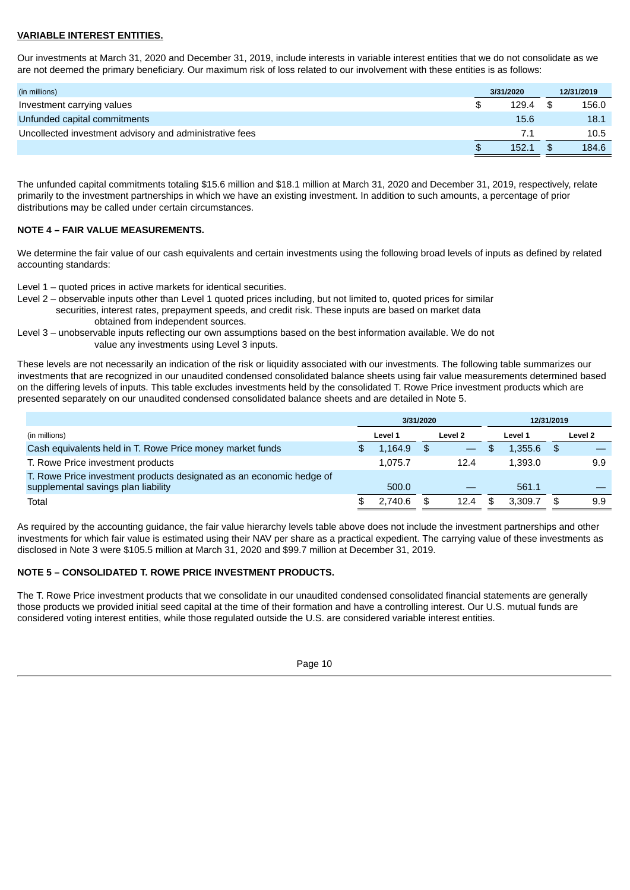**VARIABLE INTEREST ENTITIES.**

Our investments at March 31, 2020 and December 31, 2019, include interests in variable interest entities that we do not consolidate as we are not deemed the primary beneficiary. Our maximum risk of loss related to our involvement with these entities is as follows:

| (in millions) | 3/31/2020 | 12/31/2019 |
|---|---|---|
| Investment carrying values | $ 129.4 | $ 156.0 |
| Unfunded capital commitments | 15.6 | 18.1 |
| Uncollected investment advisory and administrative fees | 7.1 | 10.5 |
| | $ 152.1 | $ 184.6 |

The unfunded capital commitments totaling $15.6 million and $18.1 million at March 31, 2020 and December 31, 2019, respectively, relate primarily to the investment partnerships in which we have an existing investment. In addition to such amounts, a percentage of prior distributions may be called under certain circumstances.

**NOTE 4 – FAIR VALUE MEASUREMENTS.**

We determine the fair value of our cash equivalents and certain investments using the following broad levels of inputs as defined by related accounting standards:

Level 1 – quoted prices in active markets for identical securities.
Level 2 – observable inputs other than Level 1 quoted prices including, but not limited to, quoted prices for similar securities, interest rates, prepayment speeds, and credit risk. These inputs are based on market data obtained from independent sources.
Level 3 – unobservable inputs reflecting our own assumptions based on the best information available. We do not value any investments using Level 3 inputs.

These levels are not necessarily an indication of the risk or liquidity associated with our investments. The following table summarizes our investments that are recognized in our unaudited condensed consolidated balance sheets using fair value measurements determined based on the differing levels of inputs. This table excludes investments held by the consolidated T. Rowe Price investment products which are presented separately on our unaudited condensed consolidated balance sheets and are detailed in Note 5.

| | 3/31/2020 | | 12/31/2019 | |
|---|---|---|---|---|
| (in millions) | Level 1 | Level 2 | Level 1 | Level 2 |
| Cash equivalents held in T. Rowe Price money market funds | $ 1,164.9 | $ — | $ 1,355.6 | $ — |
| T. Rowe Price investment products | 1,075.7 | 12.4 | 1,393.0 | 9.9 |
| T. Rowe Price investment products designated as an economic hedge of supplemental savings plan liability | 500.0 | — | 561.1 | — |
| Total | $ 2,740.6 | $ 12.4 | $ 3,309.7 | $ 9.9 |

As required by the accounting guidance, the fair value hierarchy levels table above does not include the investment partnerships and other investments for which fair value is estimated using their NAV per share as a practical expedient. The carrying value of these investments as disclosed in Note 3 were $105.5 million at March 31, 2020 and $99.7 million at December 31, 2019.

**NOTE 5 – CONSOLIDATED T. ROWE PRICE INVESTMENT PRODUCTS.**

The T. Rowe Price investment products that we consolidate in our unaudited condensed consolidated financial statements are generally those products we provided initial seed capital at the time of their formation and have a controlling interest. Our U.S. mutual funds are considered voting interest entities, while those regulated outside the U.S. are considered variable interest entities.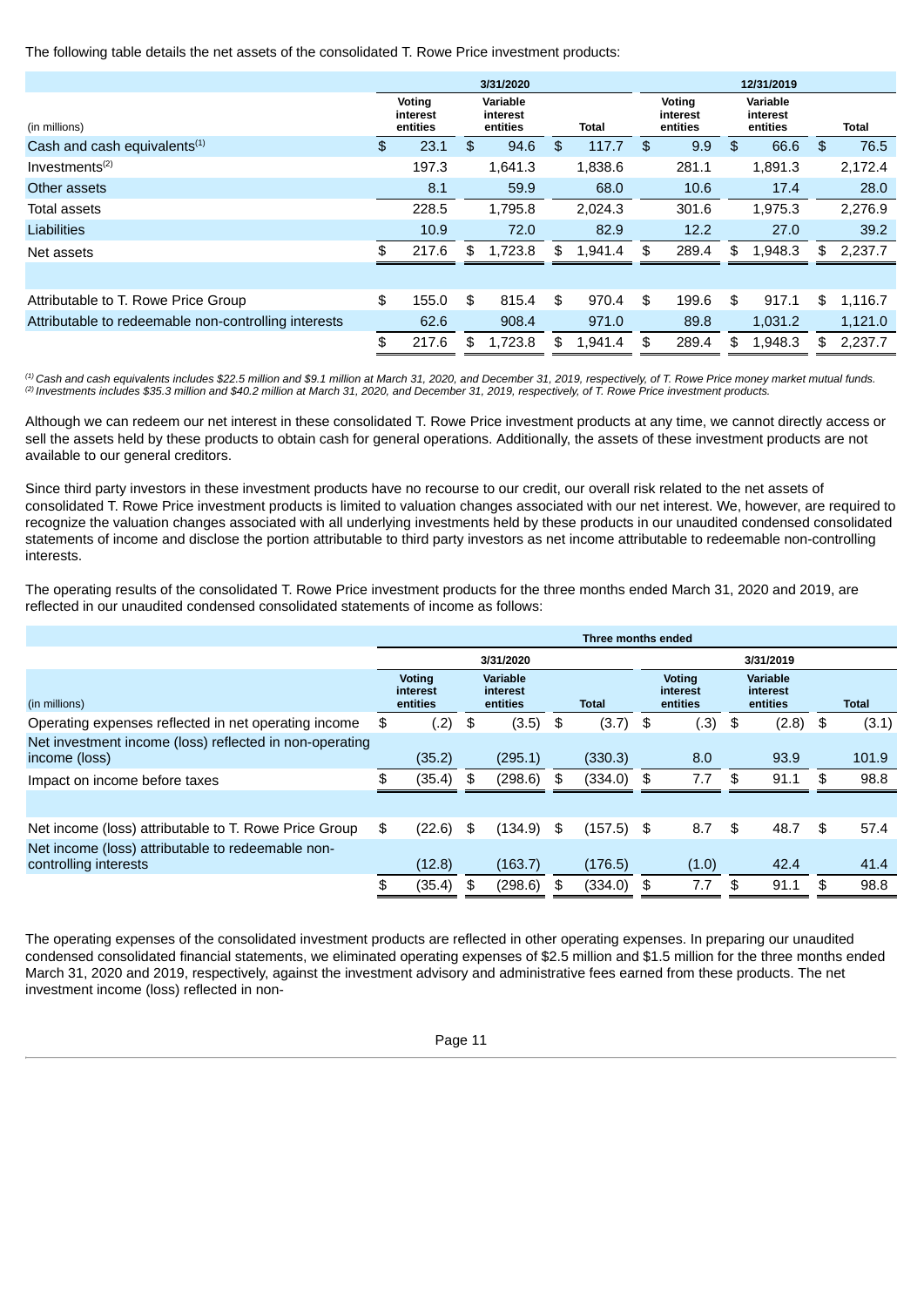The following table details the net assets of the consolidated T. Rowe Price investment products:

| (in millions) | 3/31/2020 Voting interest entities | 3/31/2020 Variable interest entities | 3/31/2020 Total | 12/31/2019 Voting interest entities | 12/31/2019 Variable interest entities | 12/31/2019 Total |
|---|---|---|---|---|---|---|
| Cash and cash equivalents[(1)] | $ 23.1 | $ 94.6 | $ 117.7 | $ 9.9 | $ 66.6 | $ 76.5 |
| Investments[(2)] | 197.3 | 1,641.3 | 1,838.6 | 281.1 | 1,891.3 | 2,172.4 |
| Other assets | 8.1 | 59.9 | 68.0 | 10.6 | 17.4 | 28.0 |
| Total assets | 228.5 | 1,795.8 | 2,024.3 | 301.6 | 1,975.3 | 2,276.9 |
| Liabilities | 10.9 | 72.0 | 82.9 | 12.2 | 27.0 | 39.2 |
| Net assets | $ 217.6 | $ 1,723.8 | $ 1,941.4 | $ 289.4 | $ 1,948.3 | $ 2,237.7 |
| | | | | | | |
| Attributable to T. Rowe Price Group | $ 155.0 | $ 815.4 | $ 970.4 | $ 199.6 | $ 917.1 | $ 1,116.7 |
| Attributable to redeemable non-controlling interests | 62.6 | 908.4 | 971.0 | 89.8 | 1,031.2 | 1,121.0 |
| | $ 217.6 | $ 1,723.8 | $ 1,941.4 | $ 289.4 | $ 1,948.3 | $ 2,237.7 |

*[(1)] Cash and cash equivalents includes $22.5 million and $9.1 million at March 31, 2020, and December 31, 2019, respectively, of T. Rowe Price money market mutual funds.*
*[(2)] Investments includes $35.3 million and $40.2 million at March 31, 2020, and December 31, 2019, respectively, of T. Rowe Price investment products.*

Although we can redeem our net interest in these consolidated T. Rowe Price investment products at any time, we cannot directly access or sell the assets held by these products to obtain cash for general operations. Additionally, the assets of these investment products are not available to our general creditors.

Since third party investors in these investment products have no recourse to our credit, our overall risk related to the net assets of consolidated T. Rowe Price investment products is limited to valuation changes associated with our net interest. We, however, are required to recognize the valuation changes associated with all underlying investments held by these products in our unaudited condensed consolidated statements of income and disclose the portion attributable to third party investors as net income attributable to redeemable non-controlling interests.

The operating results of the consolidated T. Rowe Price investment products for the three months ended March 31, 2020 and 2019, are reflected in our unaudited condensed consolidated statements of income as follows:

| | Three months ended | | | | | |
|---|---|---|---|---|---|---|
| | 3/31/2020 | | | 3/31/2019 | | |
| (in millions) | Voting interest entities | Variable interest entities | Total | Voting interest entities | Variable interest entities | Total |
| Operating expenses reflected in net operating income | $ (.2) | $ (3.5) | $ (3.7) | $ (.3) | $ (2.8) | $ (3.1) |
| Net investment income (loss) reflected in non-operating income (loss) | (35.2) | (295.1) | (330.3) | 8.0 | 93.9 | 101.9 |
| Impact on income before taxes | $ (35.4) | $ (298.6) | $ (334.0) | $ 7.7 | $ 91.1 | $ 98.8 |
| | | | | | | |
| Net income (loss) attributable to T. Rowe Price Group | $ (22.6) | $ (134.9) | $ (157.5) | $ 8.7 | $ 48.7 | $ 57.4 |
| Net income (loss) attributable to redeemable non-controlling interests | (12.8) | (163.7) | (176.5) | (1.0) | 42.4 | 41.4 |
| | $ (35.4) | $ (298.6) | $ (334.0) | $ 7.7 | $ 91.1 | $ 98.8 |

The operating expenses of the consolidated investment products are reflected in other operating expenses. In preparing our unaudited condensed consolidated financial statements, we eliminated operating expenses of $2.5 million and $1.5 million for the three months ended March 31, 2020 and 2019, respectively, against the investment advisory and administrative fees earned from these products. The net investment income (loss) reflected in non-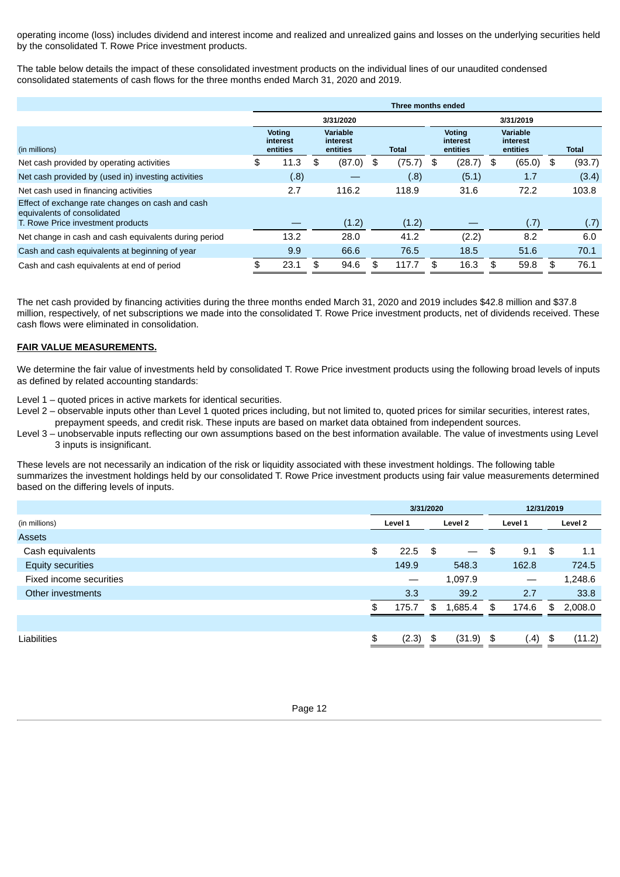operating income (loss) includes dividend and interest income and realized and unrealized gains and losses on the underlying securities held by the consolidated T. Rowe Price investment products.

The table below details the impact of these consolidated investment products on the individual lines of our unaudited condensed consolidated statements of cash flows for the three months ended March 31, 2020 and 2019.

| | Three months ended | | | | | |
|---|---|---|---|---|---|---|
| | 3/31/2020 | | | 3/31/2019 | | |
| (in millions) | Voting interest entities | Variable interest entities | Total | Voting interest entities | Variable interest entities | Total |
| Net cash provided by operating activities | $ 11.3 | $ (87.0) | $ (75.7) | $ (28.7) | $ (65.0) | $ (93.7) |
| Net cash provided by (used in) investing activities | (.8) | — | (.8) | (5.1) | 1.7 | (3.4) |
| Net cash used in financing activities | 2.7 | 116.2 | 118.9 | 31.6 | 72.2 | 103.8 |
| Effect of exchange rate changes on cash and cash equivalents of consolidated T. Rowe Price investment products | — | (1.2) | (1.2) | — | (.7) | (.7) |
| Net change in cash and cash equivalents during period | 13.2 | 28.0 | 41.2 | (2.2) | 8.2 | 6.0 |
| Cash and cash equivalents at beginning of year | 9.9 | 66.6 | 76.5 | 18.5 | 51.6 | 70.1 |
| Cash and cash equivalents at end of period | $ 23.1 | $ 94.6 | $ 117.7 | $ 16.3 | $ 59.8 | $ 76.1 |

The net cash provided by financing activities during the three months ended March 31, 2020 and 2019 includes $42.8 million and $37.8 million, respectively, of net subscriptions we made into the consolidated T. Rowe Price investment products, net of dividends received. These cash flows were eliminated in consolidation.

**FAIR VALUE MEASUREMENTS.**

We determine the fair value of investments held by consolidated T. Rowe Price investment products using the following broad levels of inputs as defined by related accounting standards:

Level 1 – quoted prices in active markets for identical securities.
Level 2 – observable inputs other than Level 1 quoted prices including, but not limited to, quoted prices for similar securities, interest rates, prepayment speeds, and credit risk. These inputs are based on market data obtained from independent sources.
Level 3 – unobservable inputs reflecting our own assumptions based on the best information available. The value of investments using Level 3 inputs is insignificant.

These levels are not necessarily an indication of the risk or liquidity associated with these investment holdings. The following table summarizes the investment holdings held by our consolidated T. Rowe Price investment products using fair value measurements determined based on the differing levels of inputs.

| | 3/31/2020 | | 12/31/2019 | |
|---|---|---|---|---|
| (in millions) | Level 1 | Level 2 | Level 1 | Level 2 |
| Assets | | | | |
| Cash equivalents | $ 22.5 | $ — | $ 9.1 | $ 1.1 |
| Equity securities | 149.9 | 548.3 | 162.8 | 724.5 |
| Fixed income securities | — | 1,097.9 | — | 1,248.6 |
| Other investments | 3.3 | 39.2 | 2.7 | 33.8 |
| | $ 175.7 | $ 1,685.4 | $ 174.6 | $ 2,008.0 |
| | | | | |
| Liabilities | $ (2.3) | $ (31.9) | $ (.4) | $ (11.2) |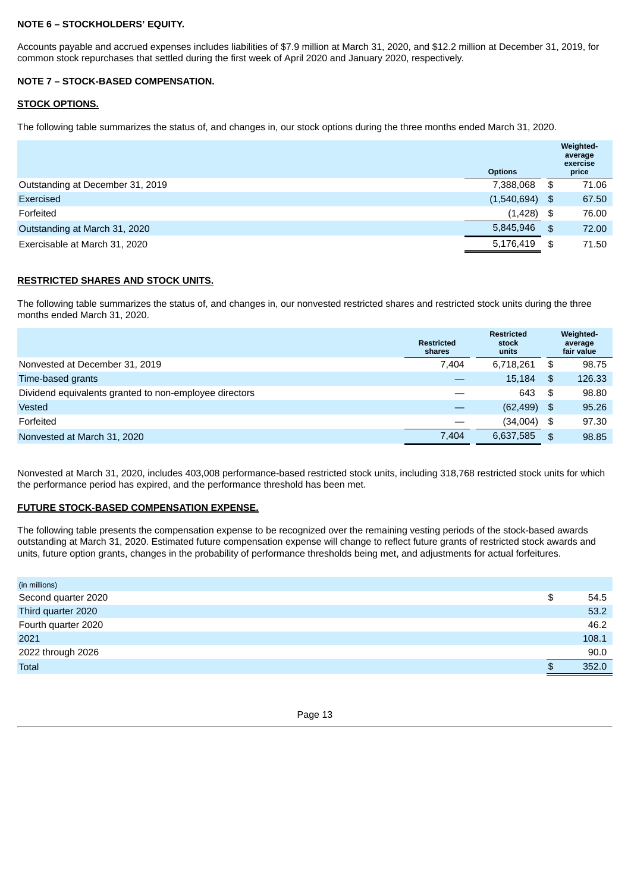**NOTE 6 – STOCKHOLDERS' EQUITY.**

Accounts payable and accrued expenses includes liabilities of $7.9 million at March 31, 2020, and $12.2 million at December 31, 2019, for common stock repurchases that settled during the first week of April 2020 and January 2020, respectively.

**NOTE 7 – STOCK-BASED COMPENSATION.**

**STOCK OPTIONS.**

The following table summarizes the status of, and changes in, our stock options during the three months ended March 31, 2020.

| | Options | Weighted-average exercise price |
|---|---|---|
| Outstanding at December 31, 2019 | 7,388,068 | $ 71.06 |
| Exercised | (1,540,694) | $ 67.50 |
| Forfeited | (1,428) | $ 76.00 |
| Outstanding at March 31, 2020 | 5,845,946 | $ 72.00 |
| Exercisable at March 31, 2020 | 5,176,419 | $ 71.50 |

**RESTRICTED SHARES AND STOCK UNITS.**

The following table summarizes the status of, and changes in, our nonvested restricted shares and restricted stock units during the three months ended March 31, 2020.

| | Restricted shares | Restricted stock units | Weighted-average fair value |
|---|---|---|---|
| Nonvested at December 31, 2019 | 7,404 | 6,718,261 | $ 98.75 |
| Time-based grants | — | 15,184 | $ 126.33 |
| Dividend equivalents granted to non-employee directors | — | 643 | $ 98.80 |
| Vested | — | (62,499) | $ 95.26 |
| Forfeited | — | (34,004) | $ 97.30 |
| Nonvested at March 31, 2020 | 7,404 | 6,637,585 | $ 98.85 |

Nonvested at March 31, 2020, includes 403,008 performance-based restricted stock units, including 318,768 restricted stock units for which the performance period has expired, and the performance threshold has been met.

**FUTURE STOCK-BASED COMPENSATION EXPENSE.**

The following table presents the compensation expense to be recognized over the remaining vesting periods of the stock-based awards outstanding at March 31, 2020. Estimated future compensation expense will change to reflect future grants of restricted stock awards and units, future option grants, changes in the probability of performance thresholds being met, and adjustments for actual forfeitures.

| (in millions) | |
|---|---|
| Second quarter 2020 | $ 54.5 |
| Third quarter 2020 | 53.2 |
| Fourth quarter 2020 | 46.2 |
| 2021 | 108.1 |
| 2022 through 2026 | 90.0 |
| Total | $ 352.0 |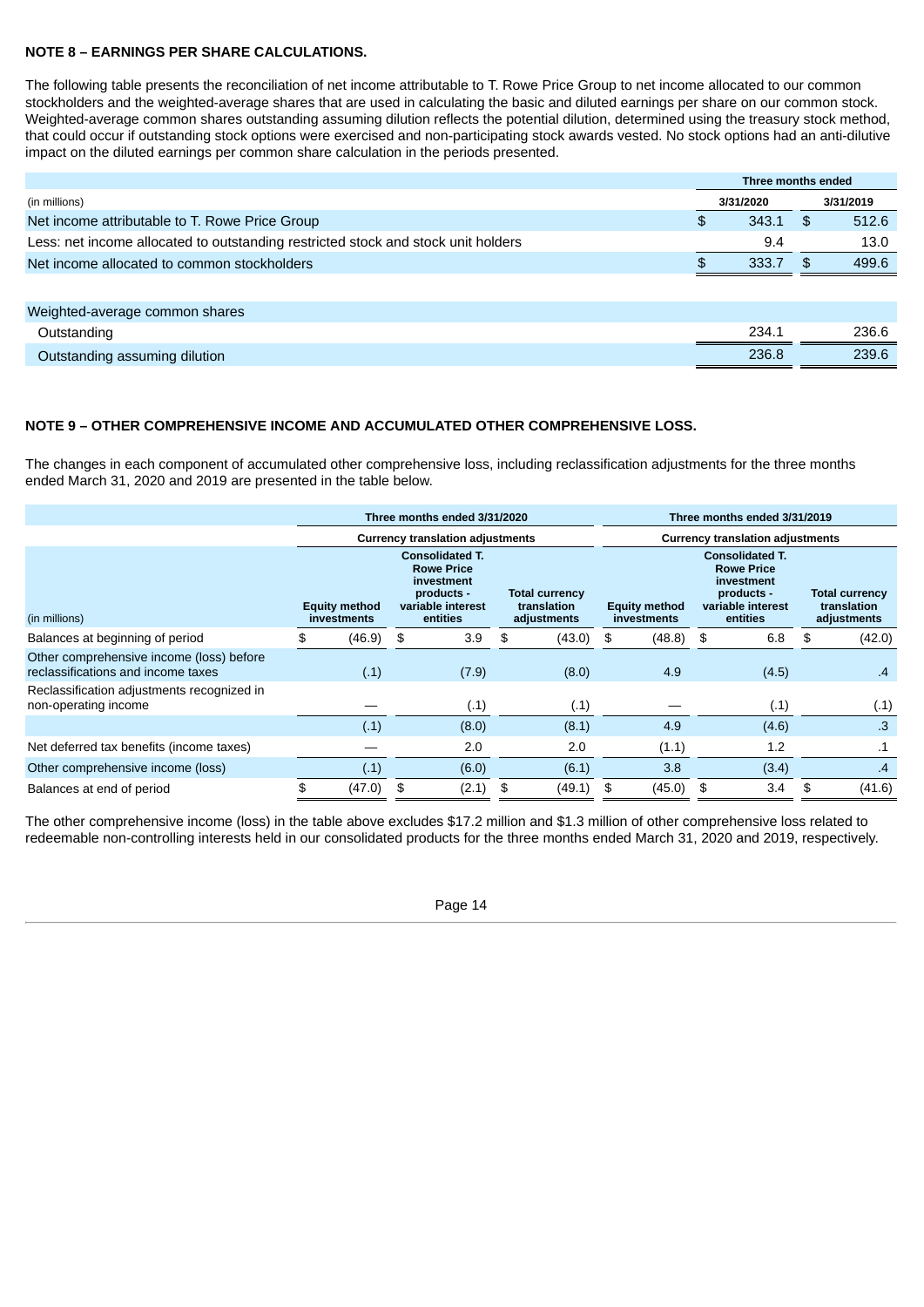**NOTE 8 – EARNINGS PER SHARE CALCULATIONS.**

The following table presents the reconciliation of net income attributable to T. Rowe Price Group to net income allocated to our common stockholders and the weighted-average shares that are used in calculating the basic and diluted earnings per share on our common stock. Weighted-average common shares outstanding assuming dilution reflects the potential dilution, determined using the treasury stock method, that could occur if outstanding stock options were exercised and non-participating stock awards vested. No stock options had an anti-dilutive impact on the diluted earnings per common share calculation in the periods presented.

| (in millions) | Three months ended 3/31/2020 | Three months ended 3/31/2019 |
|---|---|---|
| Net income attributable to T. Rowe Price Group | $ 343.1 | $ 512.6 |
| Less: net income allocated to outstanding restricted stock and stock unit holders | 9.4 | 13.0 |
| Net income allocated to common stockholders | $ 333.7 | $ 499.6 |
| | | |
| Weighted-average common shares | | |
| Outstanding | 234.1 | 236.6 |
| Outstanding assuming dilution | 236.8 | 239.6 |

**NOTE 9 – OTHER COMPREHENSIVE INCOME AND ACCUMULATED OTHER COMPREHENSIVE LOSS.**

The changes in each component of accumulated other comprehensive loss, including reclassification adjustments for the three months ended March 31, 2020 and 2019 are presented in the table below.

| | Three months ended 3/31/2020 | | | Three months ended 3/31/2019 | | |
|---|---|---|---|---|---|---|
| | Currency translation adjustments | | | Currency translation adjustments | | |
| (in millions) | Equity method investments | Consolidated T. Rowe Price investment products - variable interest entities | Total currency translation adjustments | Equity method investments | Consolidated T. Rowe Price investment products - variable interest entities | Total currency translation adjustments |
| Balances at beginning of period | $ (46.9) | $ 3.9 | $ (43.0) | $ (48.8) | $ 6.8 | $ (42.0) |
| Other comprehensive income (loss) before reclassifications and income taxes | (.1) | (7.9) | (8.0) | 4.9 | (4.5) | .4 |
| Reclassification adjustments recognized in non-operating income | — | (.1) | (.1) | — | (.1) | (.1) |
| | (.1) | (8.0) | (8.1) | 4.9 | (4.6) | .3 |
| Net deferred tax benefits (income taxes) | — | 2.0 | 2.0 | (1.1) | 1.2 | .1 |
| Other comprehensive income (loss) | (.1) | (6.0) | (6.1) | 3.8 | (3.4) | .4 |
| Balances at end of period | $ (47.0) | $ (2.1) | $ (49.1) | $ (45.0) | $ 3.4 | $ (41.6) |

The other comprehensive income (loss) in the table above excludes $17.2 million and $1.3 million of other comprehensive loss related to redeemable non-controlling interests held in our consolidated products for the three months ended March 31, 2020 and 2019, respectively.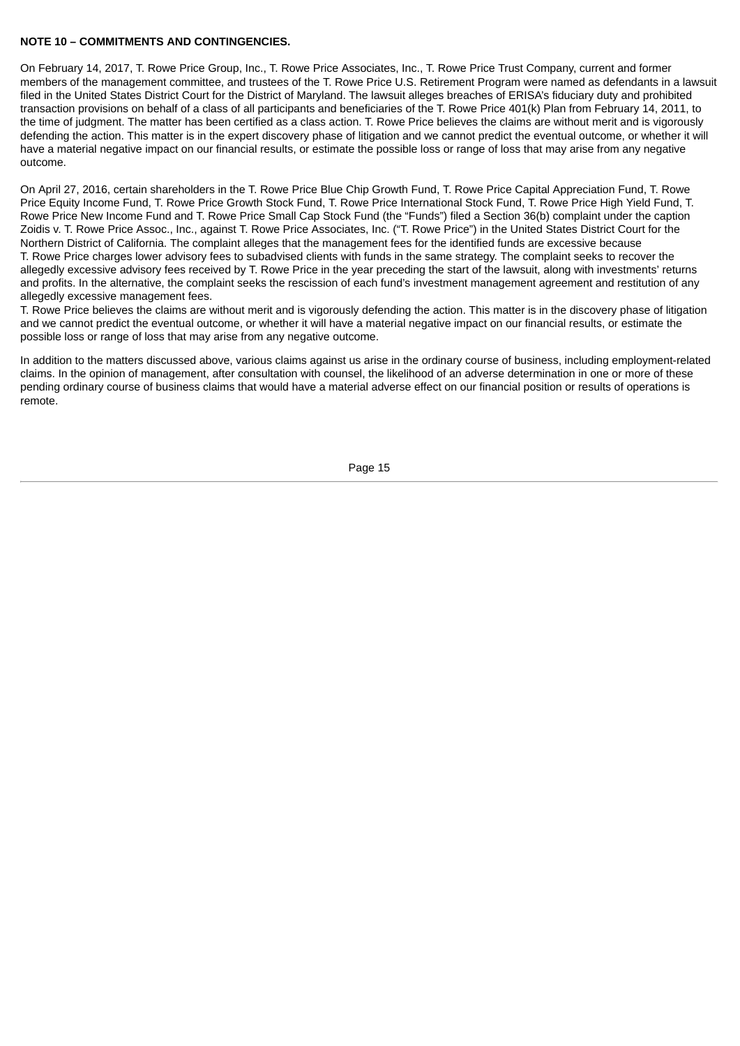**NOTE 10 – COMMITMENTS AND CONTINGENCIES.**

On February 14, 2017, T. Rowe Price Group, Inc., T. Rowe Price Associates, Inc., T. Rowe Price Trust Company, current and former members of the management committee, and trustees of the T. Rowe Price U.S. Retirement Program were named as defendants in a lawsuit filed in the United States District Court for the District of Maryland. The lawsuit alleges breaches of ERISA's fiduciary duty and prohibited transaction provisions on behalf of a class of all participants and beneficiaries of the T. Rowe Price 401(k) Plan from February 14, 2011, to the time of judgment. The matter has been certified as a class action. T. Rowe Price believes the claims are without merit and is vigorously defending the action. This matter is in the expert discovery phase of litigation and we cannot predict the eventual outcome, or whether it will have a material negative impact on our financial results, or estimate the possible loss or range of loss that may arise from any negative outcome.

On April 27, 2016, certain shareholders in the T. Rowe Price Blue Chip Growth Fund, T. Rowe Price Capital Appreciation Fund, T. Rowe Price Equity Income Fund, T. Rowe Price Growth Stock Fund, T. Rowe Price International Stock Fund, T. Rowe Price High Yield Fund, T. Rowe Price New Income Fund and T. Rowe Price Small Cap Stock Fund (the "Funds") filed a Section 36(b) complaint under the caption Zoidis v. T. Rowe Price Assoc., Inc., against T. Rowe Price Associates, Inc. ("T. Rowe Price") in the United States District Court for the Northern District of California. The complaint alleges that the management fees for the identified funds are excessive because T. Rowe Price charges lower advisory fees to subadvised clients with funds in the same strategy. The complaint seeks to recover the allegedly excessive advisory fees received by T. Rowe Price in the year preceding the start of the lawsuit, along with investments' returns and profits. In the alternative, the complaint seeks the rescission of each fund's investment management agreement and restitution of any allegedly excessive management fees.

T. Rowe Price believes the claims are without merit and is vigorously defending the action. This matter is in the discovery phase of litigation and we cannot predict the eventual outcome, or whether it will have a material negative impact on our financial results, or estimate the possible loss or range of loss that may arise from any negative outcome.

In addition to the matters discussed above, various claims against us arise in the ordinary course of business, including employment-related claims. In the opinion of management, after consultation with counsel, the likelihood of an adverse determination in one or more of these pending ordinary course of business claims that would have a material adverse effect on our financial position or results of operations is remote.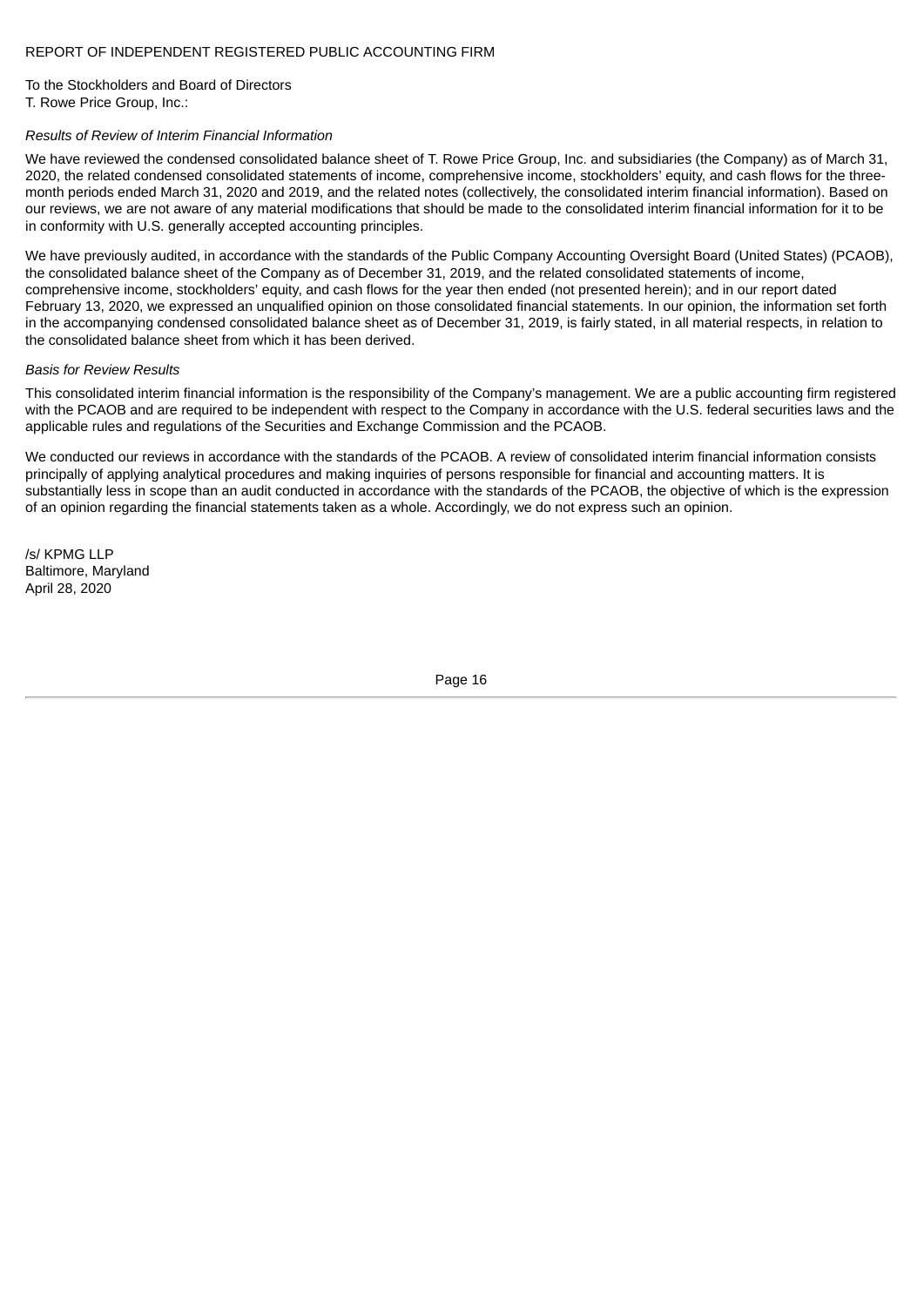# REPORT OF INDEPENDENT REGISTERED PUBLIC ACCOUNTING FIRM

To the Stockholders and Board of Directors
T. Rowe Price Group, Inc.:

*Results of Review of Interim Financial Information*

We have reviewed the condensed consolidated balance sheet of T. Rowe Price Group, Inc. and subsidiaries (the Company) as of March 31, 2020, the related condensed consolidated statements of income, comprehensive income, stockholders' equity, and cash flows for the three-month periods ended March 31, 2020 and 2019, and the related notes (collectively, the consolidated interim financial information). Based on our reviews, we are not aware of any material modifications that should be made to the consolidated interim financial information for it to be in conformity with U.S. generally accepted accounting principles.

We have previously audited, in accordance with the standards of the Public Company Accounting Oversight Board (United States) (PCAOB), the consolidated balance sheet of the Company as of December 31, 2019, and the related consolidated statements of income, comprehensive income, stockholders' equity, and cash flows for the year then ended (not presented herein); and in our report dated February 13, 2020, we expressed an unqualified opinion on those consolidated financial statements. In our opinion, the information set forth in the accompanying condensed consolidated balance sheet as of December 31, 2019, is fairly stated, in all material respects, in relation to the consolidated balance sheet from which it has been derived.

*Basis for Review Results*

This consolidated interim financial information is the responsibility of the Company's management. We are a public accounting firm registered with the PCAOB and are required to be independent with respect to the Company in accordance with the U.S. federal securities laws and the applicable rules and regulations of the Securities and Exchange Commission and the PCAOB.

We conducted our reviews in accordance with the standards of the PCAOB. A review of consolidated interim financial information consists principally of applying analytical procedures and making inquiries of persons responsible for financial and accounting matters. It is substantially less in scope than an audit conducted in accordance with the standards of the PCAOB, the objective of which is the expression of an opinion regarding the financial statements taken as a whole. Accordingly, we do not express such an opinion.

/s/ KPMG LLP
Baltimore, Maryland
April 28, 2020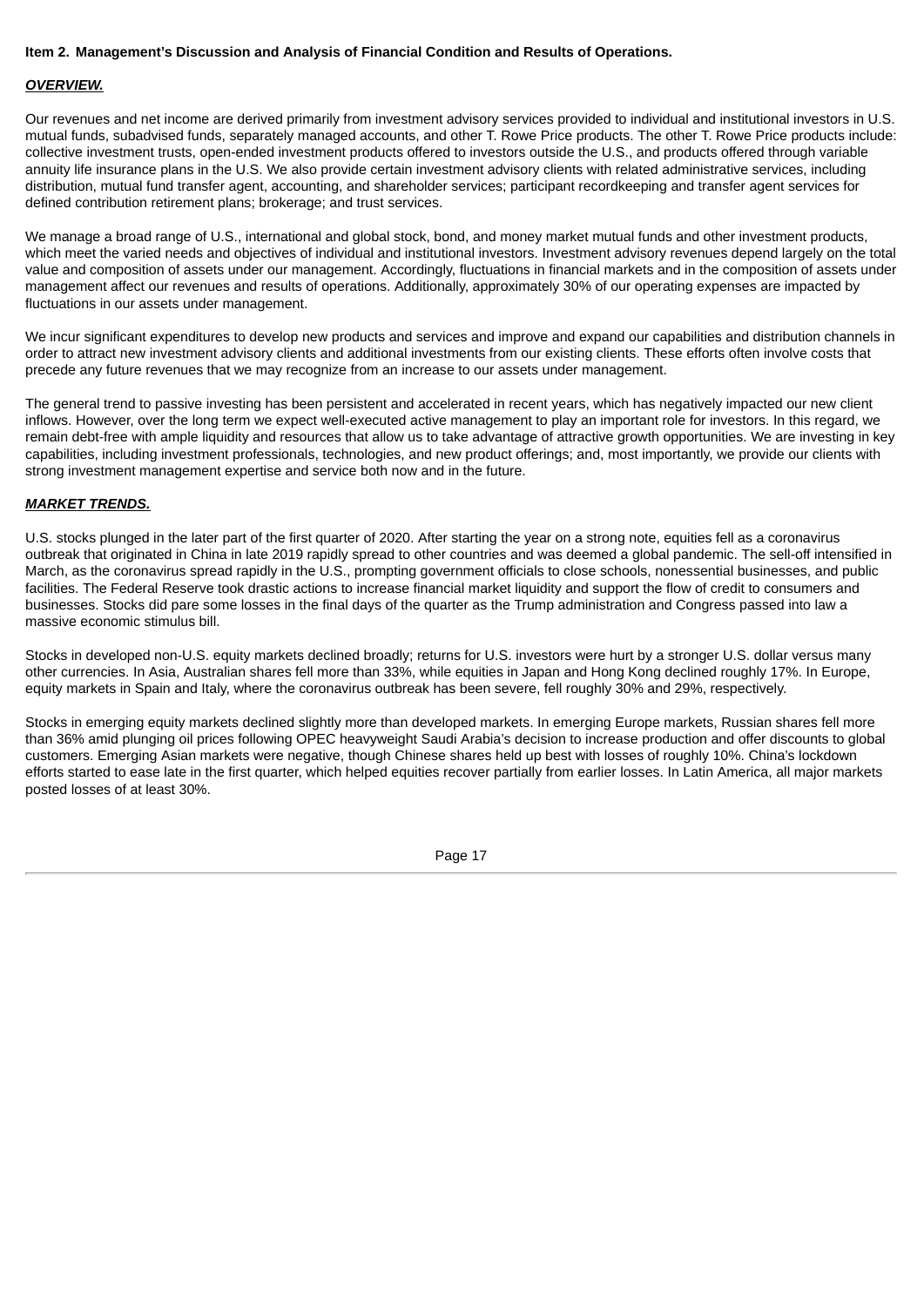**Item 2. Management's Discussion and Analysis of Financial Condition and Results of Operations.**

***OVERVIEW.***

Our revenues and net income are derived primarily from investment advisory services provided to individual and institutional investors in U.S. mutual funds, subadvised funds, separately managed accounts, and other T. Rowe Price products. The other T. Rowe Price products include: collective investment trusts, open-ended investment products offered to investors outside the U.S., and products offered through variable annuity life insurance plans in the U.S. We also provide certain investment advisory clients with related administrative services, including distribution, mutual fund transfer agent, accounting, and shareholder services; participant recordkeeping and transfer agent services for defined contribution retirement plans; brokerage; and trust services.

We manage a broad range of U.S., international and global stock, bond, and money market mutual funds and other investment products, which meet the varied needs and objectives of individual and institutional investors. Investment advisory revenues depend largely on the total value and composition of assets under our management. Accordingly, fluctuations in financial markets and in the composition of assets under management affect our revenues and results of operations. Additionally, approximately 30% of our operating expenses are impacted by fluctuations in our assets under management.

We incur significant expenditures to develop new products and services and improve and expand our capabilities and distribution channels in order to attract new investment advisory clients and additional investments from our existing clients. These efforts often involve costs that precede any future revenues that we may recognize from an increase to our assets under management.

The general trend to passive investing has been persistent and accelerated in recent years, which has negatively impacted our new client inflows. However, over the long term we expect well-executed active management to play an important role for investors. In this regard, we remain debt-free with ample liquidity and resources that allow us to take advantage of attractive growth opportunities. We are investing in key capabilities, including investment professionals, technologies, and new product offerings; and, most importantly, we provide our clients with strong investment management expertise and service both now and in the future.

***MARKET TRENDS.***

U.S. stocks plunged in the later part of the first quarter of 2020. After starting the year on a strong note, equities fell as a coronavirus outbreak that originated in China in late 2019 rapidly spread to other countries and was deemed a global pandemic. The sell-off intensified in March, as the coronavirus spread rapidly in the U.S., prompting government officials to close schools, nonessential businesses, and public facilities. The Federal Reserve took drastic actions to increase financial market liquidity and support the flow of credit to consumers and businesses. Stocks did pare some losses in the final days of the quarter as the Trump administration and Congress passed into law a massive economic stimulus bill.

Stocks in developed non-U.S. equity markets declined broadly; returns for U.S. investors were hurt by a stronger U.S. dollar versus many other currencies. In Asia, Australian shares fell more than 33%, while equities in Japan and Hong Kong declined roughly 17%. In Europe, equity markets in Spain and Italy, where the coronavirus outbreak has been severe, fell roughly 30% and 29%, respectively.

Stocks in emerging equity markets declined slightly more than developed markets. In emerging Europe markets, Russian shares fell more than 36% amid plunging oil prices following OPEC heavyweight Saudi Arabia's decision to increase production and offer discounts to global customers. Emerging Asian markets were negative, though Chinese shares held up best with losses of roughly 10%. China's lockdown efforts started to ease late in the first quarter, which helped equities recover partially from earlier losses. In Latin America, all major markets posted losses of at least 30%.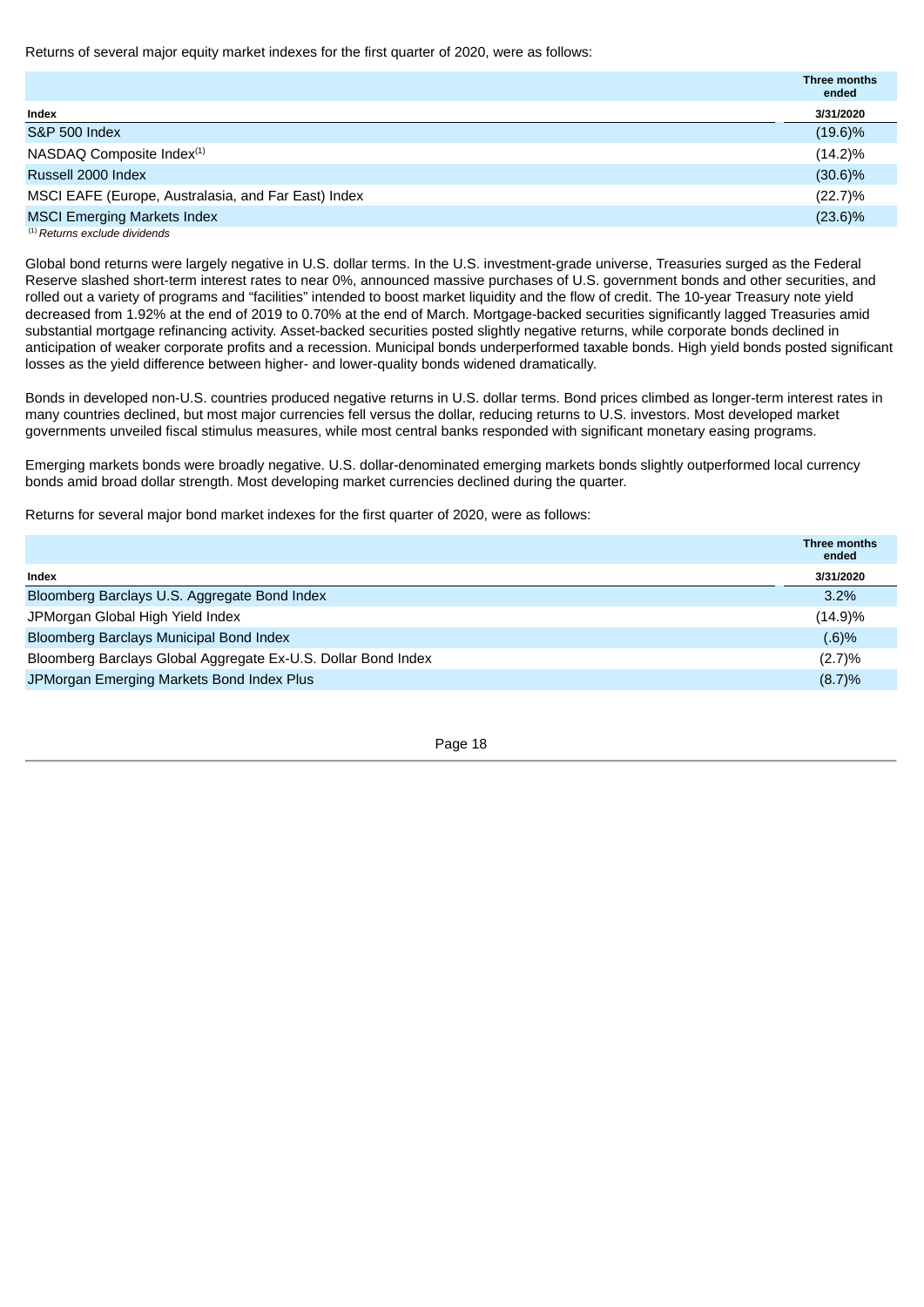Returns of several major equity market indexes for the first quarter of 2020, were as follows:

| Index | Three months ended 3/31/2020 |
|---|---|
| S&P 500 Index | (19.6)% |
| NASDAQ Composite Index[(1)] | (14.2)% |
| Russell 2000 Index | (30.6)% |
| MSCI EAFE (Europe, Australasia, and Far East) Index | (22.7)% |
| MSCI Emerging Markets Index | (23.6)% |

[(1)] *Returns exclude dividends*

Global bond returns were largely negative in U.S. dollar terms. In the U.S. investment-grade universe, Treasuries surged as the Federal Reserve slashed short-term interest rates to near 0%, announced massive purchases of U.S. government bonds and other securities, and rolled out a variety of programs and "facilities" intended to boost market liquidity and the flow of credit. The 10-year Treasury note yield decreased from 1.92% at the end of 2019 to 0.70% at the end of March. Mortgage-backed securities significantly lagged Treasuries amid substantial mortgage refinancing activity. Asset-backed securities posted slightly negative returns, while corporate bonds declined in anticipation of weaker corporate profits and a recession. Municipal bonds underperformed taxable bonds. High yield bonds posted significant losses as the yield difference between higher- and lower-quality bonds widened dramatically.

Bonds in developed non-U.S. countries produced negative returns in U.S. dollar terms. Bond prices climbed as longer-term interest rates in many countries declined, but most major currencies fell versus the dollar, reducing returns to U.S. investors. Most developed market governments unveiled fiscal stimulus measures, while most central banks responded with significant monetary easing programs.

Emerging markets bonds were broadly negative. U.S. dollar-denominated emerging markets bonds slightly outperformed local currency bonds amid broad dollar strength. Most developing market currencies declined during the quarter.

Returns for several major bond market indexes for the first quarter of 2020, were as follows:

| Index | Three months ended 3/31/2020 |
|---|---|
| Bloomberg Barclays U.S. Aggregate Bond Index | 3.2% |
| JPMorgan Global High Yield Index | (14.9)% |
| Bloomberg Barclays Municipal Bond Index | (.6)% |
| Bloomberg Barclays Global Aggregate Ex-U.S. Dollar Bond Index | (2.7)% |
| JPMorgan Emerging Markets Bond Index Plus | (8.7)% |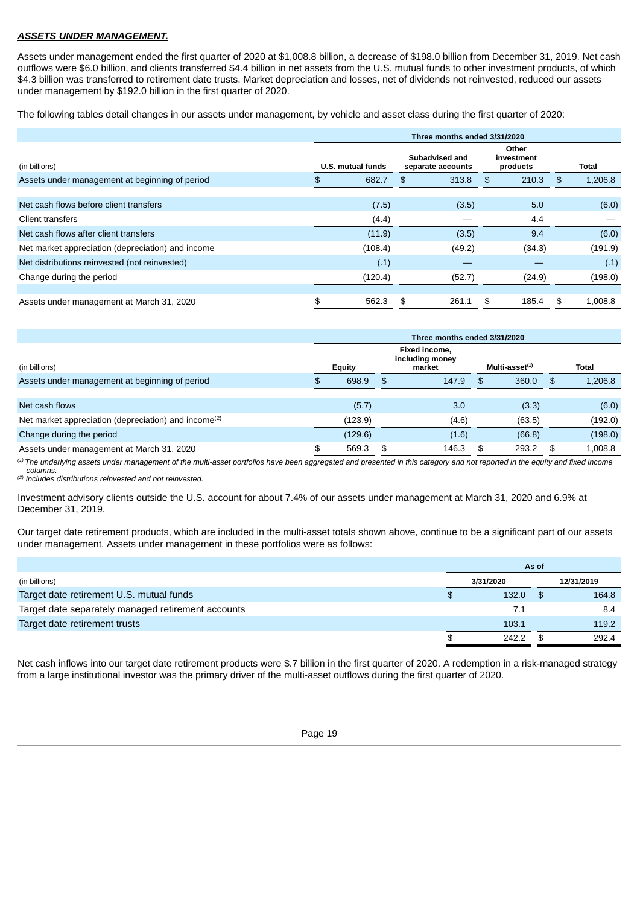***ASSETS UNDER MANAGEMENT.***

Assets under management ended the first quarter of 2020 at $1,008.8 billion, a decrease of $198.0 billion from December 31, 2019. Net cash outflows were $6.0 billion, and clients transferred $4.4 billion in net assets from the U.S. mutual funds to other investment products, of which $4.3 billion was transferred to retirement date trusts. Market depreciation and losses, net of dividends not reinvested, reduced our assets under management by $192.0 billion in the first quarter of 2020.

The following tables detail changes in our assets under management, by vehicle and asset class during the first quarter of 2020:

| | Three months ended 3/31/2020 | | | |
|---|---|---|---|---|
| (in billions) | U.S. mutual funds | Subadvised and separate accounts | Other investment products | Total |
| Assets under management at beginning of period | $ 682.7 | $ 313.8 | $ 210.3 | $ 1,206.8 |
| Net cash flows before client transfers | (7.5) | (3.5) | 5.0 | (6.0) |
| Client transfers | (4.4) | — | 4.4 | — |
| Net cash flows after client transfers | (11.9) | (3.5) | 9.4 | (6.0) |
| Net market appreciation (depreciation) and income | (108.4) | (49.2) | (34.3) | (191.9) |
| Net distributions reinvested (not reinvested) | (.1) | — | — | (.1) |
| Change during the period | (120.4) | (52.7) | (24.9) | (198.0) |
| Assets under management at March 31, 2020 | $ 562.3 | $ 261.1 | $ 185.4 | $ 1,008.8 |

| | Three months ended 3/31/2020 | | | |
|---|---|---|---|---|
| (in billions) | Equity | Fixed income, including money market | Multi-asset[1] | Total |
| Assets under management at beginning of period | $ 698.9 | $ 147.9 | $ 360.0 | $ 1,206.8 |
| Net cash flows | (5.7) | 3.0 | (3.3) | (6.0) |
| Net market appreciation (depreciation) and income[2] | (123.9) | (4.6) | (63.5) | (192.0) |
| Change during the period | (129.6) | (1.6) | (66.8) | (198.0) |
| Assets under management at March 31, 2020 | $ 569.3 | $ 146.3 | $ 293.2 | $ 1,008.8 |

*[1] The underlying assets under management of the multi-asset portfolios have been aggregated and presented in this category and not reported in the equity and fixed income columns.*
*[2] Includes distributions reinvested and not reinvested.*

Investment advisory clients outside the U.S. account for about 7.4% of our assets under management at March 31, 2020 and 6.9% at December 31, 2019.

Our target date retirement products, which are included in the multi-asset totals shown above, continue to be a significant part of our assets under management. Assets under management in these portfolios were as follows:

| | As of | |
|---|---|---|
| (in billions) | 3/31/2020 | 12/31/2019 |
| Target date retirement U.S. mutual funds | $ 132.0 | $ 164.8 |
| Target date separately managed retirement accounts | 7.1 | 8.4 |
| Target date retirement trusts | 103.1 | 119.2 |
| | $ 242.2 | $ 292.4 |

Net cash inflows into our target date retirement products were $.7 billion in the first quarter of 2020. A redemption in a risk-managed strategy from a large institutional investor was the primary driver of the multi-asset outflows during the first quarter of 2020.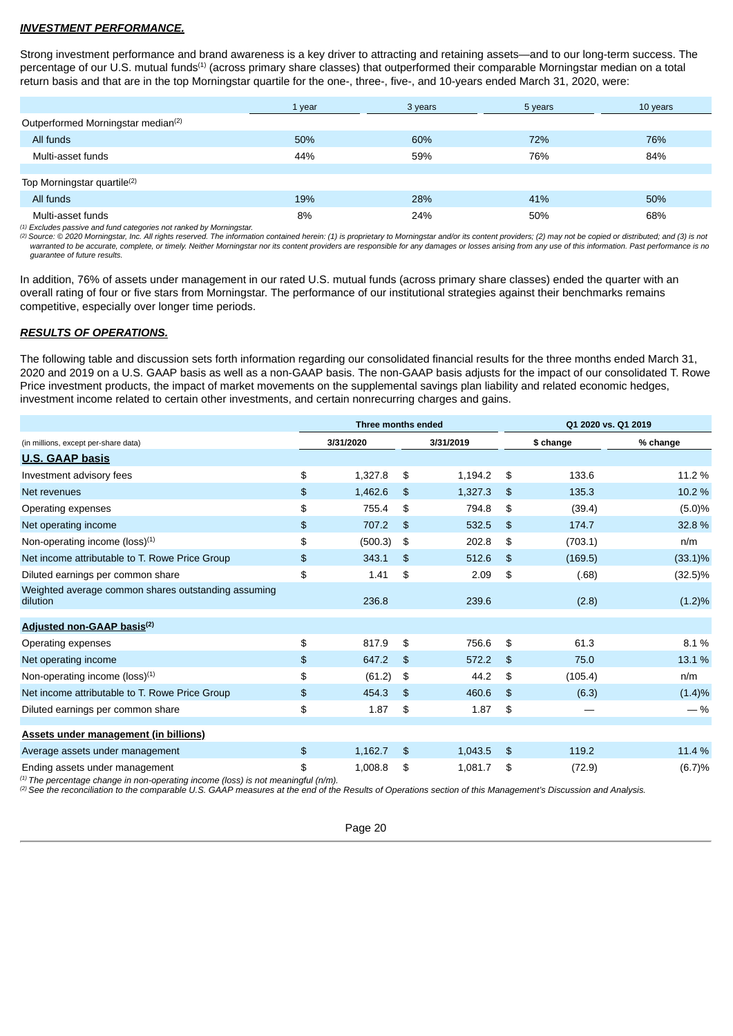***INVESTMENT PERFORMANCE.***

Strong investment performance and brand awareness is a key driver to attracting and retaining assets—and to our long-term success. The percentage of our U.S. mutual funds[1] (across primary share classes) that outperformed their comparable Morningstar median on a total return basis and that are in the top Morningstar quartile for the one-, three-, five-, and 10-years ended March 31, 2020, were:

| | 1 year | 3 years | 5 years | 10 years |
|---|---|---|---|---|
| Outperformed Morningstar median[2] | | | | |
| All funds | 50% | 60% | 72% | 76% |
| Multi-asset funds | 44% | 59% | 76% | 84% |
| | | | | |
| Top Morningstar quartile[2] | | | | |
| All funds | 19% | 28% | 41% | 50% |
| Multi-asset funds | 8% | 24% | 50% | 68% |

*[1] Excludes passive and fund categories not ranked by Morningstar.*
*[2] Source: © 2020 Morningstar, Inc. All rights reserved. The information contained herein: (1) is proprietary to Morningstar and/or its content providers; (2) may not be copied or distributed; and (3) is not warranted to be accurate, complete, or timely. Neither Morningstar nor its content providers are responsible for any damages or losses arising from any use of this information. Past performance is no guarantee of future results.*

In addition, 76% of assets under management in our rated U.S. mutual funds (across primary share classes) ended the quarter with an overall rating of four or five stars from Morningstar. The performance of our institutional strategies against their benchmarks remains competitive, especially over longer time periods.

***RESULTS OF OPERATIONS.***

The following table and discussion sets forth information regarding our consolidated financial results for the three months ended March 31, 2020 and 2019 on a U.S. GAAP basis as well as a non-GAAP basis. The non-GAAP basis adjusts for the impact of our consolidated T. Rowe Price investment products, the impact of market movements on the supplemental savings plan liability and related economic hedges, investment income related to certain other investments, and certain nonrecurring charges and gains.

| | Three months ended | | Q1 2020 vs. Q1 2019 | |
|---|---|---|---|---|
| (in millions, except per-share data) | 3/31/2020 | 3/31/2019 | $ change | % change |
| **U.S. GAAP basis** | | | | |
| Investment advisory fees | $ 1,327.8 | $ 1,194.2 | $ 133.6 | 11.2 % |
| Net revenues | $ 1,462.6 | $ 1,327.3 | $ 135.3 | 10.2 % |
| Operating expenses | $ 755.4 | $ 794.8 | $ (39.4) | (5.0)% |
| Net operating income | $ 707.2 | $ 532.5 | $ 174.7 | 32.8 % |
| Non-operating income (loss)[1] | $ (500.3) | $ 202.8 | $ (703.1) | n/m |
| Net income attributable to T. Rowe Price Group | $ 343.1 | $ 512.6 | $ (169.5) | (33.1)% |
| Diluted earnings per common share | $ 1.41 | $ 2.09 | $ (.68) | (32.5)% |
| Weighted average common shares outstanding assuming dilution | 236.8 | 239.6 | (2.8) | (1.2)% |
| **Adjusted non-GAAP basis[2]** | | | | |
| Operating expenses | $ 817.9 | $ 756.6 | $ 61.3 | 8.1 % |
| Net operating income | $ 647.2 | $ 572.2 | $ 75.0 | 13.1 % |
| Non-operating income (loss)[1] | $ (61.2) | $ 44.2 | $ (105.4) | n/m |
| Net income attributable to T. Rowe Price Group | $ 454.3 | $ 460.6 | $ (6.3) | (1.4)% |
| Diluted earnings per common share | $ 1.87 | $ 1.87 | $ — | — % |
| | | | | |
| **Assets under management (in billions)** | | | | |
| Average assets under management | $ 1,162.7 | $ 1,043.5 | $ 119.2 | 11.4 % |
| Ending assets under management | $ 1,008.8 | $ 1,081.7 | $ (72.9) | (6.7)% |

*[1] The percentage change in non-operating income (loss) is not meaningful (n/m).*
*[2] See the reconciliation to the comparable U.S. GAAP measures at the end of the Results of Operations section of this Management's Discussion and Analysis.*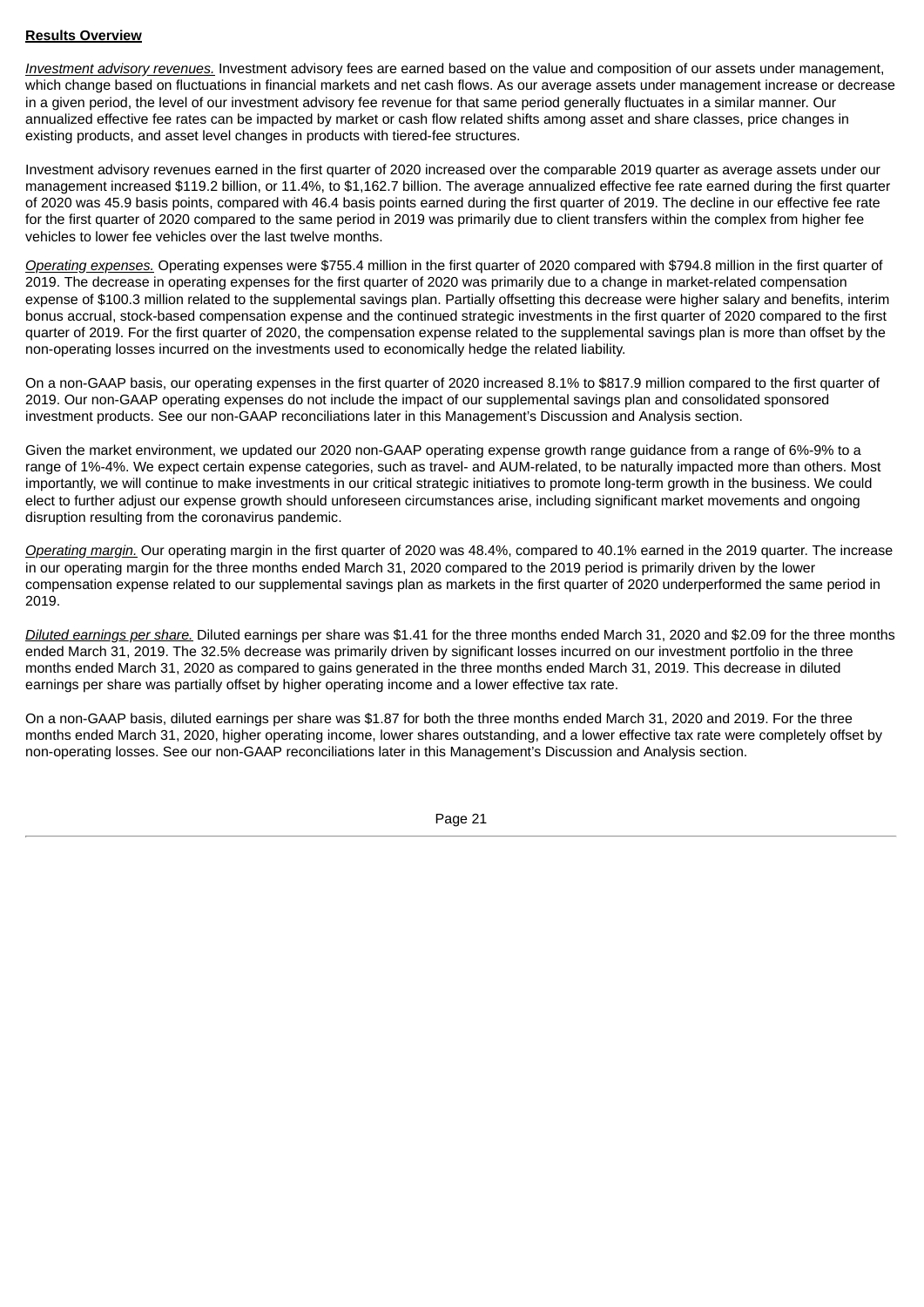**Results Overview**

*Investment advisory revenues.* Investment advisory fees are earned based on the value and composition of our assets under management, which change based on fluctuations in financial markets and net cash flows. As our average assets under management increase or decrease in a given period, the level of our investment advisory fee revenue for that same period generally fluctuates in a similar manner. Our annualized effective fee rates can be impacted by market or cash flow related shifts among asset and share classes, price changes in existing products, and asset level changes in products with tiered-fee structures.

Investment advisory revenues earned in the first quarter of 2020 increased over the comparable 2019 quarter as average assets under our management increased $119.2 billion, or 11.4%, to $1,162.7 billion. The average annualized effective fee rate earned during the first quarter of 2020 was 45.9 basis points, compared with 46.4 basis points earned during the first quarter of 2019. The decline in our effective fee rate for the first quarter of 2020 compared to the same period in 2019 was primarily due to client transfers within the complex from higher fee vehicles to lower fee vehicles over the last twelve months.

*Operating expenses.* Operating expenses were $755.4 million in the first quarter of 2020 compared with $794.8 million in the first quarter of 2019. The decrease in operating expenses for the first quarter of 2020 was primarily due to a change in market-related compensation expense of $100.3 million related to the supplemental savings plan. Partially offsetting this decrease were higher salary and benefits, interim bonus accrual, stock-based compensation expense and the continued strategic investments in the first quarter of 2020 compared to the first quarter of 2019. For the first quarter of 2020, the compensation expense related to the supplemental savings plan is more than offset by the non-operating losses incurred on the investments used to economically hedge the related liability.

On a non-GAAP basis, our operating expenses in the first quarter of 2020 increased 8.1% to $817.9 million compared to the first quarter of 2019. Our non-GAAP operating expenses do not include the impact of our supplemental savings plan and consolidated sponsored investment products. See our non-GAAP reconciliations later in this Management's Discussion and Analysis section.

Given the market environment, we updated our 2020 non-GAAP operating expense growth range guidance from a range of 6%-9% to a range of 1%-4%. We expect certain expense categories, such as travel- and AUM-related, to be naturally impacted more than others. Most importantly, we will continue to make investments in our critical strategic initiatives to promote long-term growth in the business. We could elect to further adjust our expense growth should unforeseen circumstances arise, including significant market movements and ongoing disruption resulting from the coronavirus pandemic.

*Operating margin.* Our operating margin in the first quarter of 2020 was 48.4%, compared to 40.1% earned in the 2019 quarter. The increase in our operating margin for the three months ended March 31, 2020 compared to the 2019 period is primarily driven by the lower compensation expense related to our supplemental savings plan as markets in the first quarter of 2020 underperformed the same period in 2019.

*Diluted earnings per share.* Diluted earnings per share was $1.41 for the three months ended March 31, 2020 and $2.09 for the three months ended March 31, 2019. The 32.5% decrease was primarily driven by significant losses incurred on our investment portfolio in the three months ended March 31, 2020 as compared to gains generated in the three months ended March 31, 2019. This decrease in diluted earnings per share was partially offset by higher operating income and a lower effective tax rate.

On a non-GAAP basis, diluted earnings per share was $1.87 for both the three months ended March 31, 2020 and 2019. For the three months ended March 31, 2020, higher operating income, lower shares outstanding, and a lower effective tax rate were completely offset by non-operating losses. See our non-GAAP reconciliations later in this Management's Discussion and Analysis section.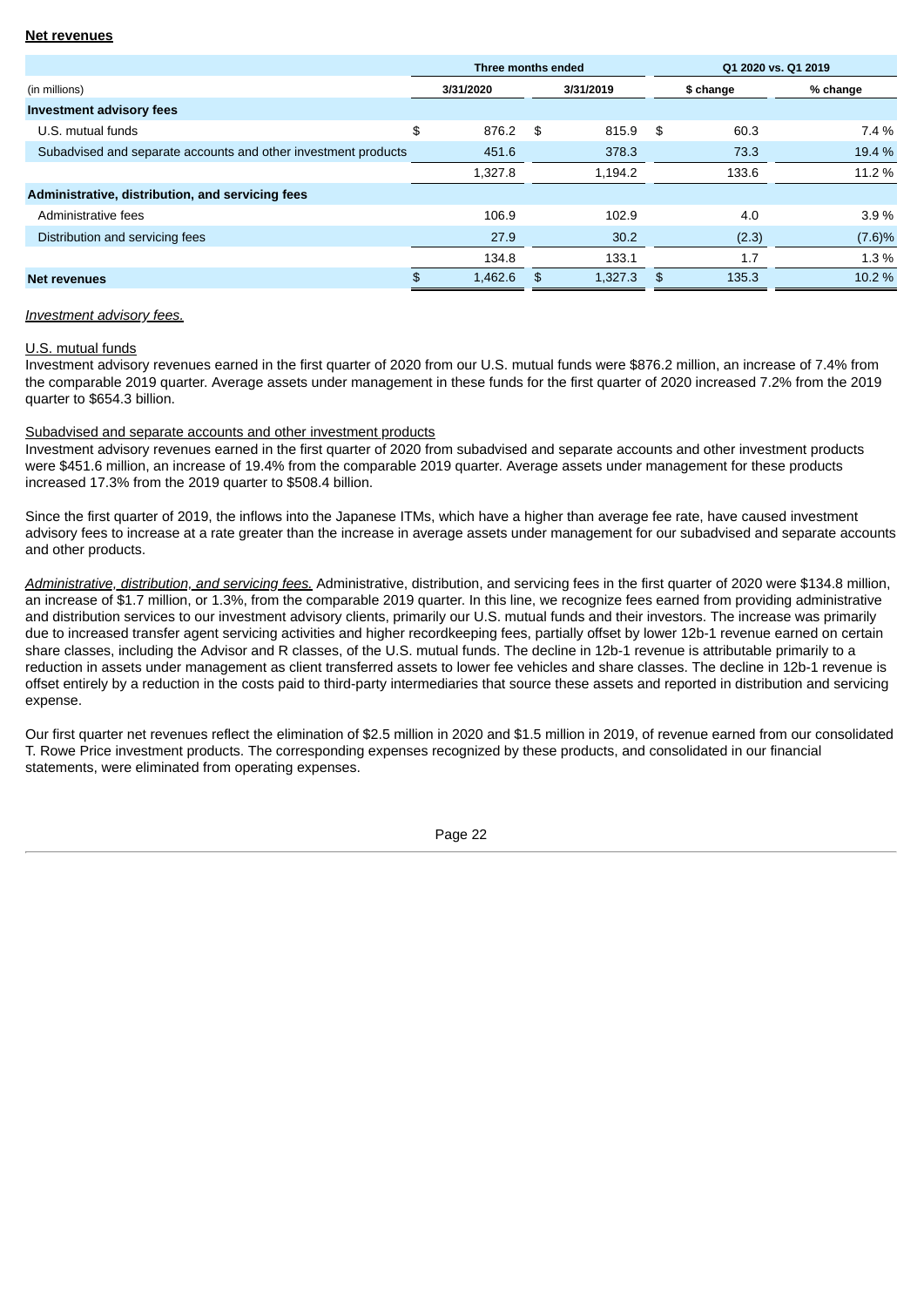**Net revenues**

| (in millions) | Three months ended | | Q1 2020 vs. Q1 2019 | |
|---|---|---|---|---|
| | 3/31/2020 | 3/31/2019 | $ change | % change |
| **Investment advisory fees** | | | | |
| U.S. mutual funds | $ 876.2 | $ 815.9 | $ 60.3 | 7.4 % |
| Subadvised and separate accounts and other investment products | 451.6 | 378.3 | 73.3 | 19.4 % |
| | 1,327.8 | 1,194.2 | 133.6 | 11.2 % |
| **Administrative, distribution, and servicing fees** | | | | |
| Administrative fees | 106.9 | 102.9 | 4.0 | 3.9 % |
| Distribution and servicing fees | 27.9 | 30.2 | (2.3) | (7.6)% |
| | 134.8 | 133.1 | 1.7 | 1.3 % |
| **Net revenues** | $ 1,462.6 | $ 1,327.3 | $ 135.3 | 10.2 % |

*Investment advisory fees.*

U.S. mutual funds

Investment advisory revenues earned in the first quarter of 2020 from our U.S. mutual funds were $876.2 million, an increase of 7.4% from the comparable 2019 quarter. Average assets under management in these funds for the first quarter of 2020 increased 7.2% from the 2019 quarter to $654.3 billion.

Subadvised and separate accounts and other investment products

Investment advisory revenues earned in the first quarter of 2020 from subadvised and separate accounts and other investment products were $451.6 million, an increase of 19.4% from the comparable 2019 quarter. Average assets under management for these products increased 17.3% from the 2019 quarter to $508.4 billion.

Since the first quarter of 2019, the inflows into the Japanese ITMs, which have a higher than average fee rate, have caused investment advisory fees to increase at a rate greater than the increase in average assets under management for our subadvised and separate accounts and other products.

*Administrative, distribution, and servicing fees.* Administrative, distribution, and servicing fees in the first quarter of 2020 were $134.8 million, an increase of $1.7 million, or 1.3%, from the comparable 2019 quarter. In this line, we recognize fees earned from providing administrative and distribution services to our investment advisory clients, primarily our U.S. mutual funds and their investors. The increase was primarily due to increased transfer agent servicing activities and higher recordkeeping fees, partially offset by lower 12b-1 revenue earned on certain share classes, including the Advisor and R classes, of the U.S. mutual funds. The decline in 12b-1 revenue is attributable primarily to a reduction in assets under management as client transferred assets to lower fee vehicles and share classes. The decline in 12b-1 revenue is offset entirely by a reduction in the costs paid to third-party intermediaries that source these assets and reported in distribution and servicing expense.

Our first quarter net revenues reflect the elimination of $2.5 million in 2020 and $1.5 million in 2019, of revenue earned from our consolidated T. Rowe Price investment products. The corresponding expenses recognized by these products, and consolidated in our financial statements, were eliminated from operating expenses.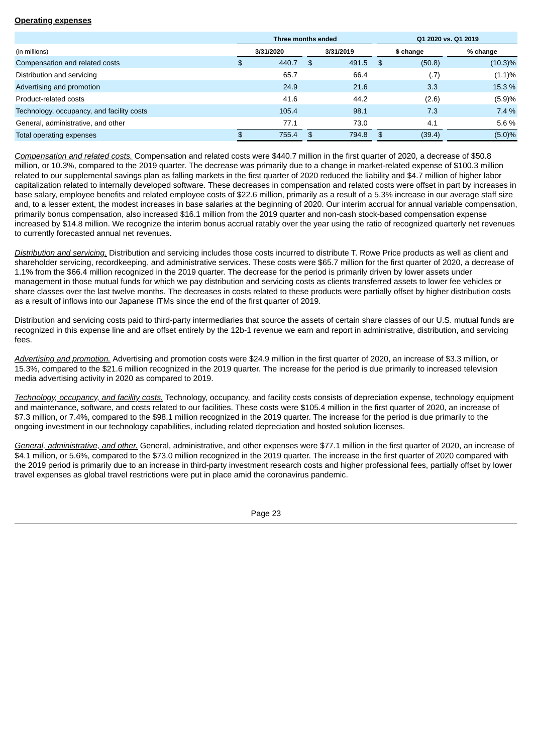**Operating expenses**

| (in millions) | Three months ended | | Q1 2020 vs. Q1 2019 | |
|---|---|---|---|---|
| | 3/31/2020 | 3/31/2019 | $ change | % change |
| Compensation and related costs | $ 440.7 | $ 491.5 | $ (50.8) | (10.3)% |
| Distribution and servicing | 65.7 | 66.4 | (.7) | (1.1)% |
| Advertising and promotion | 24.9 | 21.6 | 3.3 | 15.3 % |
| Product-related costs | 41.6 | 44.2 | (2.6) | (5.9)% |
| Technology, occupancy, and facility costs | 105.4 | 98.1 | 7.3 | 7.4 % |
| General, administrative, and other | 77.1 | 73.0 | 4.1 | 5.6 % |
| Total operating expenses | $ 755.4 | $ 794.8 | $ (39.4) | (5.0)% |

_Compensation and related costs._ Compensation and related costs were $440.7 million in the first quarter of 2020, a decrease of $50.8 million, or 10.3%, compared to the 2019 quarter. The decrease was primarily due to a change in market-related expense of $100.3 million related to our supplemental savings plan as falling markets in the first quarter of 2020 reduced the liability and $4.7 million of higher labor capitalization related to internally developed software. These decreases in compensation and related costs were offset in part by increases in base salary, employee benefits and related employee costs of $22.6 million, primarily as a result of a 5.3% increase in our average staff size and, to a lesser extent, the modest increases in base salaries at the beginning of 2020. Our interim accrual for annual variable compensation, primarily bonus compensation, also increased $16.1 million from the 2019 quarter and non-cash stock-based compensation expense increased by $14.8 million. We recognize the interim bonus accrual ratably over the year using the ratio of recognized quarterly net revenues to currently forecasted annual net revenues.

_Distribution and servicing._ Distribution and servicing includes those costs incurred to distribute T. Rowe Price products as well as client and shareholder servicing, recordkeeping, and administrative services. These costs were $65.7 million for the first quarter of 2020, a decrease of 1.1% from the $66.4 million recognized in the 2019 quarter. The decrease for the period is primarily driven by lower assets under management in those mutual funds for which we pay distribution and servicing costs as clients transferred assets to lower fee vehicles or share classes over the last twelve months. The decreases in costs related to these products were partially offset by higher distribution costs as a result of inflows into our Japanese ITMs since the end of the first quarter of 2019.

Distribution and servicing costs paid to third-party intermediaries that source the assets of certain share classes of our U.S. mutual funds are recognized in this expense line and are offset entirely by the 12b-1 revenue we earn and report in administrative, distribution, and servicing fees.

_Advertising and promotion._ Advertising and promotion costs were $24.9 million in the first quarter of 2020, an increase of $3.3 million, or 15.3%, compared to the $21.6 million recognized in the 2019 quarter. The increase for the period is due primarily to increased television media advertising activity in 2020 as compared to 2019.

_Technology, occupancy, and facility costs._ Technology, occupancy, and facility costs consists of depreciation expense, technology equipment and maintenance, software, and costs related to our facilities. These costs were $105.4 million in the first quarter of 2020, an increase of $7.3 million, or 7.4%, compared to the $98.1 million recognized in the 2019 quarter. The increase for the period is due primarily to the ongoing investment in our technology capabilities, including related depreciation and hosted solution licenses.

_General, administrative, and other._ General, administrative, and other expenses were $77.1 million in the first quarter of 2020, an increase of $4.1 million, or 5.6%, compared to the $73.0 million recognized in the 2019 quarter. The increase in the first quarter of 2020 compared with the 2019 period is primarily due to an increase in third-party investment research costs and higher professional fees, partially offset by lower travel expenses as global travel restrictions were put in place amid the coronavirus pandemic.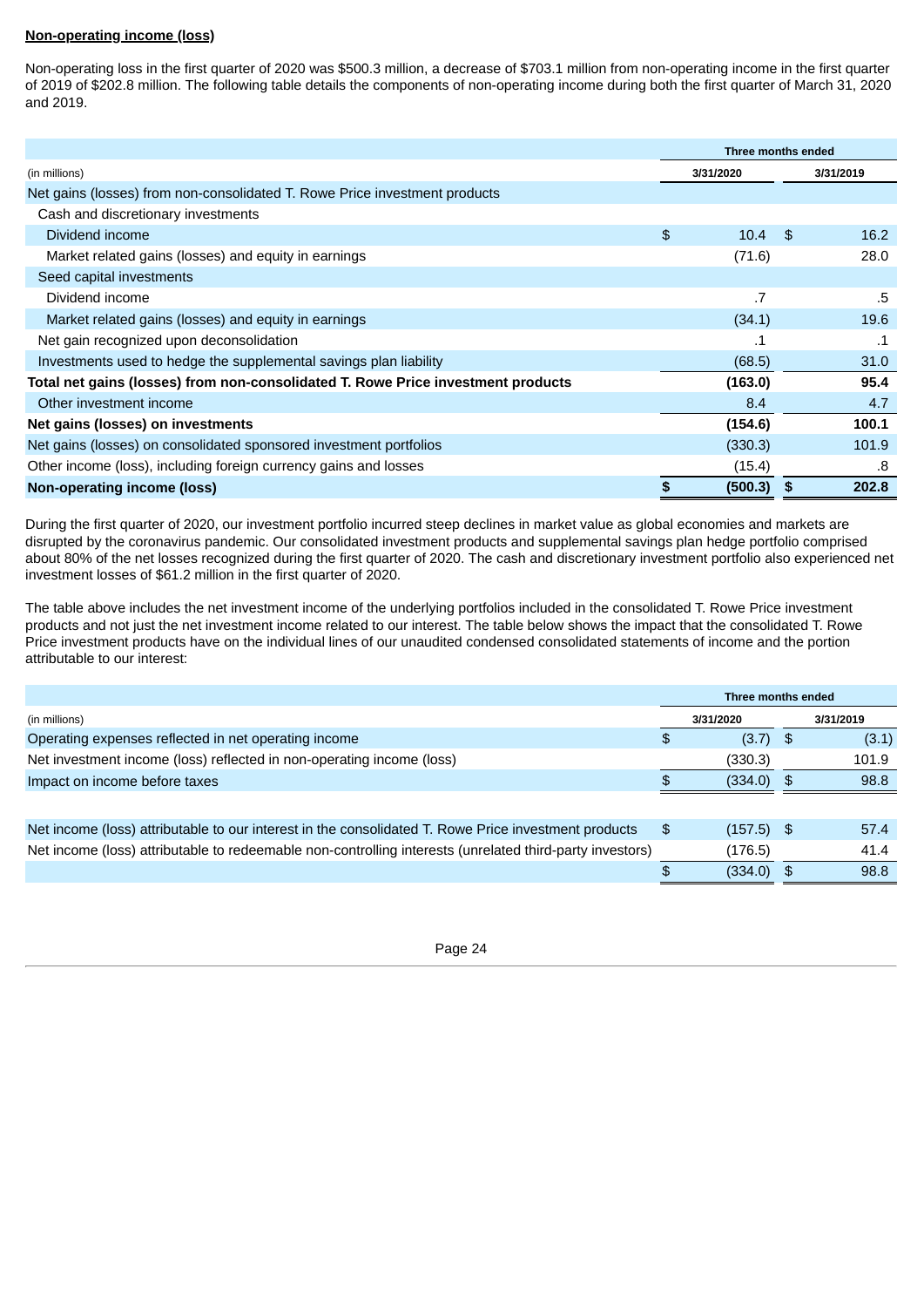**Non-operating income (loss)**

Non-operating loss in the first quarter of 2020 was $500.3 million, a decrease of $703.1 million from non-operating income in the first quarter of 2019 of $202.8 million. The following table details the components of non-operating income during both the first quarter of March 31, 2020 and 2019.

| (in millions) | Three months ended 3/31/2020 | Three months ended 3/31/2019 |
|---|---|---|
| Net gains (losses) from non-consolidated T. Rowe Price investment products | | |
| Cash and discretionary investments | | |
| Dividend income | $ 10.4 | $ 16.2 |
| Market related gains (losses) and equity in earnings | (71.6) | 28.0 |
| Seed capital investments | | |
| Dividend income | .7 | .5 |
| Market related gains (losses) and equity in earnings | (34.1) | 19.6 |
| Net gain recognized upon deconsolidation | .1 | .1 |
| Investments used to hedge the supplemental savings plan liability | (68.5) | 31.0 |
| **Total net gains (losses) from non-consolidated T. Rowe Price investment products** | **(163.0)** | **95.4** |
| Other investment income | 8.4 | 4.7 |
| **Net gains (losses) on investments** | **(154.6)** | **100.1** |
| Net gains (losses) on consolidated sponsored investment portfolios | (330.3) | 101.9 |
| Other income (loss), including foreign currency gains and losses | (15.4) | .8 |
| **Non-operating income (loss)** | **$ (500.3)** | **$ 202.8** |

During the first quarter of 2020, our investment portfolio incurred steep declines in market value as global economies and markets are disrupted by the coronavirus pandemic. Our consolidated investment products and supplemental savings plan hedge portfolio comprised about 80% of the net losses recognized during the first quarter of 2020. The cash and discretionary investment portfolio also experienced net investment losses of $61.2 million in the first quarter of 2020.

The table above includes the net investment income of the underlying portfolios included in the consolidated T. Rowe Price investment products and not just the net investment income related to our interest. The table below shows the impact that the consolidated T. Rowe Price investment products have on the individual lines of our unaudited condensed consolidated statements of income and the portion attributable to our interest:

| (in millions) | Three months ended 3/31/2020 | Three months ended 3/31/2019 |
|---|---|---|
| Operating expenses reflected in net operating income | $ (3.7) | $ (3.1) |
| Net investment income (loss) reflected in non-operating income (loss) | (330.3) | 101.9 |
| Impact on income before taxes | $ (334.0) | $ 98.8 |
| | | |
| Net income (loss) attributable to our interest in the consolidated T. Rowe Price investment products | $ (157.5) | $ 57.4 |
| Net income (loss) attributable to redeemable non-controlling interests (unrelated third-party investors) | (176.5) | 41.4 |
| | $ (334.0) | $ 98.8 |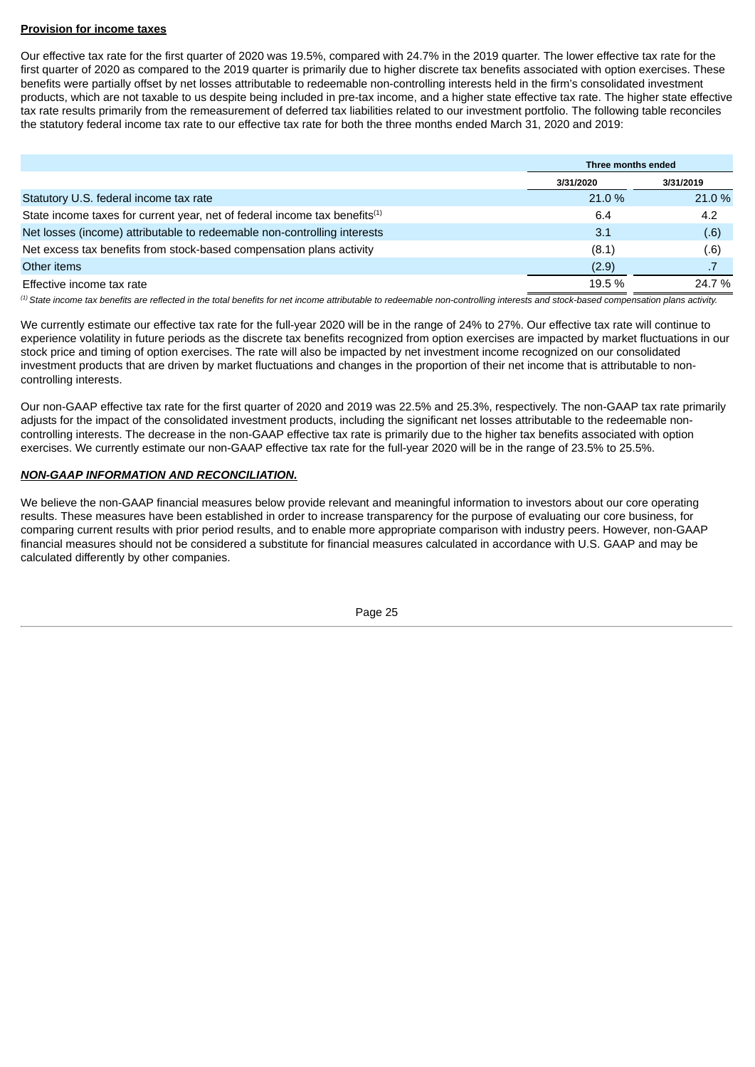**Provision for income taxes**

Our effective tax rate for the first quarter of 2020 was 19.5%, compared with 24.7% in the 2019 quarter. The lower effective tax rate for the first quarter of 2020 as compared to the 2019 quarter is primarily due to higher discrete tax benefits associated with option exercises. These benefits were partially offset by net losses attributable to redeemable non-controlling interests held in the firm's consolidated investment products, which are not taxable to us despite being included in pre-tax income, and a higher state effective tax rate. The higher state effective tax rate results primarily from the remeasurement of deferred tax liabilities related to our investment portfolio. The following table reconciles the statutory federal income tax rate to our effective tax rate for both the three months ended March 31, 2020 and 2019:

| | Three months ended | |
|---|---|---|
| | 3/31/2020 | 3/31/2019 |
| Statutory U.S. federal income tax rate | 21.0 % | 21.0 % |
| State income taxes for current year, net of federal income tax benefits[1] | 6.4 | 4.2 |
| Net losses (income) attributable to redeemable non-controlling interests | 3.1 | (.6) |
| Net excess tax benefits from stock-based compensation plans activity | (8.1) | (.6) |
| Other items | (2.9) | .7 |
| Effective income tax rate | 19.5 % | 24.7 % |

[1] *State income tax benefits are reflected in the total benefits for net income attributable to redeemable non-controlling interests and stock-based compensation plans activity.*

We currently estimate our effective tax rate for the full-year 2020 will be in the range of 24% to 27%. Our effective tax rate will continue to experience volatility in future periods as the discrete tax benefits recognized from option exercises are impacted by market fluctuations in our stock price and timing of option exercises. The rate will also be impacted by net investment income recognized on our consolidated investment products that are driven by market fluctuations and changes in the proportion of their net income that is attributable to non-controlling interests.

Our non-GAAP effective tax rate for the first quarter of 2020 and 2019 was 22.5% and 25.3%, respectively. The non-GAAP tax rate primarily adjusts for the impact of the consolidated investment products, including the significant net losses attributable to the redeemable non-controlling interests. The decrease in the non-GAAP effective tax rate is primarily due to the higher tax benefits associated with option exercises. We currently estimate our non-GAAP effective tax rate for the full-year 2020 will be in the range of 23.5% to 25.5%.

***NON-GAAP INFORMATION AND RECONCILIATION.***

We believe the non-GAAP financial measures below provide relevant and meaningful information to investors about our core operating results. These measures have been established in order to increase transparency for the purpose of evaluating our core business, for comparing current results with prior period results, and to enable more appropriate comparison with industry peers. However, non-GAAP financial measures should not be considered a substitute for financial measures calculated in accordance with U.S. GAAP and may be calculated differently by other companies.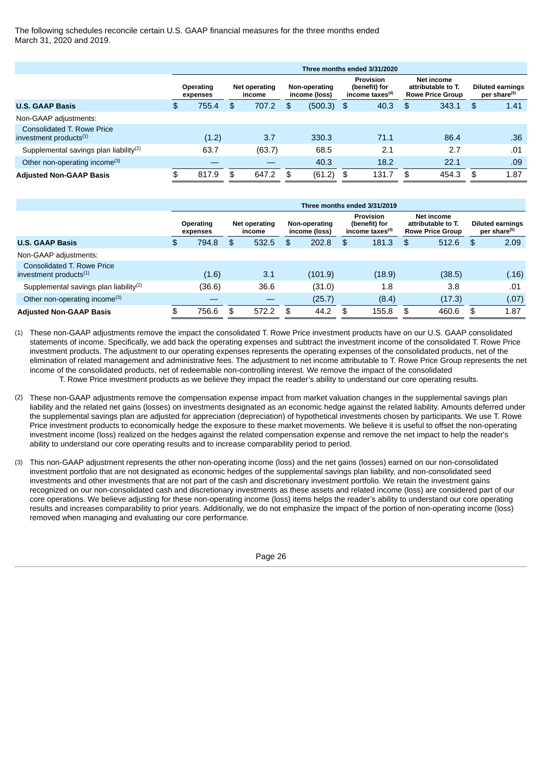The following schedules reconcile certain U.S. GAAP financial measures for the three months ended March 31, 2020 and 2019.

| | Three months ended 3/31/2020 | | | | | |
|---|---|---|---|---|---|---|
| | Operating expenses | Net operating income | Non-operating income (loss) | Provision (benefit) for income taxes[4] | Net income attributable to T. Rowe Price Group | Diluted earnings per share[5] |
| **U.S. GAAP Basis** | $ 755.4 | $ 707.2 | $ (500.3) | $ 40.3 | $ 343.1 | $ 1.41 |
| Non-GAAP adjustments: | | | | | | |
| Consolidated T. Rowe Price investment products[1] | (1.2) | 3.7 | 330.3 | 71.1 | 86.4 | .36 |
| Supplemental savings plan liability[2] | 63.7 | (63.7) | 68.5 | 2.1 | 2.7 | .01 |
| Other non-operating income[3] | — | — | 40.3 | 18.2 | 22.1 | .09 |
| **Adjusted Non-GAAP Basis** | $ 817.9 | $ 647.2 | $ (61.2) | $ 131.7 | $ 454.3 | $ 1.87 |

| | Three months ended 3/31/2019 | | | | | |
|---|---|---|---|---|---|---|
| | Operating expenses | Net operating income | Non-operating income (loss) | Provision (benefit) for income taxes[4] | Net income attributable to T. Rowe Price Group | Diluted earnings per share[5] |
| **U.S. GAAP Basis** | $ 794.8 | $ 532.5 | $ 202.8 | $ 181.3 | $ 512.6 | $ 2.09 |
| Non-GAAP adjustments: | | | | | | |
| Consolidated T. Rowe Price investment products[1] | (1.6) | 3.1 | (101.9) | (18.9) | (38.5) | (.16) |
| Supplemental savings plan liability[2] | (36.6) | 36.6 | (31.0) | 1.8 | 3.8 | .01 |
| Other non-operating income[3] | — | — | (25.7) | (8.4) | (17.3) | (.07) |
| **Adjusted Non-GAAP Basis** | $ 756.6 | $ 572.2 | $ 44.2 | $ 155.8 | $ 460.6 | $ 1.87 |

(1) These non-GAAP adjustments remove the impact the consolidated T. Rowe Price investment products have on our U.S. GAAP consolidated statements of income. Specifically, we add back the operating expenses and subtract the investment income of the consolidated T. Rowe Price investment products. The adjustment to our operating expenses represents the operating expenses of the consolidated products, net of the elimination of related management and administrative fees. The adjustment to net income attributable to T. Rowe Price Group represents the net income of the consolidated products, net of redeemable non-controlling interest. We remove the impact of the consolidated T. Rowe Price investment products as we believe they impact the reader's ability to understand our core operating results.

(2) These non-GAAP adjustments remove the compensation expense impact from market valuation changes in the supplemental savings plan liability and the related net gains (losses) on investments designated as an economic hedge against the related liability. Amounts deferred under the supplemental savings plan are adjusted for appreciation (depreciation) of hypothetical investments chosen by participants. We use T. Rowe Price investment products to economically hedge the exposure to these market movements. We believe it is useful to offset the non-operating investment income (loss) realized on the hedges against the related compensation expense and remove the net impact to help the reader's ability to understand our core operating results and to increase comparability period to period.

(3) This non-GAAP adjustment represents the other non-operating income (loss) and the net gains (losses) earned on our non-consolidated investment portfolio that are not designated as economic hedges of the supplemental savings plan liability, and non-consolidated seed investments and other investments that are not part of the cash and discretionary investment portfolio. We retain the investment gains recognized on our non-consolidated cash and discretionary investments as these assets and related income (loss) are considered part of our core operations. We believe adjusting for these non-operating income (loss) items helps the reader's ability to understand our core operating results and increases comparability to prior years. Additionally, we do not emphasize the impact of the portion of non-operating income (loss) removed when managing and evaluating our core performance.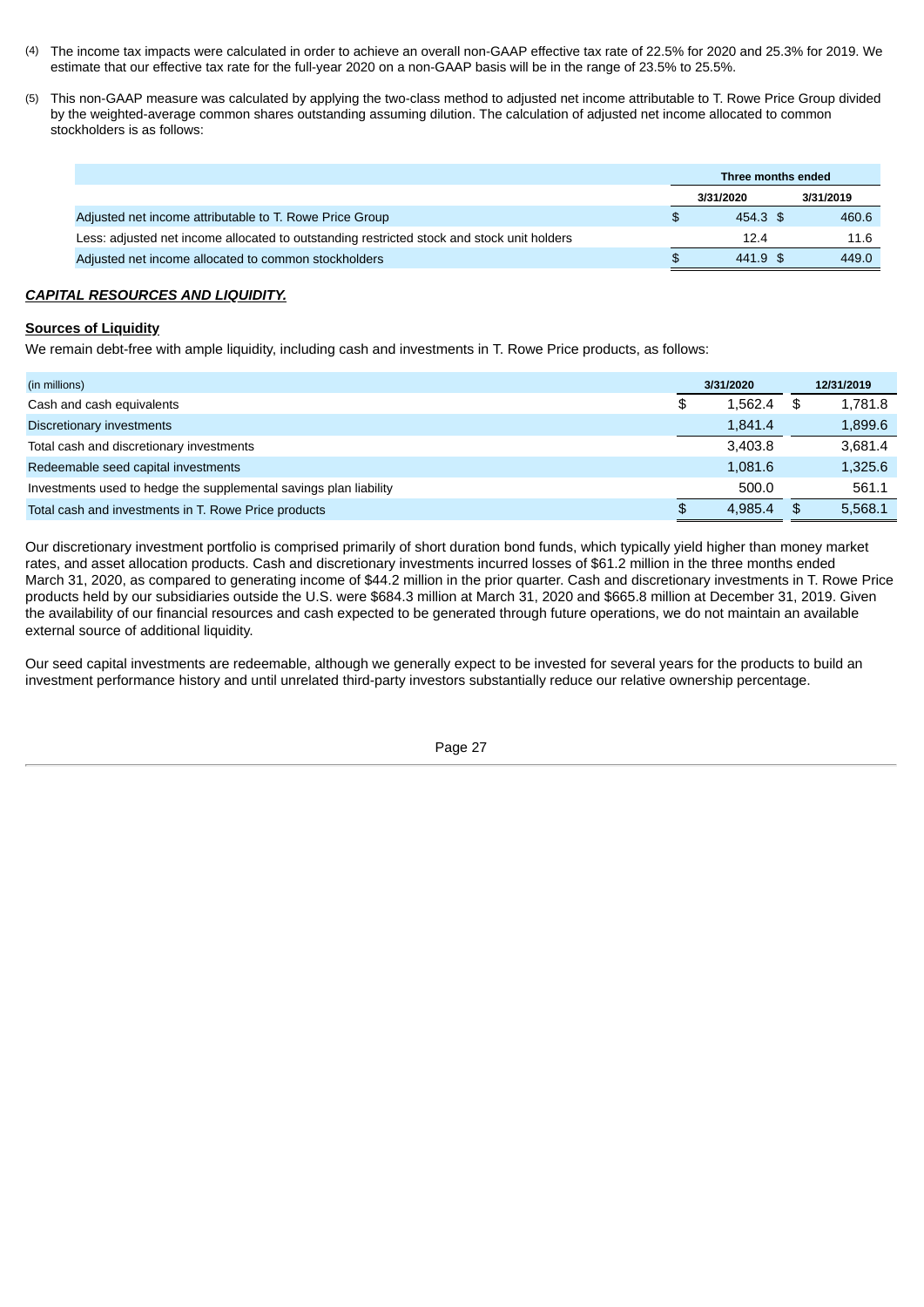(4) The income tax impacts were calculated in order to achieve an overall non-GAAP effective tax rate of 22.5% for 2020 and 25.3% for 2019. We estimate that our effective tax rate for the full-year 2020 on a non-GAAP basis will be in the range of 23.5% to 25.5%.

(5) This non-GAAP measure was calculated by applying the two-class method to adjusted net income attributable to T. Rowe Price Group divided by the weighted-average common shares outstanding assuming dilution. The calculation of adjusted net income allocated to common stockholders is as follows:

| | Three months ended | |
|---|---|---|
| | 3/31/2020 | 3/31/2019 |
| Adjusted net income attributable to T. Rowe Price Group | $ 454.3 | $ 460.6 |
| Less: adjusted net income allocated to outstanding restricted stock and stock unit holders | 12.4 | 11.6 |
| Adjusted net income allocated to common stockholders | $ 441.9 | $ 449.0 |

***CAPITAL RESOURCES AND LIQUIDITY.***

**Sources of Liquidity**

We remain debt-free with ample liquidity, including cash and investments in T. Rowe Price products, as follows:

| (in millions) | 3/31/2020 | 12/31/2019 |
|---|---|---|
| Cash and cash equivalents | $ 1,562.4 | $ 1,781.8 |
| Discretionary investments | 1,841.4 | 1,899.6 |
| Total cash and discretionary investments | 3,403.8 | 3,681.4 |
| Redeemable seed capital investments | 1,081.6 | 1,325.6 |
| Investments used to hedge the supplemental savings plan liability | 500.0 | 561.1 |
| Total cash and investments in T. Rowe Price products | $ 4,985.4 | $ 5,568.1 |

Our discretionary investment portfolio is comprised primarily of short duration bond funds, which typically yield higher than money market rates, and asset allocation products. Cash and discretionary investments incurred losses of $61.2 million in the three months ended March 31, 2020, as compared to generating income of $44.2 million in the prior quarter. Cash and discretionary investments in T. Rowe Price products held by our subsidiaries outside the U.S. were $684.3 million at March 31, 2020 and $665.8 million at December 31, 2019. Given the availability of our financial resources and cash expected to be generated through future operations, we do not maintain an available external source of additional liquidity.

Our seed capital investments are redeemable, although we generally expect to be invested for several years for the products to build an investment performance history and until unrelated third-party investors substantially reduce our relative ownership percentage.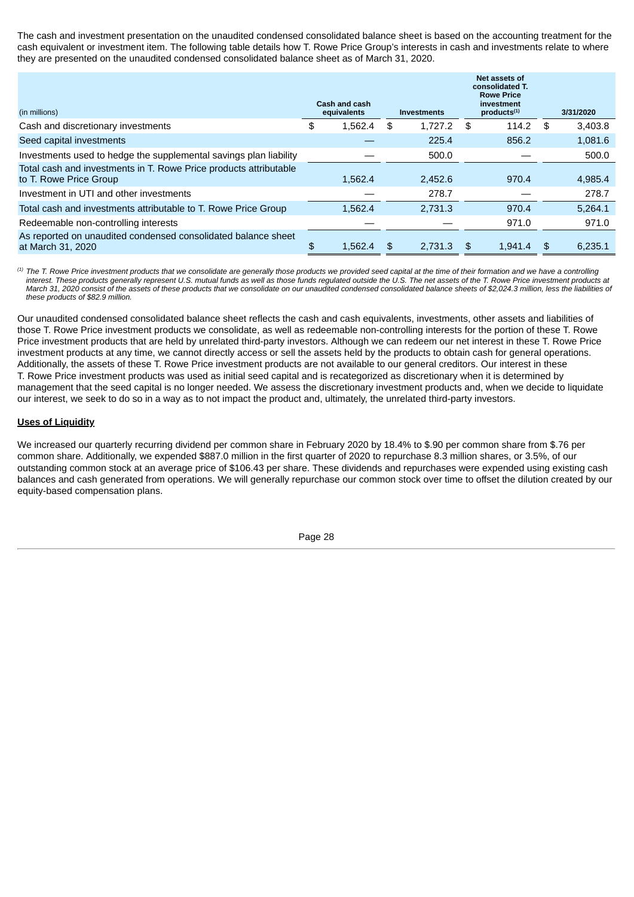The cash and investment presentation on the unaudited condensed consolidated balance sheet is based on the accounting treatment for the cash equivalent or investment item. The following table details how T. Rowe Price Group's interests in cash and investments relate to where they are presented on the unaudited condensed consolidated balance sheet as of March 31, 2020.

| (in millions) | Cash and cash equivalents | Investments | Net assets of consolidated T. Rowe Price investment products[1] | 3/31/2020 |
|---|---|---|---|---|
| Cash and discretionary investments | $ 1,562.4 | $ 1,727.2 | $ 114.2 | $ 3,403.8 |
| Seed capital investments | — | 225.4 | 856.2 | 1,081.6 |
| Investments used to hedge the supplemental savings plan liability | — | 500.0 | — | 500.0 |
| Total cash and investments in T. Rowe Price products attributable to T. Rowe Price Group | 1,562.4 | 2,452.6 | 970.4 | 4,985.4 |
| Investment in UTI and other investments | — | 278.7 | — | 278.7 |
| Total cash and investments attributable to T. Rowe Price Group | 1,562.4 | 2,731.3 | 970.4 | 5,264.1 |
| Redeemable non-controlling interests | — | — | 971.0 | 971.0 |
| As reported on unaudited condensed consolidated balance sheet at March 31, 2020 | $ 1,562.4 | $ 2,731.3 | $ 1,941.4 | $ 6,235.1 |

[1] *The T. Rowe Price investment products that we consolidate are generally those products we provided seed capital at the time of their formation and we have a controlling interest. These products generally represent U.S. mutual funds as well as those funds regulated outside the U.S. The net assets of the T. Rowe Price investment products at March 31, 2020 consist of the assets of these products that we consolidate on our unaudited condensed consolidated balance sheets of $2,024.3 million, less the liabilities of these products of $82.9 million.*

Our unaudited condensed consolidated balance sheet reflects the cash and cash equivalents, investments, other assets and liabilities of those T. Rowe Price investment products we consolidate, as well as redeemable non-controlling interests for the portion of these T. Rowe Price investment products that are held by unrelated third-party investors. Although we can redeem our net interest in these T. Rowe Price investment products at any time, we cannot directly access or sell the assets held by the products to obtain cash for general operations. Additionally, the assets of these T. Rowe Price investment products are not available to our general creditors. Our interest in these T. Rowe Price investment products was used as initial seed capital and is recategorized as discretionary when it is determined by management that the seed capital is no longer needed. We assess the discretionary investment products and, when we decide to liquidate our interest, we seek to do so in a way as to not impact the product and, ultimately, the unrelated third-party investors.

**Uses of Liquidity**

We increased our quarterly recurring dividend per common share in February 2020 by 18.4% to $.90 per common share from $.76 per common share. Additionally, we expended $887.0 million in the first quarter of 2020 to repurchase 8.3 million shares, or 3.5%, of our outstanding common stock at an average price of $106.43 per share. These dividends and repurchases were expended using existing cash balances and cash generated from operations. We will generally repurchase our common stock over time to offset the dilution created by our equity-based compensation plans.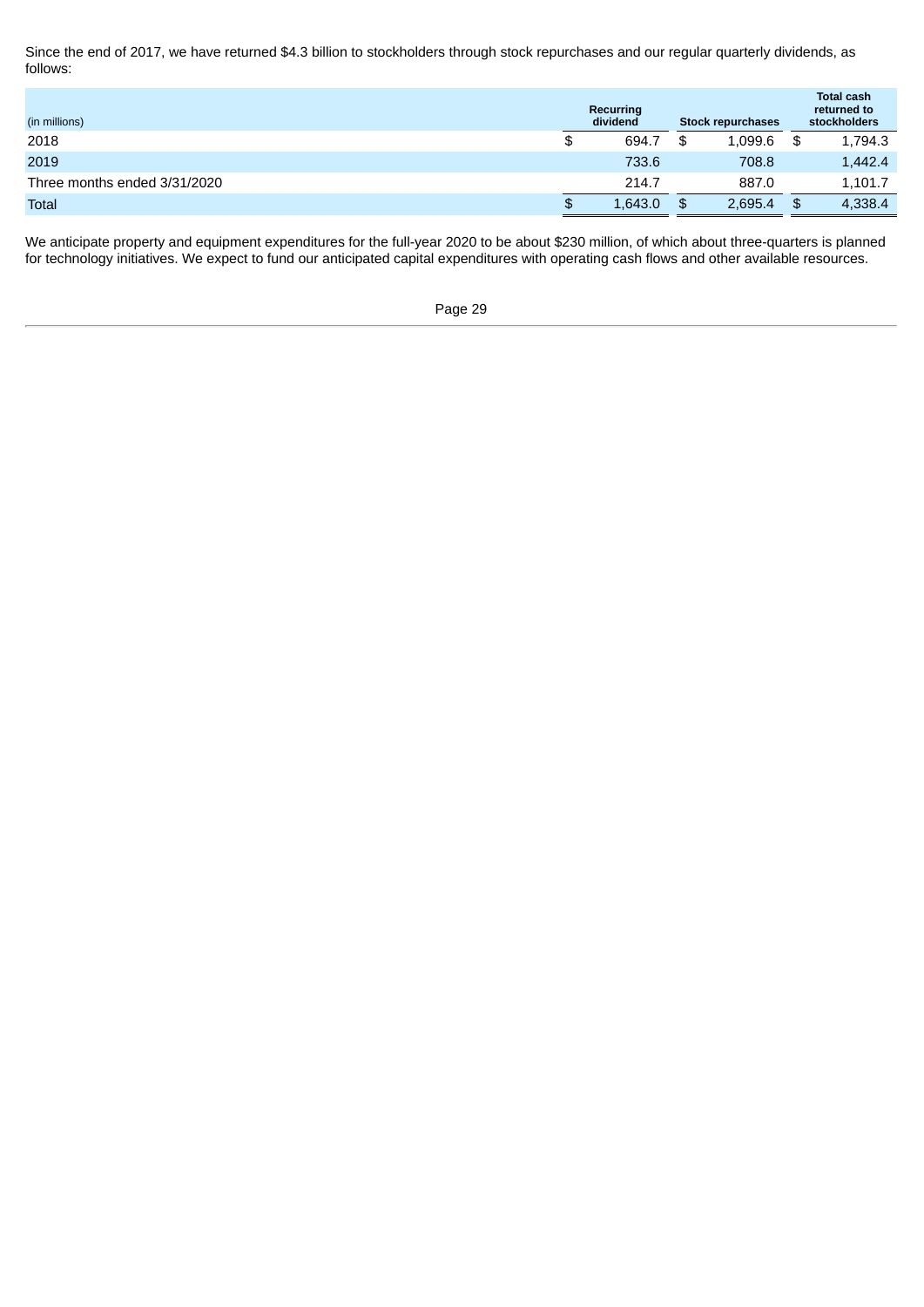Since the end of 2017, we have returned $4.3 billion to stockholders through stock repurchases and our regular quarterly dividends, as follows:

| (in millions) | Recurring dividend | Stock repurchases | Total cash returned to stockholders |
|---|---|---|---|
| 2018 | $ 694.7 | $ 1,099.6 | $ 1,794.3 |
| 2019 | 733.6 | 708.8 | 1,442.4 |
| Three months ended 3/31/2020 | 214.7 | 887.0 | 1,101.7 |
| Total | $ 1,643.0 | $ 2,695.4 | $ 4,338.4 |

We anticipate property and equipment expenditures for the full-year 2020 to be about $230 million, of which about three-quarters is planned for technology initiatives. We expect to fund our anticipated capital expenditures with operating cash flows and other available resources.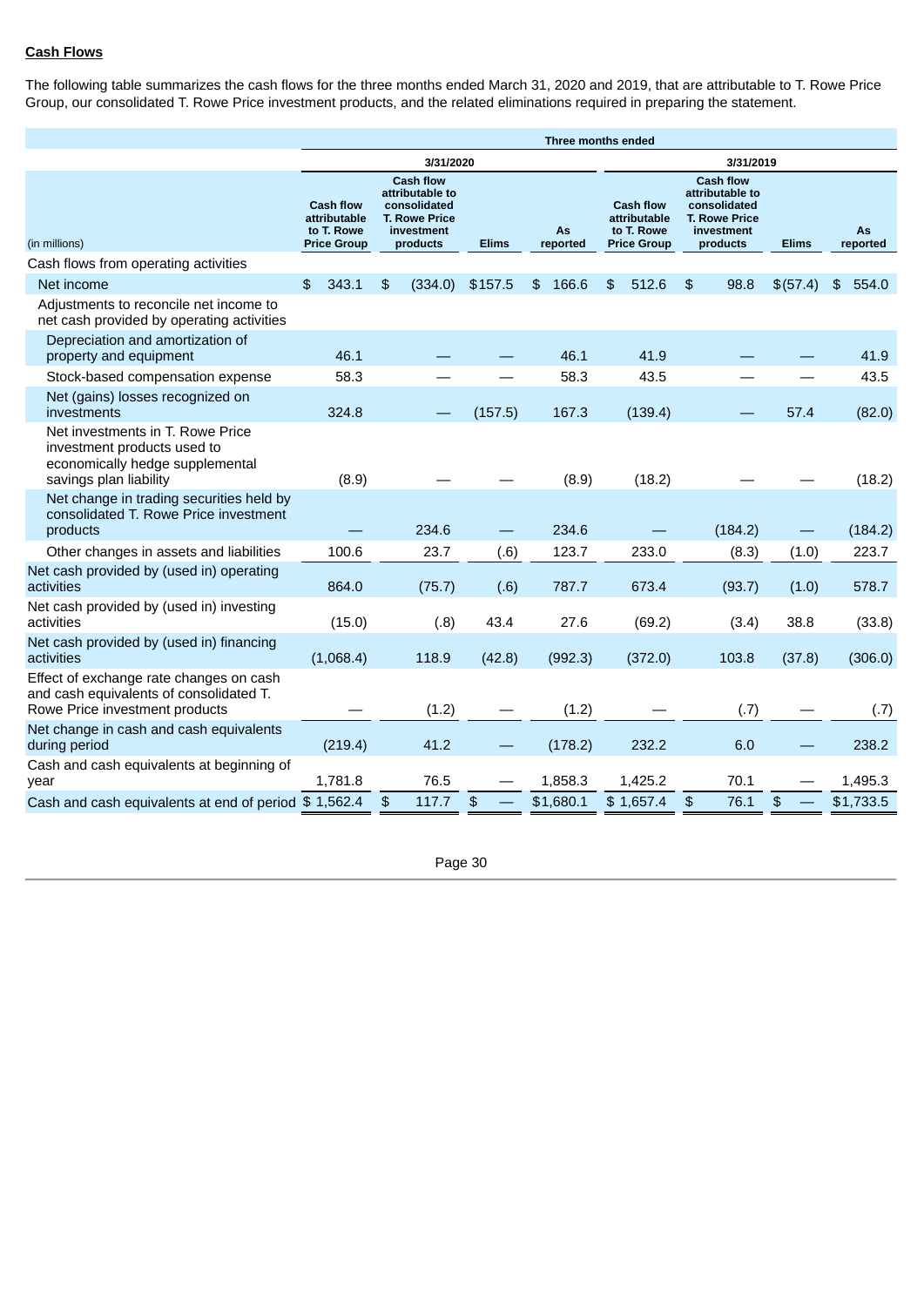**Cash Flows**

The following table summarizes the cash flows for the three months ended March 31, 2020 and 2019, that are attributable to T. Rowe Price Group, our consolidated T. Rowe Price investment products, and the related eliminations required in preparing the statement.

| | Three months ended | | | | | | | |
|---|---|---|---|---|---|---|---|---|
| | 3/31/2020 | | | | 3/31/2019 | | | |
| (in millions) | Cash flow attributable to T. Rowe Price Group | Cash flow attributable to consolidated T. Rowe Price investment products | Elims | As reported | Cash flow attributable to T. Rowe Price Group | Cash flow attributable to consolidated T. Rowe Price investment products | Elims | As reported |
| Cash flows from operating activities | | | | | | | | |
| Net income | $ 343.1 | $ (334.0) | $157.5 | $ 166.6 | $ 512.6 | $ 98.8 | $(57.4) | $ 554.0 |
| Adjustments to reconcile net income to net cash provided by operating activities | | | | | | | | |
| Depreciation and amortization of property and equipment | 46.1 | — | — | 46.1 | 41.9 | — | — | 41.9 |
| Stock-based compensation expense | 58.3 | — | — | 58.3 | 43.5 | — | — | 43.5 |
| Net (gains) losses recognized on investments | 324.8 | — | (157.5) | 167.3 | (139.4) | — | 57.4 | (82.0) |
| Net investments in T. Rowe Price investment products used to economically hedge supplemental savings plan liability | (8.9) | — | — | (8.9) | (18.2) | — | — | (18.2) |
| Net change in trading securities held by consolidated T. Rowe Price investment products | — | 234.6 | — | 234.6 | — | (184.2) | — | (184.2) |
| Other changes in assets and liabilities | 100.6 | 23.7 | (.6) | 123.7 | 233.0 | (8.3) | (1.0) | 223.7 |
| Net cash provided by (used in) operating activities | 864.0 | (75.7) | (.6) | 787.7 | 673.4 | (93.7) | (1.0) | 578.7 |
| Net cash provided by (used in) investing activities | (15.0) | (.8) | 43.4 | 27.6 | (69.2) | (3.4) | 38.8 | (33.8) |
| Net cash provided by (used in) financing activities | (1,068.4) | 118.9 | (42.8) | (992.3) | (372.0) | 103.8 | (37.8) | (306.0) |
| Effect of exchange rate changes on cash and cash equivalents of consolidated T. Rowe Price investment products | — | (1.2) | — | (1.2) | — | (.7) | — | (.7) |
| Net change in cash and cash equivalents during period | (219.4) | 41.2 | — | (178.2) | 232.2 | 6.0 | — | 238.2 |
| Cash and cash equivalents at beginning of year | 1,781.8 | 76.5 | — | 1,858.3 | 1,425.2 | 70.1 | — | 1,495.3 |
| Cash and cash equivalents at end of period | $ 1,562.4 | $ 117.7 | $ — | $1,680.1 | $ 1,657.4 | $ 76.1 | $ — | $1,733.5 |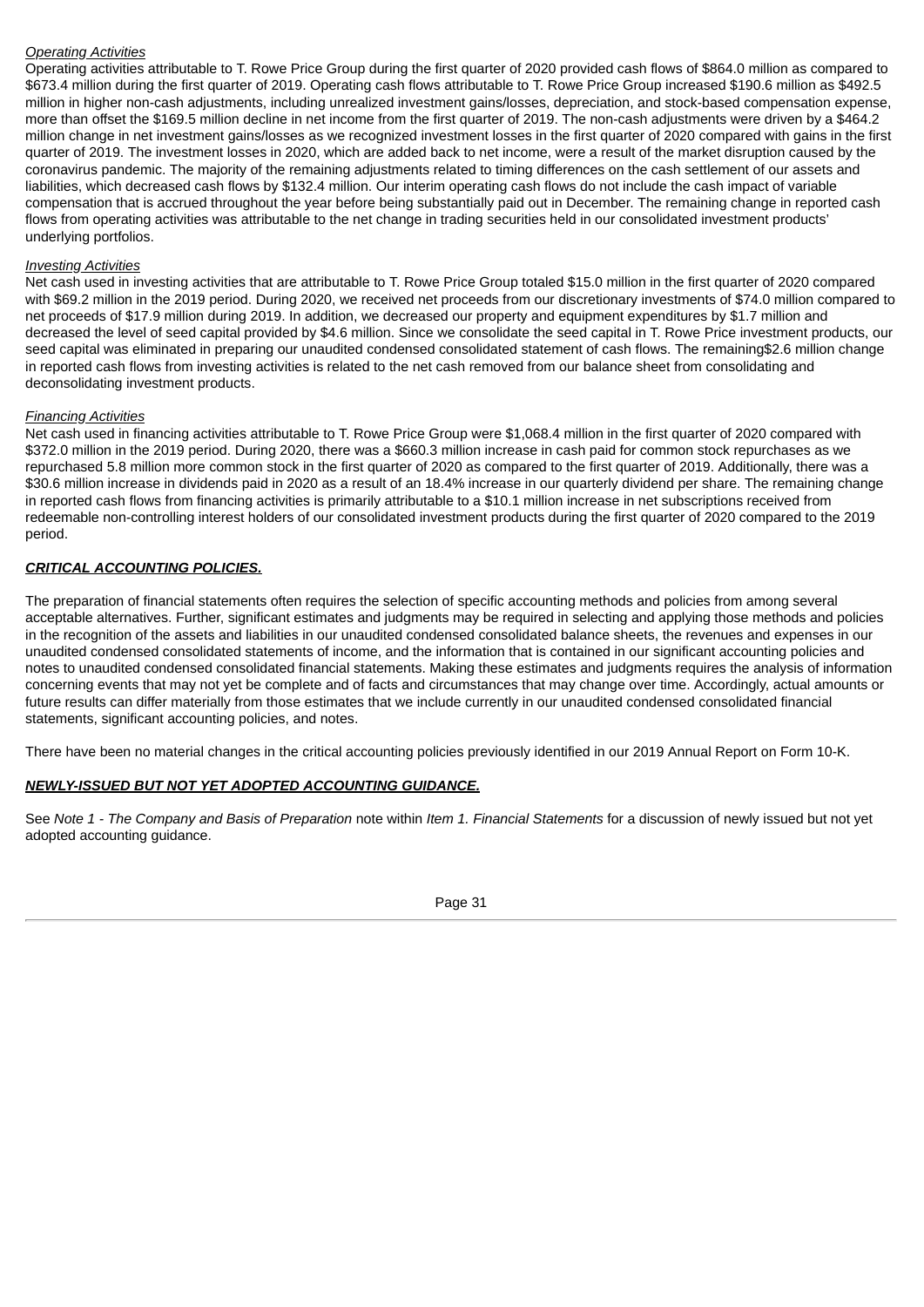*Operating Activities*

Operating activities attributable to T. Rowe Price Group during the first quarter of 2020 provided cash flows of $864.0 million as compared to $673.4 million during the first quarter of 2019. Operating cash flows attributable to T. Rowe Price Group increased $190.6 million as $492.5 million in higher non-cash adjustments, including unrealized investment gains/losses, depreciation, and stock-based compensation expense, more than offset the $169.5 million decline in net income from the first quarter of 2019. The non-cash adjustments were driven by a $464.2 million change in net investment gains/losses as we recognized investment losses in the first quarter of 2020 compared with gains in the first quarter of 2019. The investment losses in 2020, which are added back to net income, were a result of the market disruption caused by the coronavirus pandemic. The majority of the remaining adjustments related to timing differences on the cash settlement of our assets and liabilities, which decreased cash flows by $132.4 million. Our interim operating cash flows do not include the cash impact of variable compensation that is accrued throughout the year before being substantially paid out in December. The remaining change in reported cash flows from operating activities was attributable to the net change in trading securities held in our consolidated investment products' underlying portfolios.

*Investing Activities*

Net cash used in investing activities that are attributable to T. Rowe Price Group totaled $15.0 million in the first quarter of 2020 compared with $69.2 million in the 2019 period. During 2020, we received net proceeds from our discretionary investments of $74.0 million compared to net proceeds of $17.9 million during 2019. In addition, we decreased our property and equipment expenditures by $1.7 million and decreased the level of seed capital provided by $4.6 million. Since we consolidate the seed capital in T. Rowe Price investment products, our seed capital was eliminated in preparing our unaudited condensed consolidated statement of cash flows. The remaining$2.6 million change in reported cash flows from investing activities is related to the net cash removed from our balance sheet from consolidating and deconsolidating investment products.

*Financing Activities*

Net cash used in financing activities attributable to T. Rowe Price Group were $1,068.4 million in the first quarter of 2020 compared with $372.0 million in the 2019 period. During 2020, there was a $660.3 million increase in cash paid for common stock repurchases as we repurchased 5.8 million more common stock in the first quarter of 2020 as compared to the first quarter of 2019. Additionally, there was a $30.6 million increase in dividends paid in 2020 as a result of an 18.4% increase in our quarterly dividend per share. The remaining change in reported cash flows from financing activities is primarily attributable to a $10.1 million increase in net subscriptions received from redeemable non-controlling interest holders of our consolidated investment products during the first quarter of 2020 compared to the 2019 period.

***CRITICAL ACCOUNTING POLICIES.***

The preparation of financial statements often requires the selection of specific accounting methods and policies from among several acceptable alternatives. Further, significant estimates and judgments may be required in selecting and applying those methods and policies in the recognition of the assets and liabilities in our unaudited condensed consolidated balance sheets, the revenues and expenses in our unaudited condensed consolidated statements of income, and the information that is contained in our significant accounting policies and notes to unaudited condensed consolidated financial statements. Making these estimates and judgments requires the analysis of information concerning events that may not yet be complete and of facts and circumstances that may change over time. Accordingly, actual amounts or future results can differ materially from those estimates that we include currently in our unaudited condensed consolidated financial statements, significant accounting policies, and notes.

There have been no material changes in the critical accounting policies previously identified in our 2019 Annual Report on Form 10-K.

***NEWLY-ISSUED BUT NOT YET ADOPTED ACCOUNTING GUIDANCE.***

See *Note 1 - The Company and Basis of Preparation* note within *Item 1. Financial Statements* for a discussion of newly issued but not yet adopted accounting guidance.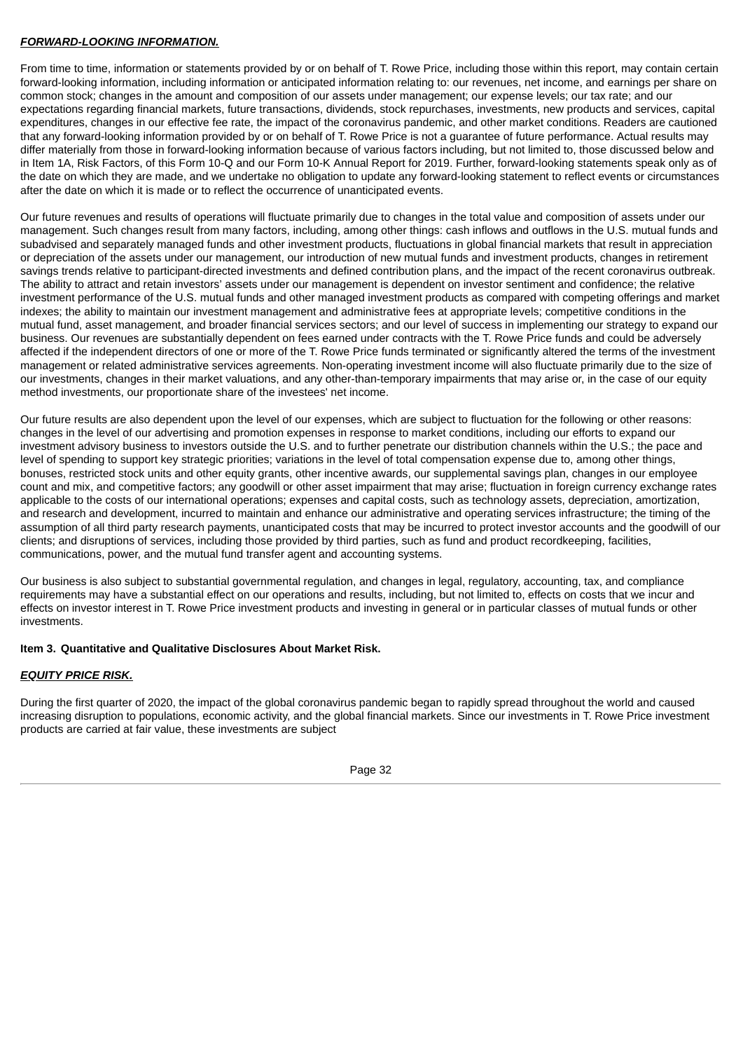***FORWARD-LOOKING INFORMATION.***

From time to time, information or statements provided by or on behalf of T. Rowe Price, including those within this report, may contain certain forward-looking information, including information or anticipated information relating to: our revenues, net income, and earnings per share on common stock; changes in the amount and composition of our assets under management; our expense levels; our tax rate; and our expectations regarding financial markets, future transactions, dividends, stock repurchases, investments, new products and services, capital expenditures, changes in our effective fee rate, the impact of the coronavirus pandemic, and other market conditions. Readers are cautioned that any forward-looking information provided by or on behalf of T. Rowe Price is not a guarantee of future performance. Actual results may differ materially from those in forward-looking information because of various factors including, but not limited to, those discussed below and in Item 1A, Risk Factors, of this Form 10-Q and our Form 10-K Annual Report for 2019. Further, forward-looking statements speak only as of the date on which they are made, and we undertake no obligation to update any forward-looking statement to reflect events or circumstances after the date on which it is made or to reflect the occurrence of unanticipated events.

Our future revenues and results of operations will fluctuate primarily due to changes in the total value and composition of assets under our management. Such changes result from many factors, including, among other things: cash inflows and outflows in the U.S. mutual funds and subadvised and separately managed funds and other investment products, fluctuations in global financial markets that result in appreciation or depreciation of the assets under our management, our introduction of new mutual funds and investment products, changes in retirement savings trends relative to participant-directed investments and defined contribution plans, and the impact of the recent coronavirus outbreak. The ability to attract and retain investors' assets under our management is dependent on investor sentiment and confidence; the relative investment performance of the U.S. mutual funds and other managed investment products as compared with competing offerings and market indexes; the ability to maintain our investment management and administrative fees at appropriate levels; competitive conditions in the mutual fund, asset management, and broader financial services sectors; and our level of success in implementing our strategy to expand our business. Our revenues are substantially dependent on fees earned under contracts with the T. Rowe Price funds and could be adversely affected if the independent directors of one or more of the T. Rowe Price funds terminated or significantly altered the terms of the investment management or related administrative services agreements. Non-operating investment income will also fluctuate primarily due to the size of our investments, changes in their market valuations, and any other-than-temporary impairments that may arise or, in the case of our equity method investments, our proportionate share of the investees' net income.

Our future results are also dependent upon the level of our expenses, which are subject to fluctuation for the following or other reasons: changes in the level of our advertising and promotion expenses in response to market conditions, including our efforts to expand our investment advisory business to investors outside the U.S. and to further penetrate our distribution channels within the U.S.; the pace and level of spending to support key strategic priorities; variations in the level of total compensation expense due to, among other things, bonuses, restricted stock units and other equity grants, other incentive awards, our supplemental savings plan, changes in our employee count and mix, and competitive factors; any goodwill or other asset impairment that may arise; fluctuation in foreign currency exchange rates applicable to the costs of our international operations; expenses and capital costs, such as technology assets, depreciation, amortization, and research and development, incurred to maintain and enhance our administrative and operating services infrastructure; the timing of the assumption of all third party research payments, unanticipated costs that may be incurred to protect investor accounts and the goodwill of our clients; and disruptions of services, including those provided by third parties, such as fund and product recordkeeping, facilities, communications, power, and the mutual fund transfer agent and accounting systems.

Our business is also subject to substantial governmental regulation, and changes in legal, regulatory, accounting, tax, and compliance requirements may have a substantial effect on our operations and results, including, but not limited to, effects on costs that we incur and effects on investor interest in T. Rowe Price investment products and investing in general or in particular classes of mutual funds or other investments.

## Item 3. Quantitative and Qualitative Disclosures About Market Risk.

***EQUITY PRICE RISK.***

During the first quarter of 2020, the impact of the global coronavirus pandemic began to rapidly spread throughout the world and caused increasing disruption to populations, economic activity, and the global financial markets. Since our investments in T. Rowe Price investment products are carried at fair value, these investments are subject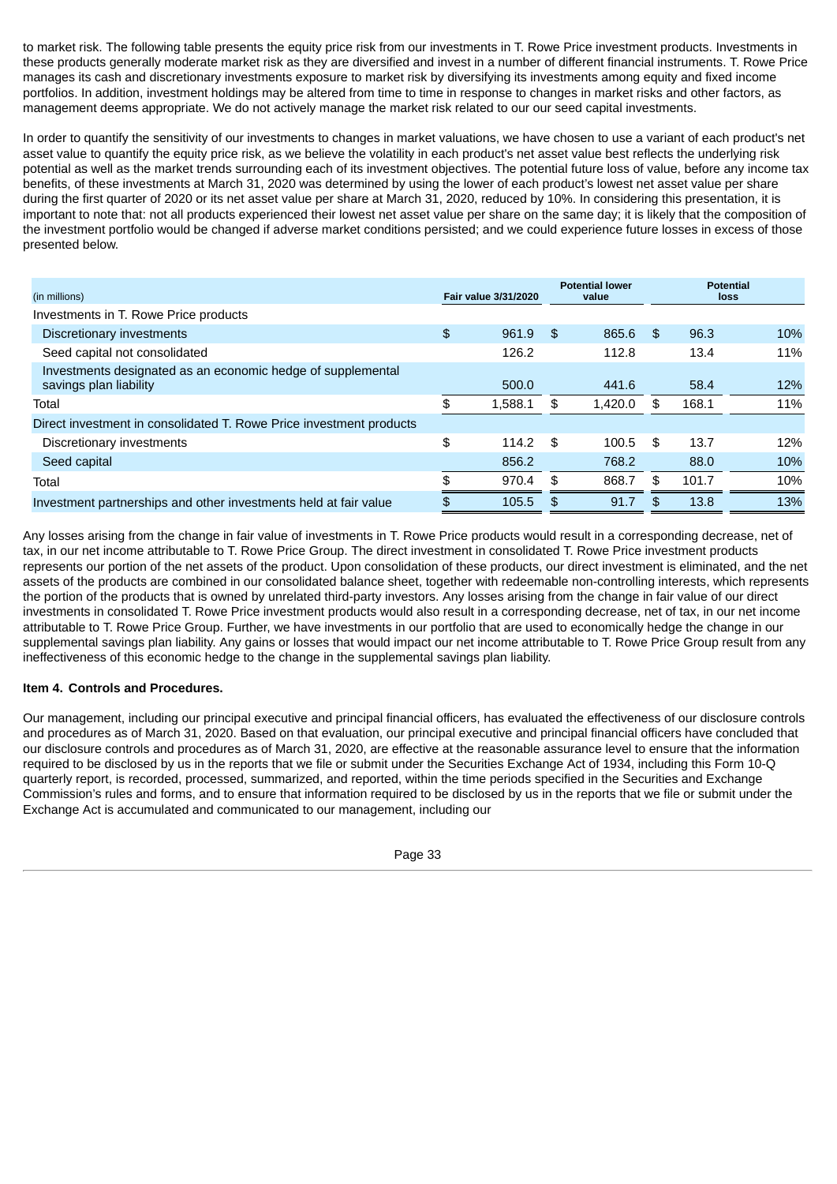to market risk. The following table presents the equity price risk from our investments in T. Rowe Price investment products. Investments in these products generally moderate market risk as they are diversified and invest in a number of different financial instruments. T. Rowe Price manages its cash and discretionary investments exposure to market risk by diversifying its investments among equity and fixed income portfolios. In addition, investment holdings may be altered from time to time in response to changes in market risks and other factors, as management deems appropriate. We do not actively manage the market risk related to our our seed capital investments.

In order to quantify the sensitivity of our investments to changes in market valuations, we have chosen to use a variant of each product's net asset value to quantify the equity price risk, as we believe the volatility in each product's net asset value best reflects the underlying risk potential as well as the market trends surrounding each of its investment objectives. The potential future loss of value, before any income tax benefits, of these investments at March 31, 2020 was determined by using the lower of each product's lowest net asset value per share during the first quarter of 2020 or its net asset value per share at March 31, 2020, reduced by 10%. In considering this presentation, it is important to note that: not all products experienced their lowest net asset value per share on the same day; it is likely that the composition of the investment portfolio would be changed if adverse market conditions persisted; and we could experience future losses in excess of those presented below.

| (in millions) | Fair value 3/31/2020 | Potential lower value | Potential loss | |
|---|---|---|---|---|
| Investments in T. Rowe Price products | | | | |
| Discretionary investments | $ 961.9 | $ 865.6 | $ 96.3 | 10% |
| Seed capital not consolidated | 126.2 | 112.8 | 13.4 | 11% |
| Investments designated as an economic hedge of supplemental savings plan liability | 500.0 | 441.6 | 58.4 | 12% |
| Total | $ 1,588.1 | $ 1,420.0 | $ 168.1 | 11% |
| Direct investment in consolidated T. Rowe Price investment products | | | | |
| Discretionary investments | $ 114.2 | $ 100.5 | $ 13.7 | 12% |
| Seed capital | 856.2 | 768.2 | 88.0 | 10% |
| Total | $ 970.4 | $ 868.7 | $ 101.7 | 10% |
| Investment partnerships and other investments held at fair value | $ 105.5 | $ 91.7 | $ 13.8 | 13% |

Any losses arising from the change in fair value of investments in T. Rowe Price products would result in a corresponding decrease, net of tax, in our net income attributable to T. Rowe Price Group. The direct investment in consolidated T. Rowe Price investment products represents our portion of the net assets of the product. Upon consolidation of these products, our direct investment is eliminated, and the net assets of the products are combined in our consolidated balance sheet, together with redeemable non-controlling interests, which represents the portion of the products that is owned by unrelated third-party investors. Any losses arising from the change in fair value of our direct investments in consolidated T. Rowe Price investment products would also result in a corresponding decrease, net of tax, in our net income attributable to T. Rowe Price Group. Further, we have investments in our portfolio that are used to economically hedge the change in our supplemental savings plan liability. Any gains or losses that would impact our net income attributable to T. Rowe Price Group result from any ineffectiveness of this economic hedge to the change in the supplemental savings plan liability.

**Item 4. Controls and Procedures.**

Our management, including our principal executive and principal financial officers, has evaluated the effectiveness of our disclosure controls and procedures as of March 31, 2020. Based on that evaluation, our principal executive and principal financial officers have concluded that our disclosure controls and procedures as of March 31, 2020, are effective at the reasonable assurance level to ensure that the information required to be disclosed by us in the reports that we file or submit under the Securities Exchange Act of 1934, including this Form 10-Q quarterly report, is recorded, processed, summarized, and reported, within the time periods specified in the Securities and Exchange Commission's rules and forms, and to ensure that information required to be disclosed by us in the reports that we file or submit under the Exchange Act is accumulated and communicated to our management, including our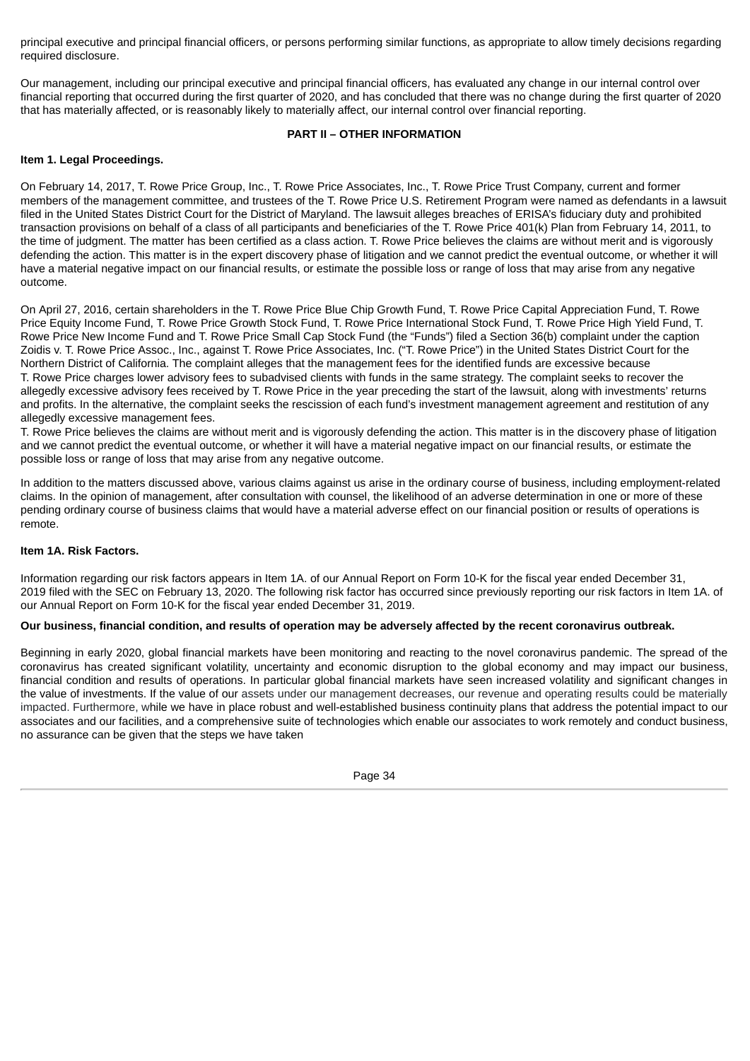principal executive and principal financial officers, or persons performing similar functions, as appropriate to allow timely decisions regarding required disclosure.

Our management, including our principal executive and principal financial officers, has evaluated any change in our internal control over financial reporting that occurred during the first quarter of 2020, and has concluded that there was no change during the first quarter of 2020 that has materially affected, or is reasonably likely to materially affect, our internal control over financial reporting.

## PART II – OTHER INFORMATION

### Item 1. Legal Proceedings.

On February 14, 2017, T. Rowe Price Group, Inc., T. Rowe Price Associates, Inc., T. Rowe Price Trust Company, current and former members of the management committee, and trustees of the T. Rowe Price U.S. Retirement Program were named as defendants in a lawsuit filed in the United States District Court for the District of Maryland. The lawsuit alleges breaches of ERISA's fiduciary duty and prohibited transaction provisions on behalf of a class of all participants and beneficiaries of the T. Rowe Price 401(k) Plan from February 14, 2011, to the time of judgment. The matter has been certified as a class action. T. Rowe Price believes the claims are without merit and is vigorously defending the action. This matter is in the expert discovery phase of litigation and we cannot predict the eventual outcome, or whether it will have a material negative impact on our financial results, or estimate the possible loss or range of loss that may arise from any negative outcome.

On April 27, 2016, certain shareholders in the T. Rowe Price Blue Chip Growth Fund, T. Rowe Price Capital Appreciation Fund, T. Rowe Price Equity Income Fund, T. Rowe Price Growth Stock Fund, T. Rowe Price International Stock Fund, T. Rowe Price High Yield Fund, T. Rowe Price New Income Fund and T. Rowe Price Small Cap Stock Fund (the "Funds") filed a Section 36(b) complaint under the caption Zoidis v. T. Rowe Price Assoc., Inc., against T. Rowe Price Associates, Inc. ("T. Rowe Price") in the United States District Court for the Northern District of California. The complaint alleges that the management fees for the identified funds are excessive because T. Rowe Price charges lower advisory fees to subadvised clients with funds in the same strategy. The complaint seeks to recover the allegedly excessive advisory fees received by T. Rowe Price in the year preceding the start of the lawsuit, along with investments' returns and profits. In the alternative, the complaint seeks the rescission of each fund's investment management agreement and restitution of any allegedly excessive management fees.
T. Rowe Price believes the claims are without merit and is vigorously defending the action. This matter is in the discovery phase of litigation and we cannot predict the eventual outcome, or whether it will have a material negative impact on our financial results, or estimate the possible loss or range of loss that may arise from any negative outcome.

In addition to the matters discussed above, various claims against us arise in the ordinary course of business, including employment-related claims. In the opinion of management, after consultation with counsel, the likelihood of an adverse determination in one or more of these pending ordinary course of business claims that would have a material adverse effect on our financial position or results of operations is remote.

### Item 1A. Risk Factors.

Information regarding our risk factors appears in Item 1A. of our Annual Report on Form 10-K for the fiscal year ended December 31, 2019 filed with the SEC on February 13, 2020. The following risk factor has occurred since previously reporting our risk factors in Item 1A. of our Annual Report on Form 10-K for the fiscal year ended December 31, 2019.

**Our business, financial condition, and results of operation may be adversely affected by the recent coronavirus outbreak.**

Beginning in early 2020, global financial markets have been monitoring and reacting to the novel coronavirus pandemic. The spread of the coronavirus has created significant volatility, uncertainty and economic disruption to the global economy and may impact our business, financial condition and results of operations. In particular global financial markets have seen increased volatility and significant changes in the value of investments. If the value of our assets under our management decreases, our revenue and operating results could be materially impacted. Furthermore, while we have in place robust and well-established business continuity plans that address the potential impact to our associates and our facilities, and a comprehensive suite of technologies which enable our associates to work remotely and conduct business, no assurance can be given that the steps we have taken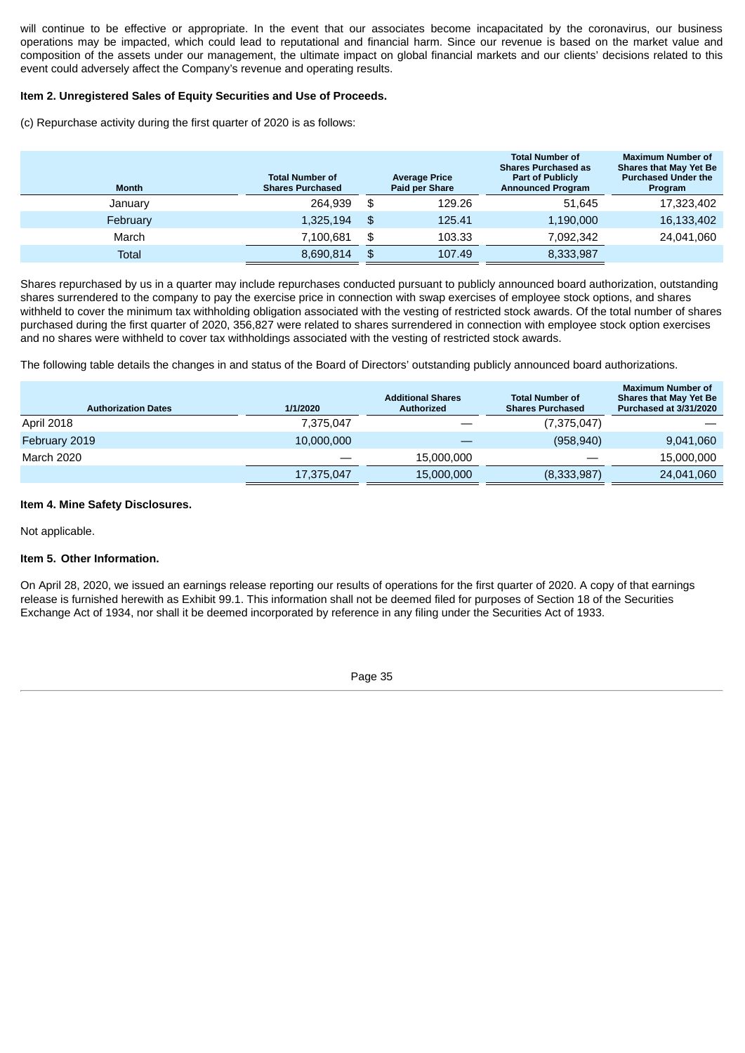will continue to be effective or appropriate. In the event that our associates become incapacitated by the coronavirus, our business operations may be impacted, which could lead to reputational and financial harm. Since our revenue is based on the market value and composition of the assets under our management, the ultimate impact on global financial markets and our clients' decisions related to this event could adversely affect the Company's revenue and operating results.

**Item 2. Unregistered Sales of Equity Securities and Use of Proceeds.**

(c) Repurchase activity during the first quarter of 2020 is as follows:

| Month | Total Number of Shares Purchased | Average Price Paid per Share | Total Number of Shares Purchased as Part of Publicly Announced Program | Maximum Number of Shares that May Yet Be Purchased Under the Program |
|---|---|---|---|---|
| January | 264,939 | $ 129.26 | 51,645 | 17,323,402 |
| February | 1,325,194 | $ 125.41 | 1,190,000 | 16,133,402 |
| March | 7,100,681 | $ 103.33 | 7,092,342 | 24,041,060 |
| Total | 8,690,814 | $ 107.49 | 8,333,987 | |

Shares repurchased by us in a quarter may include repurchases conducted pursuant to publicly announced board authorization, outstanding shares surrendered to the company to pay the exercise price in connection with swap exercises of employee stock options, and shares withheld to cover the minimum tax withholding obligation associated with the vesting of restricted stock awards. Of the total number of shares purchased during the first quarter of 2020, 356,827 were related to shares surrendered in connection with employee stock option exercises and no shares were withheld to cover tax withholdings associated with the vesting of restricted stock awards.

The following table details the changes in and status of the Board of Directors' outstanding publicly announced board authorizations.

| Authorization Dates | 1/1/2020 | Additional Shares Authorized | Total Number of Shares Purchased | Maximum Number of Shares that May Yet Be Purchased at 3/31/2020 |
|---|---|---|---|---|
| April 2018 | 7,375,047 | — | (7,375,047) | — |
| February 2019 | 10,000,000 | — | (958,940) | 9,041,060 |
| March 2020 | — | 15,000,000 | — | 15,000,000 |
| | 17,375,047 | 15,000,000 | (8,333,987) | 24,041,060 |

**Item 4. Mine Safety Disclosures.**

Not applicable.

**Item 5. Other Information.**

On April 28, 2020, we issued an earnings release reporting our results of operations for the first quarter of 2020. A copy of that earnings release is furnished herewith as Exhibit 99.1. This information shall not be deemed filed for purposes of Section 18 of the Securities Exchange Act of 1934, nor shall it be deemed incorporated by reference in any filing under the Securities Act of 1933.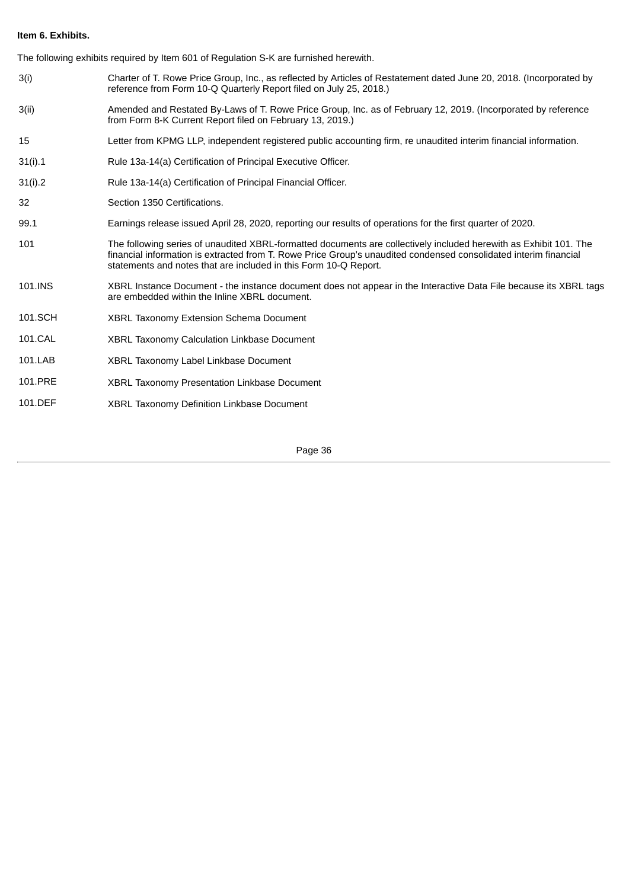**Item 6. Exhibits.**

The following exhibits required by Item 601 of Regulation S-K are furnished herewith.

| | |
|---|---|
| 3(i) | Charter of T. Rowe Price Group, Inc., as reflected by Articles of Restatement dated June 20, 2018. (Incorporated by reference from Form 10-Q Quarterly Report filed on July 25, 2018.) |
| 3(ii) | Amended and Restated By-Laws of T. Rowe Price Group, Inc. as of February 12, 2019. (Incorporated by reference from Form 8-K Current Report filed on February 13, 2019.) |
| 15 | Letter from KPMG LLP, independent registered public accounting firm, re unaudited interim financial information. |
| 31(i).1 | Rule 13a-14(a) Certification of Principal Executive Officer. |
| 31(i).2 | Rule 13a-14(a) Certification of Principal Financial Officer. |
| 32 | Section 1350 Certifications. |
| 99.1 | Earnings release issued April 28, 2020, reporting our results of operations for the first quarter of 2020. |
| 101 | The following series of unaudited XBRL-formatted documents are collectively included herewith as Exhibit 101. The financial information is extracted from T. Rowe Price Group's unaudited condensed consolidated interim financial statements and notes that are included in this Form 10-Q Report. |
| 101.INS | XBRL Instance Document - the instance document does not appear in the Interactive Data File because its XBRL tags are embedded within the Inline XBRL document. |
| 101.SCH | XBRL Taxonomy Extension Schema Document |
| 101.CAL | XBRL Taxonomy Calculation Linkbase Document |
| 101.LAB | XBRL Taxonomy Label Linkbase Document |
| 101.PRE | XBRL Taxonomy Presentation Linkbase Document |
| 101.DEF | XBRL Taxonomy Definition Linkbase Document |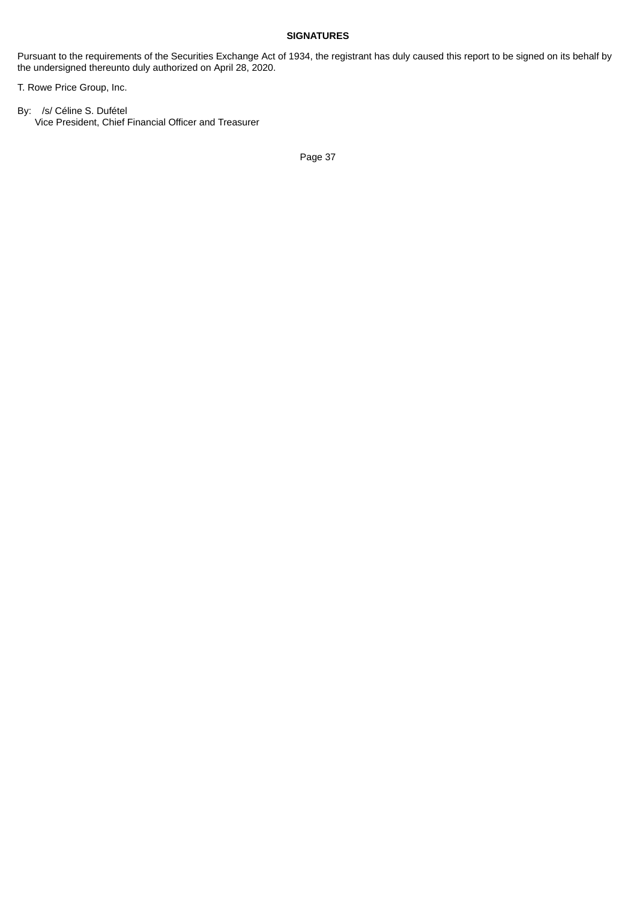**SIGNATURES**

Pursuant to the requirements of the Securities Exchange Act of 1934, the registrant has duly caused this report to be signed on its behalf by the undersigned thereunto duly authorized on April 28, 2020.

T. Rowe Price Group, Inc.

By: /s/ Céline S. Dufétel
Vice President, Chief Financial Officer and Treasurer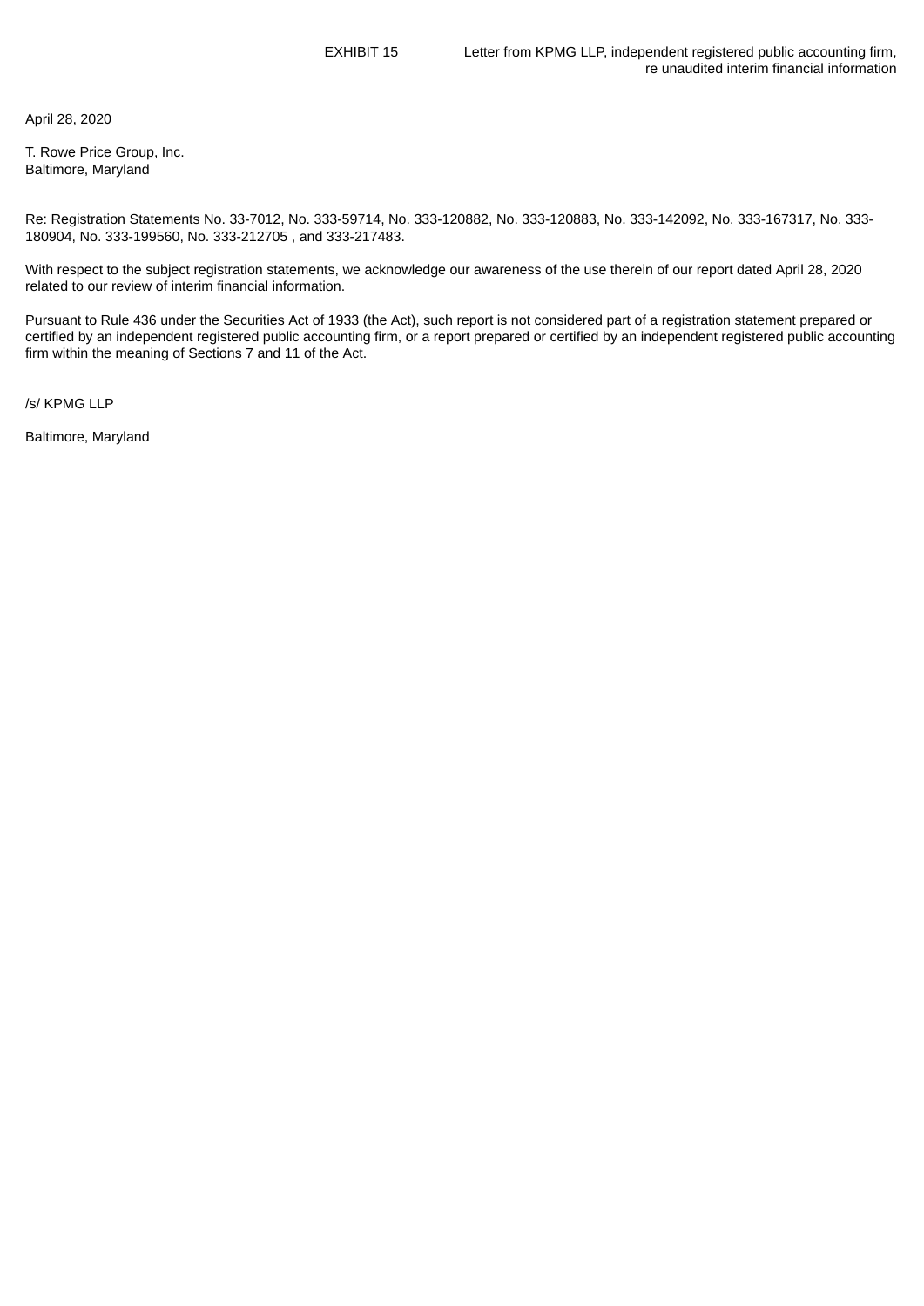EXHIBIT 15 Letter from KPMG LLP, independent registered public accounting firm, re unaudited interim financial information

April 28, 2020

T. Rowe Price Group, Inc.
Baltimore, Maryland

Re: Registration Statements No. 33-7012, No. 333-59714, No. 333-120882, No. 333-120883, No. 333-142092, No. 333-167317, No. 333-180904, No. 333-199560, No. 333-212705 , and 333-217483.

With respect to the subject registration statements, we acknowledge our awareness of the use therein of our report dated April 28, 2020 related to our review of interim financial information.

Pursuant to Rule 436 under the Securities Act of 1933 (the Act), such report is not considered part of a registration statement prepared or certified by an independent registered public accounting firm, or a report prepared or certified by an independent registered public accounting firm within the meaning of Sections 7 and 11 of the Act.

/s/ KPMG LLP

Baltimore, Maryland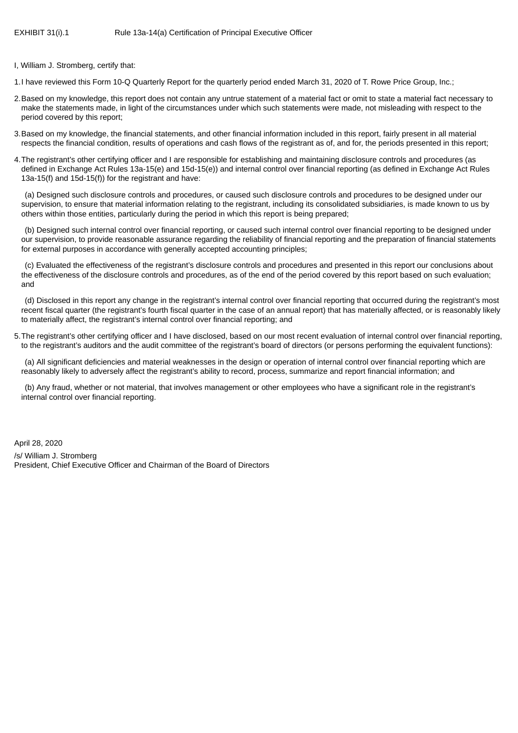EXHIBIT 31(i).1 Rule 13a-14(a) Certification of Principal Executive Officer

I, William J. Stromberg, certify that:

1. I have reviewed this Form 10-Q Quarterly Report for the quarterly period ended March 31, 2020 of T. Rowe Price Group, Inc.;
2. Based on my knowledge, this report does not contain any untrue statement of a material fact or omit to state a material fact necessary to make the statements made, in light of the circumstances under which such statements were made, not misleading with respect to the period covered by this report;
3. Based on my knowledge, the financial statements, and other financial information included in this report, fairly present in all material respects the financial condition, results of operations and cash flows of the registrant as of, and for, the periods presented in this report;
4. The registrant’s other certifying officer and I are responsible for establishing and maintaining disclosure controls and procedures (as defined in Exchange Act Rules 13a-15(e) and 15d-15(e)) and internal control over financial reporting (as defined in Exchange Act Rules 13a-15(f) and 15d-15(f)) for the registrant and have:

   (a) Designed such disclosure controls and procedures, or caused such disclosure controls and procedures to be designed under our supervision, to ensure that material information relating to the registrant, including its consolidated subsidiaries, is made known to us by others within those entities, particularly during the period in which this report is being prepared;

   (b) Designed such internal control over financial reporting, or caused such internal control over financial reporting to be designed under our supervision, to provide reasonable assurance regarding the reliability of financial reporting and the preparation of financial statements for external purposes in accordance with generally accepted accounting principles;

   (c) Evaluated the effectiveness of the registrant’s disclosure controls and procedures and presented in this report our conclusions about the effectiveness of the disclosure controls and procedures, as of the end of the period covered by this report based on such evaluation; and

   (d) Disclosed in this report any change in the registrant’s internal control over financial reporting that occurred during the registrant’s most recent fiscal quarter (the registrant’s fourth fiscal quarter in the case of an annual report) that has materially affected, or is reasonably likely to materially affect, the registrant’s internal control over financial reporting; and

5. The registrant’s other certifying officer and I have disclosed, based on our most recent evaluation of internal control over financial reporting, to the registrant’s auditors and the audit committee of the registrant’s board of directors (or persons performing the equivalent functions):

   (a) All significant deficiencies and material weaknesses in the design or operation of internal control over financial reporting which are reasonably likely to adversely affect the registrant’s ability to record, process, summarize and report financial information; and

   (b) Any fraud, whether or not material, that involves management or other employees who have a significant role in the registrant’s internal control over financial reporting.

April 28, 2020

/s/ William J. Stromberg
President, Chief Executive Officer and Chairman of the Board of Directors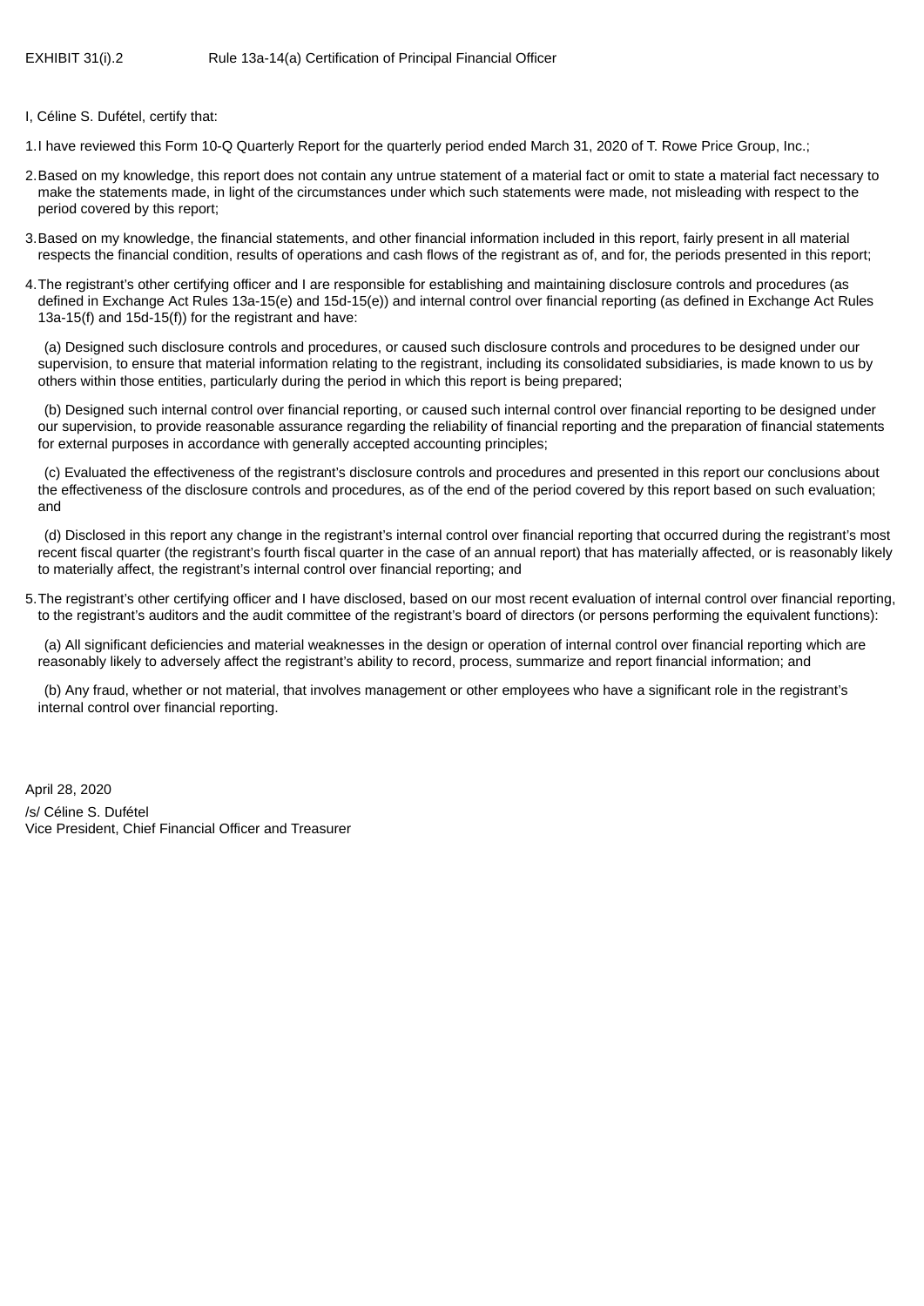EXHIBIT 31(i).2 Rule 13a-14(a) Certification of Principal Financial Officer

I, Céline S. Dufétel, certify that:

1. I have reviewed this Form 10-Q Quarterly Report for the quarterly period ended March 31, 2020 of T. Rowe Price Group, Inc.;
2. Based on my knowledge, this report does not contain any untrue statement of a material fact or omit to state a material fact necessary to make the statements made, in light of the circumstances under which such statements were made, not misleading with respect to the period covered by this report;
3. Based on my knowledge, the financial statements, and other financial information included in this report, fairly present in all material respects the financial condition, results of operations and cash flows of the registrant as of, and for, the periods presented in this report;
4. The registrant's other certifying officer and I are responsible for establishing and maintaining disclosure controls and procedures (as defined in Exchange Act Rules 13a-15(e) and 15d-15(e)) and internal control over financial reporting (as defined in Exchange Act Rules 13a-15(f) and 15d-15(f)) for the registrant and have:

   (a) Designed such disclosure controls and procedures, or caused such disclosure controls and procedures to be designed under our supervision, to ensure that material information relating to the registrant, including its consolidated subsidiaries, is made known to us by others within those entities, particularly during the period in which this report is being prepared;

   (b) Designed such internal control over financial reporting, or caused such internal control over financial reporting to be designed under our supervision, to provide reasonable assurance regarding the reliability of financial reporting and the preparation of financial statements for external purposes in accordance with generally accepted accounting principles;

   (c) Evaluated the effectiveness of the registrant's disclosure controls and procedures and presented in this report our conclusions about the effectiveness of the disclosure controls and procedures, as of the end of the period covered by this report based on such evaluation; and

   (d) Disclosed in this report any change in the registrant's internal control over financial reporting that occurred during the registrant's most recent fiscal quarter (the registrant's fourth fiscal quarter in the case of an annual report) that has materially affected, or is reasonably likely to materially affect, the registrant's internal control over financial reporting; and

5. The registrant's other certifying officer and I have disclosed, based on our most recent evaluation of internal control over financial reporting, to the registrant's auditors and the audit committee of the registrant's board of directors (or persons performing the equivalent functions):

   (a) All significant deficiencies and material weaknesses in the design or operation of internal control over financial reporting which are reasonably likely to adversely affect the registrant's ability to record, process, summarize and report financial information; and

   (b) Any fraud, whether or not material, that involves management or other employees who have a significant role in the registrant's internal control over financial reporting.

April 28, 2020

/s/ Céline S. Dufétel
Vice President, Chief Financial Officer and Treasurer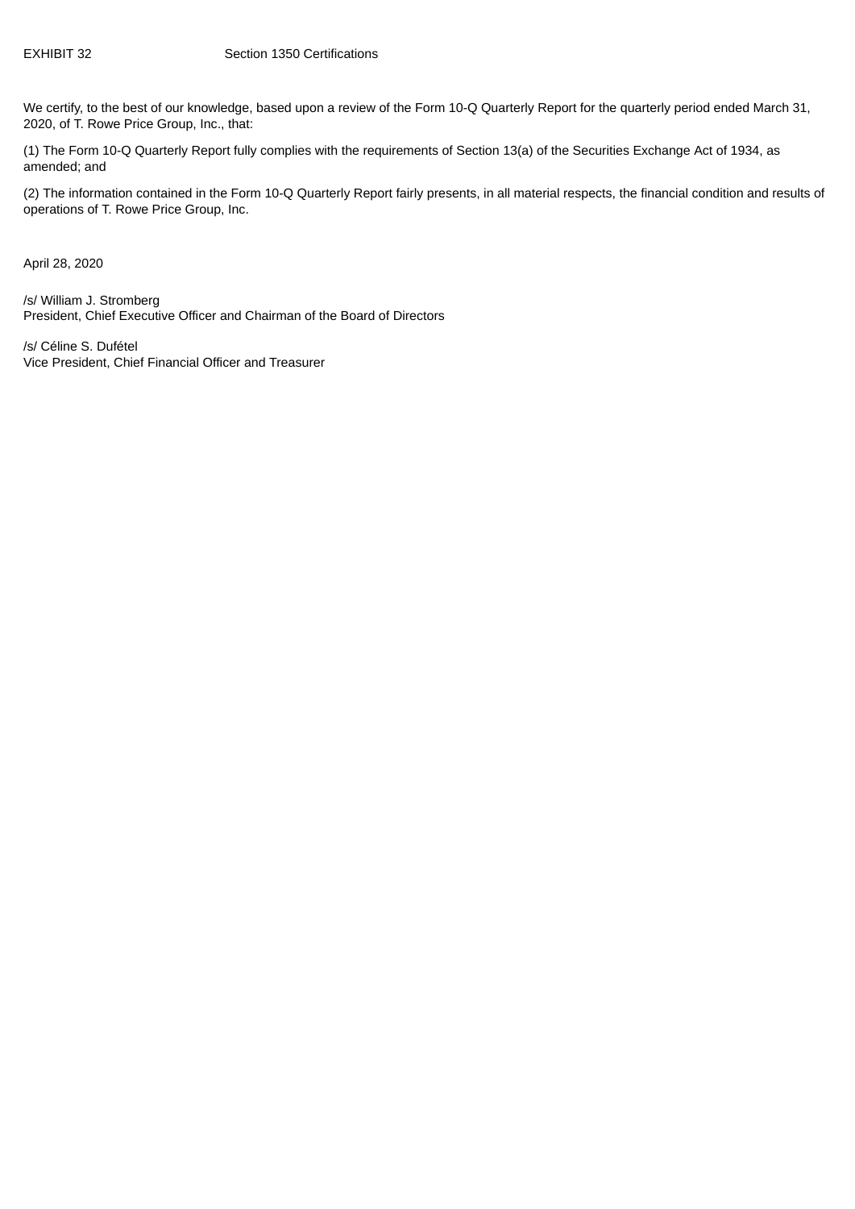EXHIBIT 32 Section 1350 Certifications

We certify, to the best of our knowledge, based upon a review of the Form 10-Q Quarterly Report for the quarterly period ended March 31, 2020, of T. Rowe Price Group, Inc., that:

(1) The Form 10-Q Quarterly Report fully complies with the requirements of Section 13(a) of the Securities Exchange Act of 1934, as amended; and

(2) The information contained in the Form 10-Q Quarterly Report fairly presents, in all material respects, the financial condition and results of operations of T. Rowe Price Group, Inc.

April 28, 2020

/s/ William J. Stromberg
President, Chief Executive Officer and Chairman of the Board of Directors

/s/ Céline S. Dufétel
Vice President, Chief Financial Officer and Treasurer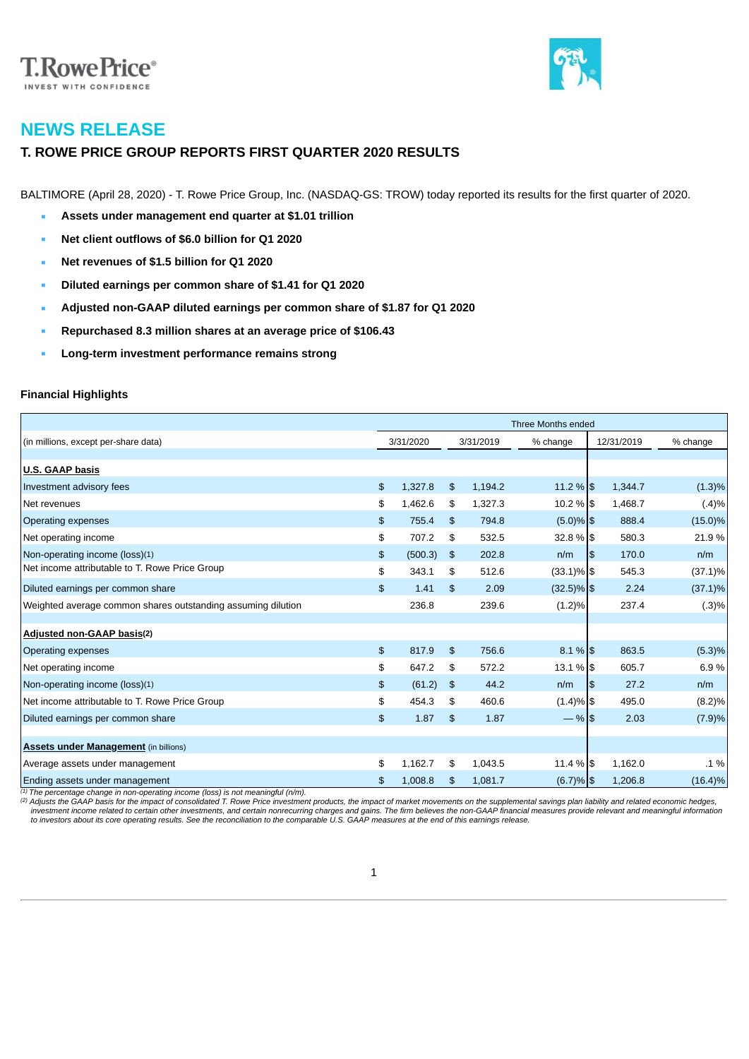T. Rowe Price®

INVEST WITH CONFIDENCE

# NEWS RELEASE

## T. ROWE PRICE GROUP REPORTS FIRST QUARTER 2020 RESULTS

BALTIMORE (April 28, 2020) - T. Rowe Price Group, Inc. (NASDAQ-GS: TROW) today reported its results for the first quarter of 2020.

- **Assets under management end quarter at $1.01 trillion**
- **Net client outflows of $6.0 billion for Q1 2020**
- **Net revenues of $1.5 billion for Q1 2020**
- **Diluted earnings per common share of $1.41 for Q1 2020**
- **Adjusted non-GAAP diluted earnings per common share of $1.87 for Q1 2020**
- **Repurchased 8.3 million shares at an average price of $106.43**
- **Long-term investment performance remains strong**

### Financial Highlights

| | Three Months ended | | | | |
|---|---|---|---|---|---|
| (in millions, except per-share data) | 3/31/2020 | 3/31/2019 | % change | 12/31/2019 | % change |
| **U.S. GAAP basis** | | | | | |
| Investment advisory fees | $ 1,327.8 | $ 1,194.2 | 11.2 % | $ 1,344.7 | (1.3)% |
| Net revenues | $ 1,462.6 | $ 1,327.3 | 10.2 % | $ 1,468.7 | (.4)% |
| Operating expenses | $ 755.4 | $ 794.8 | (5.0)% | $ 888.4 | (15.0)% |
| Net operating income | $ 707.2 | $ 532.5 | 32.8 % | $ 580.3 | 21.9 % |
| Non-operating income (loss)(1) | $ (500.3) | $ 202.8 | n/m | $ 170.0 | n/m |
| Net income attributable to T. Rowe Price Group | $ 343.1 | $ 512.6 | (33.1)% | $ 545.3 | (37.1)% |
| Diluted earnings per common share | $ 1.41 | $ 2.09 | (32.5)% | $ 2.24 | (37.1)% |
| Weighted average common shares outstanding assuming dilution | 236.8 | 239.6 | (1.2)% | 237.4 | (.3)% |
| **Adjusted non-GAAP basis(2)** | | | | | |
| Operating expenses | $ 817.9 | $ 756.6 | 8.1 % | $ 863.5 | (5.3)% |
| Net operating income | $ 647.2 | $ 572.2 | 13.1 % | $ 605.7 | 6.9 % |
| Non-operating income (loss)(1) | $ (61.2) | $ 44.2 | n/m | $ 27.2 | n/m |
| Net income attributable to T. Rowe Price Group | $ 454.3 | $ 460.6 | (1.4)% | $ 495.0 | (8.2)% |
| Diluted earnings per common share | $ 1.87 | $ 1.87 | — % | $ 2.03 | (7.9)% |
| **Assets under Management** (in billions) | | | | | |
| Average assets under management | $ 1,162.7 | $ 1,043.5 | 11.4 % | $ 1,162.0 | .1 % |
| Ending assets under management | $ 1,008.8 | $ 1,081.7 | (6.7)% | $ 1,206.8 | (16.4)% |

*(1) The percentage change in non-operating income (loss) is not meaningful (n/m).*

*(2) Adjusts the GAAP basis for the impact of consolidated T. Rowe Price investment products, the impact of market movements on the supplemental savings plan liability and related economic hedges, investment income related to certain other investments, and certain nonrecurring charges and gains. The firm believes the non-GAAP financial measures provide relevant and meaningful information to investors about its core operating results. See the reconciliation to the comparable U.S. GAAP measures at the end of this earnings release.*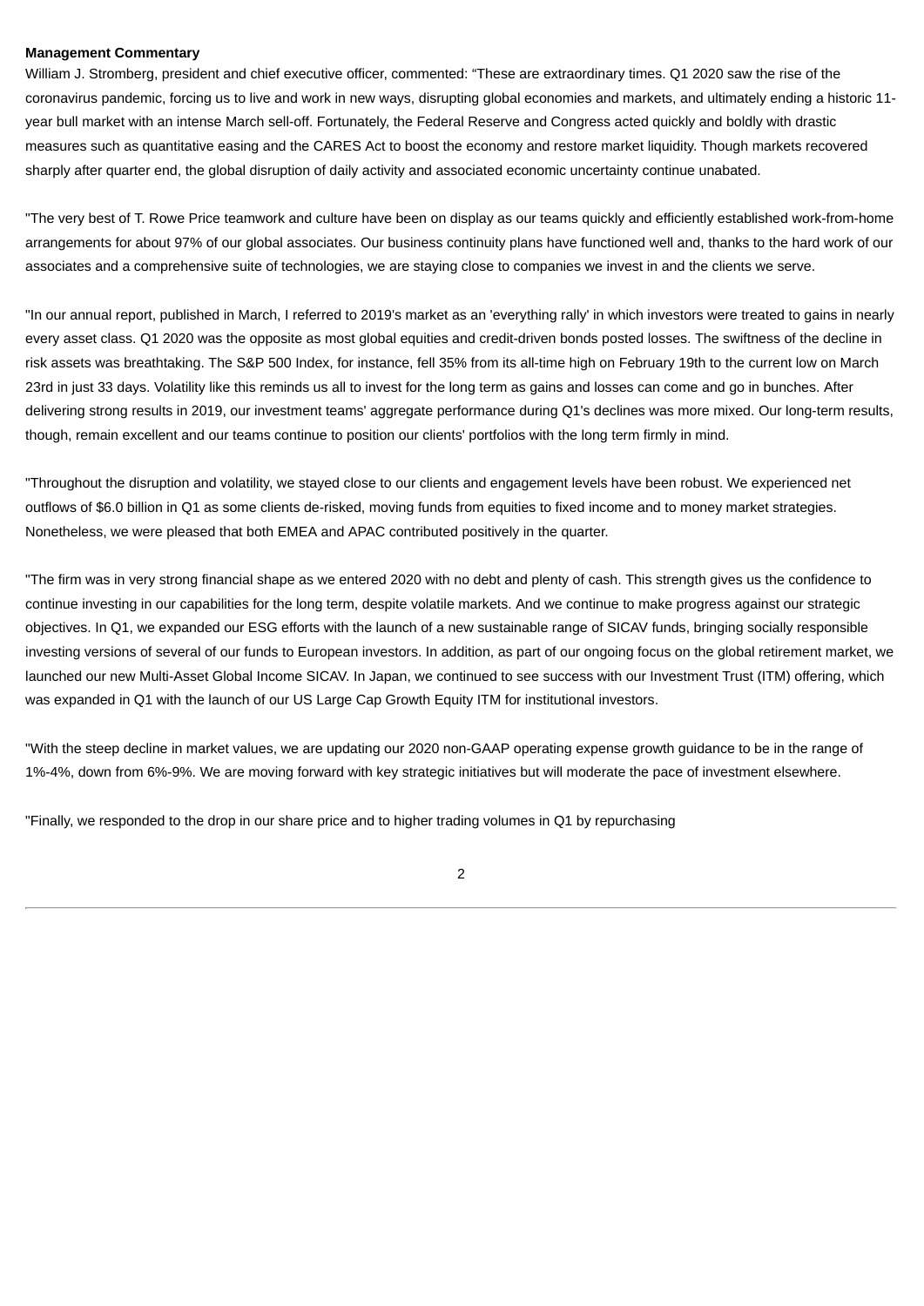**Management Commentary**

William J. Stromberg, president and chief executive officer, commented: “These are extraordinary times. Q1 2020 saw the rise of the coronavirus pandemic, forcing us to live and work in new ways, disrupting global economies and markets, and ultimately ending a historic 11-year bull market with an intense March sell-off. Fortunately, the Federal Reserve and Congress acted quickly and boldly with drastic measures such as quantitative easing and the CARES Act to boost the economy and restore market liquidity. Though markets recovered sharply after quarter end, the global disruption of daily activity and associated economic uncertainty continue unabated.

"The very best of T. Rowe Price teamwork and culture have been on display as our teams quickly and efficiently established work-from-home arrangements for about 97% of our global associates. Our business continuity plans have functioned well and, thanks to the hard work of our associates and a comprehensive suite of technologies, we are staying close to companies we invest in and the clients we serve.

"In our annual report, published in March, I referred to 2019's market as an 'everything rally' in which investors were treated to gains in nearly every asset class. Q1 2020 was the opposite as most global equities and credit-driven bonds posted losses. The swiftness of the decline in risk assets was breathtaking. The S&P 500 Index, for instance, fell 35% from its all-time high on February 19th to the current low on March 23rd in just 33 days. Volatility like this reminds us all to invest for the long term as gains and losses can come and go in bunches. After delivering strong results in 2019, our investment teams' aggregate performance during Q1's declines was more mixed. Our long-term results, though, remain excellent and our teams continue to position our clients' portfolios with the long term firmly in mind.

"Throughout the disruption and volatility, we stayed close to our clients and engagement levels have been robust. We experienced net outflows of $6.0 billion in Q1 as some clients de-risked, moving funds from equities to fixed income and to money market strategies. Nonetheless, we were pleased that both EMEA and APAC contributed positively in the quarter.

"The firm was in very strong financial shape as we entered 2020 with no debt and plenty of cash. This strength gives us the confidence to continue investing in our capabilities for the long term, despite volatile markets. And we continue to make progress against our strategic objectives. In Q1, we expanded our ESG efforts with the launch of a new sustainable range of SICAV funds, bringing socially responsible investing versions of several of our funds to European investors. In addition, as part of our ongoing focus on the global retirement market, we launched our new Multi-Asset Global Income SICAV. In Japan, we continued to see success with our Investment Trust (ITM) offering, which was expanded in Q1 with the launch of our US Large Cap Growth Equity ITM for institutional investors.

"With the steep decline in market values, we are updating our 2020 non-GAAP operating expense growth guidance to be in the range of 1%-4%, down from 6%-9%. We are moving forward with key strategic initiatives but will moderate the pace of investment elsewhere.

"Finally, we responded to the drop in our share price and to higher trading volumes in Q1 by repurchasing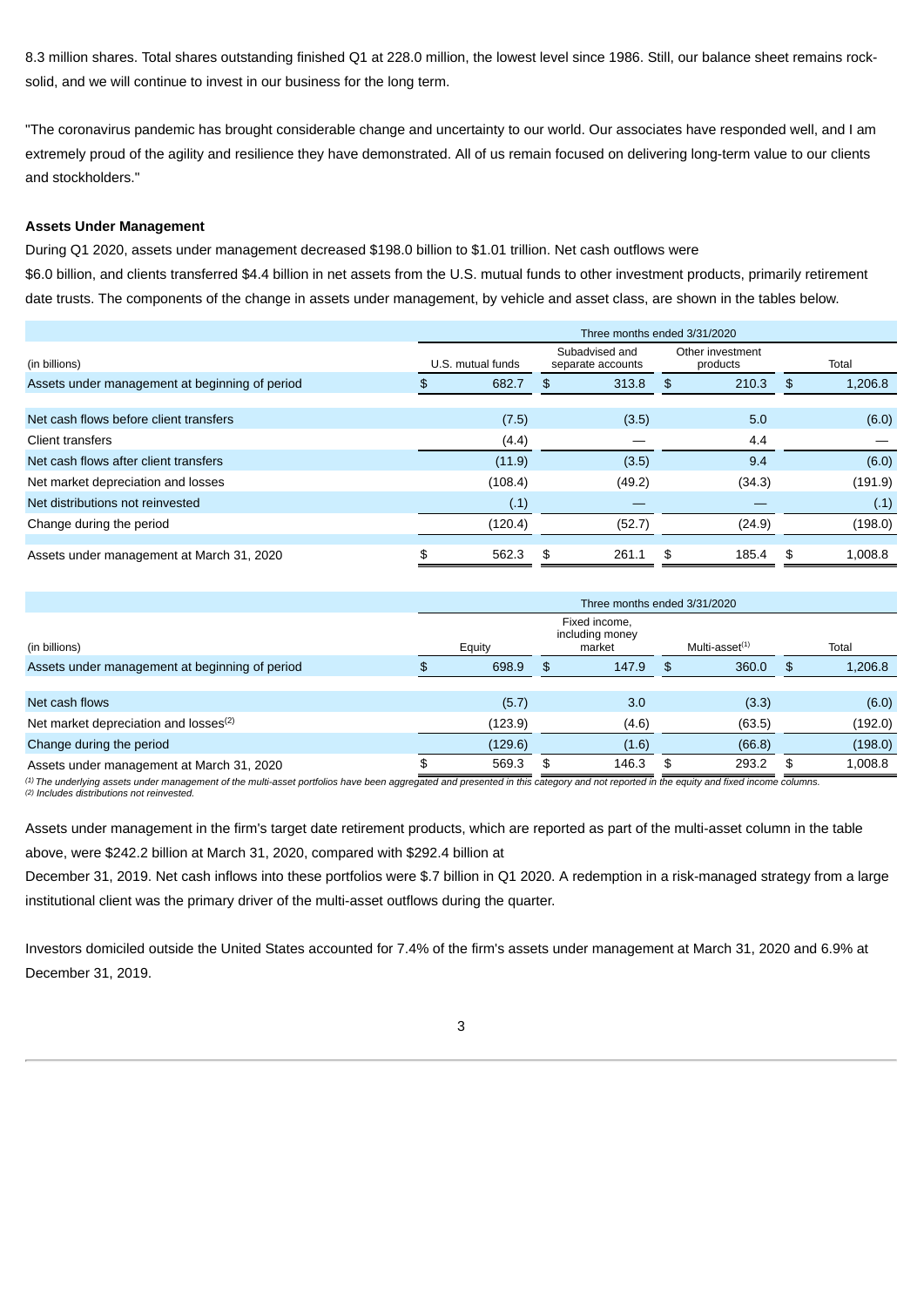8.3 million shares. Total shares outstanding finished Q1 at 228.0 million, the lowest level since 1986. Still, our balance sheet remains rock-solid, and we will continue to invest in our business for the long term.

"The coronavirus pandemic has brought considerable change and uncertainty to our world. Our associates have responded well, and I am extremely proud of the agility and resilience they have demonstrated. All of us remain focused on delivering long-term value to our clients and stockholders."

**Assets Under Management**

During Q1 2020, assets under management decreased $198.0 billion to $1.01 trillion. Net cash outflows were $6.0 billion, and clients transferred $4.4 billion in net assets from the U.S. mutual funds to other investment products, primarily retirement date trusts. The components of the change in assets under management, by vehicle and asset class, are shown in the tables below.

| | Three months ended 3/31/2020 | | | |
|---|---|---|---|---|
| (in billions) | U.S. mutual funds | Subadvised and separate accounts | Other investment products | Total |
| Assets under management at beginning of period | $ 682.7 | $ 313.8 | $ 210.3 | $ 1,206.8 |
| Net cash flows before client transfers | (7.5) | (3.5) | 5.0 | (6.0) |
| Client transfers | (4.4) | — | 4.4 | — |
| Net cash flows after client transfers | (11.9) | (3.5) | 9.4 | (6.0) |
| Net market depreciation and losses | (108.4) | (49.2) | (34.3) | (191.9) |
| Net distributions not reinvested | (.1) | — | — | (.1) |
| Change during the period | (120.4) | (52.7) | (24.9) | (198.0) |
| Assets under management at March 31, 2020 | $ 562.3 | $ 261.1 | $ 185.4 | $ 1,008.8 |

| | Three months ended 3/31/2020 | | | |
|---|---|---|---|---|
| (in billions) | Equity | Fixed income, including money market | Multi-asset[1] | Total |
| Assets under management at beginning of period | $ 698.9 | $ 147.9 | $ 360.0 | $ 1,206.8 |
| Net cash flows | (5.7) | 3.0 | (3.3) | (6.0) |
| Net market depreciation and losses[2] | (123.9) | (4.6) | (63.5) | (192.0) |
| Change during the period | (129.6) | (1.6) | (66.8) | (198.0) |
| Assets under management at March 31, 2020 | $ 569.3 | $ 146.3 | $ 293.2 | $ 1,008.8 |

*[1] The underlying assets under management of the multi-asset portfolios have been aggregated and presented in this category and not reported in the equity and fixed income columns.*
*[2] Includes distributions not reinvested.*

Assets under management in the firm's target date retirement products, which are reported as part of the multi-asset column in the table above, were $242.2 billion at March 31, 2020, compared with $292.4 billion at December 31, 2019. Net cash inflows into these portfolios were $.7 billion in Q1 2020. A redemption in a risk-managed strategy from a large institutional client was the primary driver of the multi-asset outflows during the quarter.

Investors domiciled outside the United States accounted for 7.4% of the firm's assets under management at March 31, 2020 and 6.9% at December 31, 2019.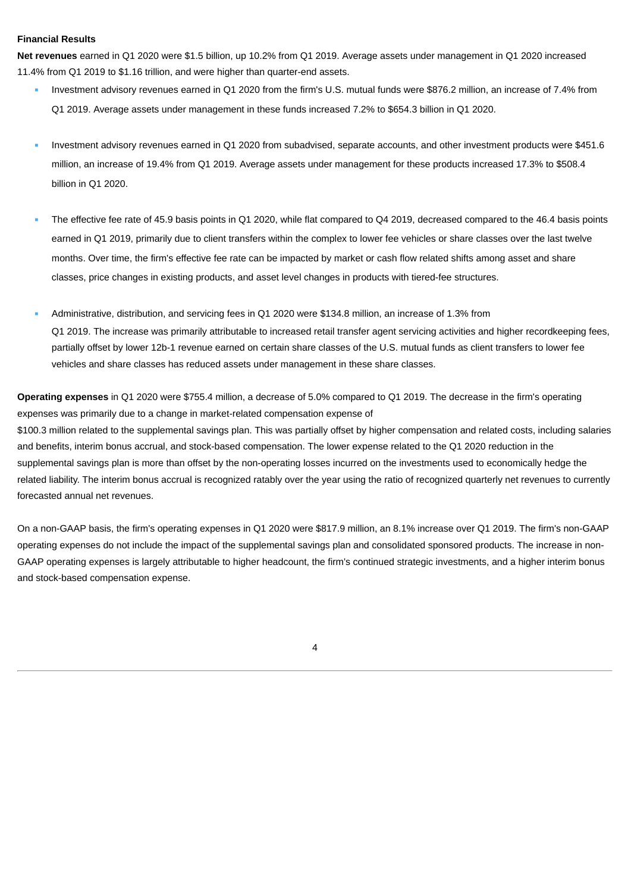**Financial Results**

**Net revenues** earned in Q1 2020 were $1.5 billion, up 10.2% from Q1 2019. Average assets under management in Q1 2020 increased 11.4% from Q1 2019 to $1.16 trillion, and were higher than quarter-end assets.

- Investment advisory revenues earned in Q1 2020 from the firm's U.S. mutual funds were $876.2 million, an increase of 7.4% from Q1 2019. Average assets under management in these funds increased 7.2% to $654.3 billion in Q1 2020.
- Investment advisory revenues earned in Q1 2020 from subadvised, separate accounts, and other investment products were $451.6 million, an increase of 19.4% from Q1 2019. Average assets under management for these products increased 17.3% to $508.4 billion in Q1 2020.
- The effective fee rate of 45.9 basis points in Q1 2020, while flat compared to Q4 2019, decreased compared to the 46.4 basis points earned in Q1 2019, primarily due to client transfers within the complex to lower fee vehicles or share classes over the last twelve months. Over time, the firm's effective fee rate can be impacted by market or cash flow related shifts among asset and share classes, price changes in existing products, and asset level changes in products with tiered-fee structures.
- Administrative, distribution, and servicing fees in Q1 2020 were $134.8 million, an increase of 1.3% from Q1 2019. The increase was primarily attributable to increased retail transfer agent servicing activities and higher recordkeeping fees, partially offset by lower 12b-1 revenue earned on certain share classes of the U.S. mutual funds as client transfers to lower fee vehicles and share classes has reduced assets under management in these share classes.

**Operating expenses** in Q1 2020 were $755.4 million, a decrease of 5.0% compared to Q1 2019. The decrease in the firm's operating expenses was primarily due to a change in market-related compensation expense of $100.3 million related to the supplemental savings plan. This was partially offset by higher compensation and related costs, including salaries and benefits, interim bonus accrual, and stock-based compensation. The lower expense related to the Q1 2020 reduction in the supplemental savings plan is more than offset by the non-operating losses incurred on the investments used to economically hedge the related liability. The interim bonus accrual is recognized ratably over the year using the ratio of recognized quarterly net revenues to currently forecasted annual net revenues.

On a non-GAAP basis, the firm's operating expenses in Q1 2020 were $817.9 million, an 8.1% increase over Q1 2019. The firm's non-GAAP operating expenses do not include the impact of the supplemental savings plan and consolidated sponsored products. The increase in non-GAAP operating expenses is largely attributable to higher headcount, the firm's continued strategic investments, and a higher interim bonus and stock-based compensation expense.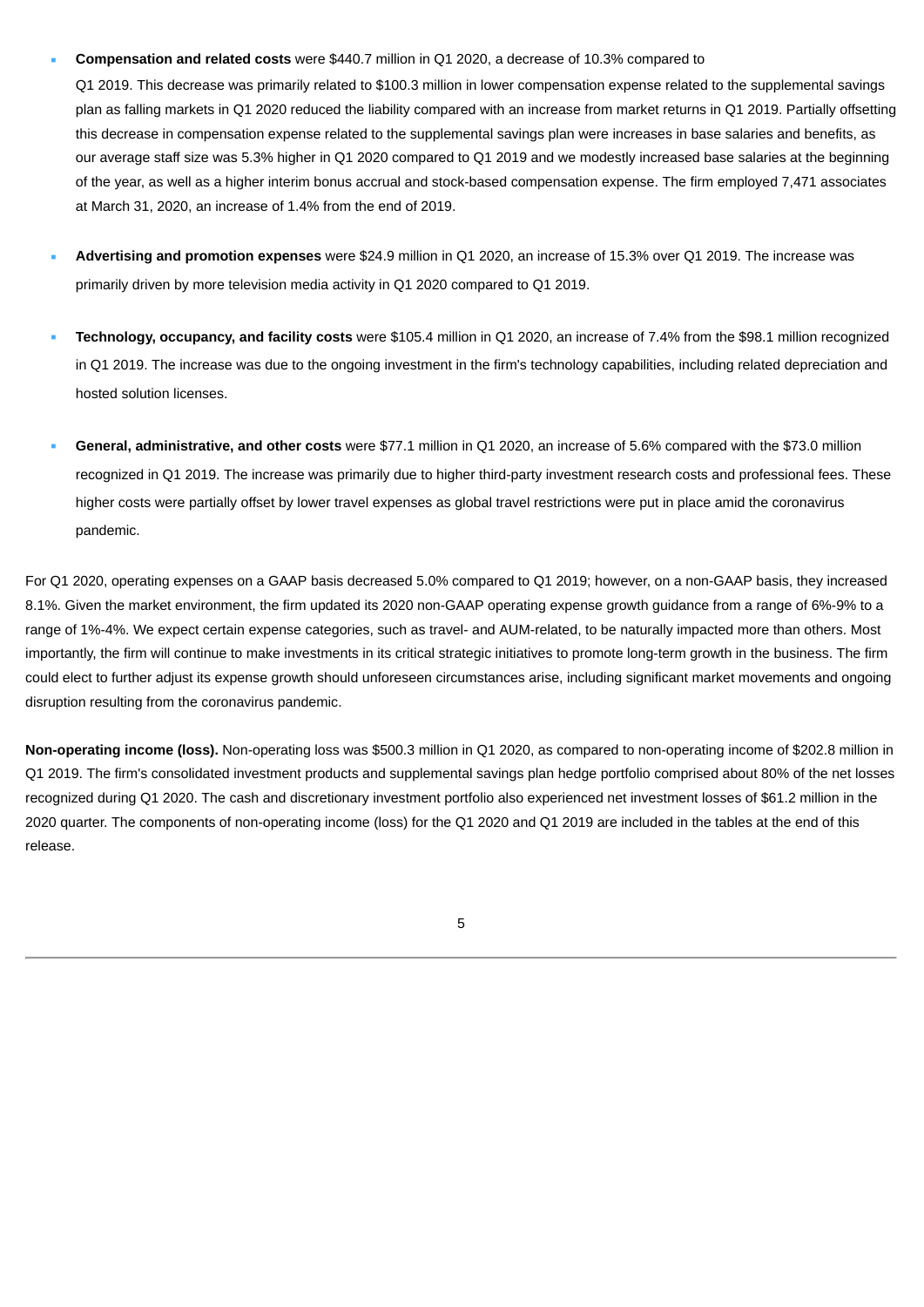- **Compensation and related costs** were $440.7 million in Q1 2020, a decrease of 10.3% compared to Q1 2019. This decrease was primarily related to $100.3 million in lower compensation expense related to the supplemental savings plan as falling markets in Q1 2020 reduced the liability compared with an increase from market returns in Q1 2019. Partially offsetting this decrease in compensation expense related to the supplemental savings plan were increases in base salaries and benefits, as our average staff size was 5.3% higher in Q1 2020 compared to Q1 2019 and we modestly increased base salaries at the beginning of the year, as well as a higher interim bonus accrual and stock-based compensation expense. The firm employed 7,471 associates at March 31, 2020, an increase of 1.4% from the end of 2019.

- **Advertising and promotion expenses** were $24.9 million in Q1 2020, an increase of 15.3% over Q1 2019. The increase was primarily driven by more television media activity in Q1 2020 compared to Q1 2019.

- **Technology, occupancy, and facility costs** were $105.4 million in Q1 2020, an increase of 7.4% from the $98.1 million recognized in Q1 2019. The increase was due to the ongoing investment in the firm's technology capabilities, including related depreciation and hosted solution licenses.

- **General, administrative, and other costs** were $77.1 million in Q1 2020, an increase of 5.6% compared with the $73.0 million recognized in Q1 2019. The increase was primarily due to higher third-party investment research costs and professional fees. These higher costs were partially offset by lower travel expenses as global travel restrictions were put in place amid the coronavirus pandemic.

For Q1 2020, operating expenses on a GAAP basis decreased 5.0% compared to Q1 2019; however, on a non-GAAP basis, they increased 8.1%. Given the market environment, the firm updated its 2020 non-GAAP operating expense growth guidance from a range of 6%-9% to a range of 1%-4%. We expect certain expense categories, such as travel- and AUM-related, to be naturally impacted more than others. Most importantly, the firm will continue to make investments in its critical strategic initiatives to promote long-term growth in the business. The firm could elect to further adjust its expense growth should unforeseen circumstances arise, including significant market movements and ongoing disruption resulting from the coronavirus pandemic.

**Non-operating income (loss).** Non-operating loss was $500.3 million in Q1 2020, as compared to non-operating income of $202.8 million in Q1 2019. The firm's consolidated investment products and supplemental savings plan hedge portfolio comprised about 80% of the net losses recognized during Q1 2020. The cash and discretionary investment portfolio also experienced net investment losses of $61.2 million in the 2020 quarter. The components of non-operating income (loss) for the Q1 2020 and Q1 2019 are included in the tables at the end of this release.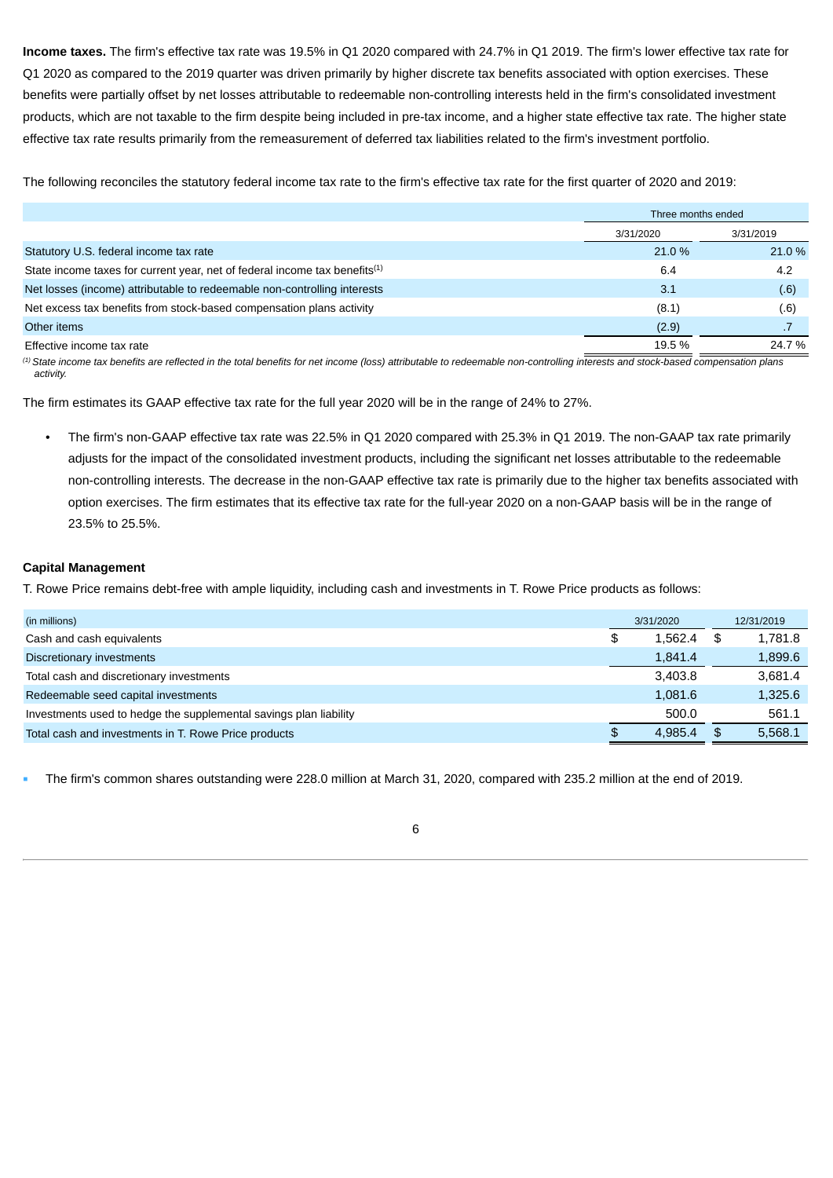**Income taxes.** The firm's effective tax rate was 19.5% in Q1 2020 compared with 24.7% in Q1 2019. The firm's lower effective tax rate for Q1 2020 as compared to the 2019 quarter was driven primarily by higher discrete tax benefits associated with option exercises. These benefits were partially offset by net losses attributable to redeemable non-controlling interests held in the firm's consolidated investment products, which are not taxable to the firm despite being included in pre-tax income, and a higher state effective tax rate. The higher state effective tax rate results primarily from the remeasurement of deferred tax liabilities related to the firm's investment portfolio.

The following reconciles the statutory federal income tax rate to the firm's effective tax rate for the first quarter of 2020 and 2019:

| | Three months ended | |
|---|---|---|
| | 3/31/2020 | 3/31/2019 |
| Statutory U.S. federal income tax rate | 21.0 % | 21.0 % |
| State income taxes for current year, net of federal income tax benefits[1] | 6.4 | 4.2 |
| Net losses (income) attributable to redeemable non-controlling interests | 3.1 | (.6) |
| Net excess tax benefits from stock-based compensation plans activity | (8.1) | (.6) |
| Other items | (2.9) | .7 |
| Effective income tax rate | 19.5 % | 24.7 % |

*[1] State income tax benefits are reflected in the total benefits for net income (loss) attributable to redeemable non-controlling interests and stock-based compensation plans activity.*

The firm estimates its GAAP effective tax rate for the full year 2020 will be in the range of 24% to 27%.

- The firm's non-GAAP effective tax rate was 22.5% in Q1 2020 compared with 25.3% in Q1 2019. The non-GAAP tax rate primarily adjusts for the impact of the consolidated investment products, including the significant net losses attributable to the redeemable non-controlling interests. The decrease in the non-GAAP effective tax rate is primarily due to the higher tax benefits associated with option exercises. The firm estimates that its effective tax rate for the full-year 2020 on a non-GAAP basis will be in the range of 23.5% to 25.5%.

**Capital Management**

T. Rowe Price remains debt-free with ample liquidity, including cash and investments in T. Rowe Price products as follows:

| (in millions) | 3/31/2020 | 12/31/2019 |
|---|---|---|
| Cash and cash equivalents | $ 1,562.4 | $ 1,781.8 |
| Discretionary investments | 1,841.4 | 1,899.6 |
| Total cash and discretionary investments | 3,403.8 | 3,681.4 |
| Redeemable seed capital investments | 1,081.6 | 1,325.6 |
| Investments used to hedge the supplemental savings plan liability | 500.0 | 561.1 |
| Total cash and investments in T. Rowe Price products | $ 4,985.4 | $ 5,568.1 |

- The firm's common shares outstanding were 228.0 million at March 31, 2020, compared with 235.2 million at the end of 2019.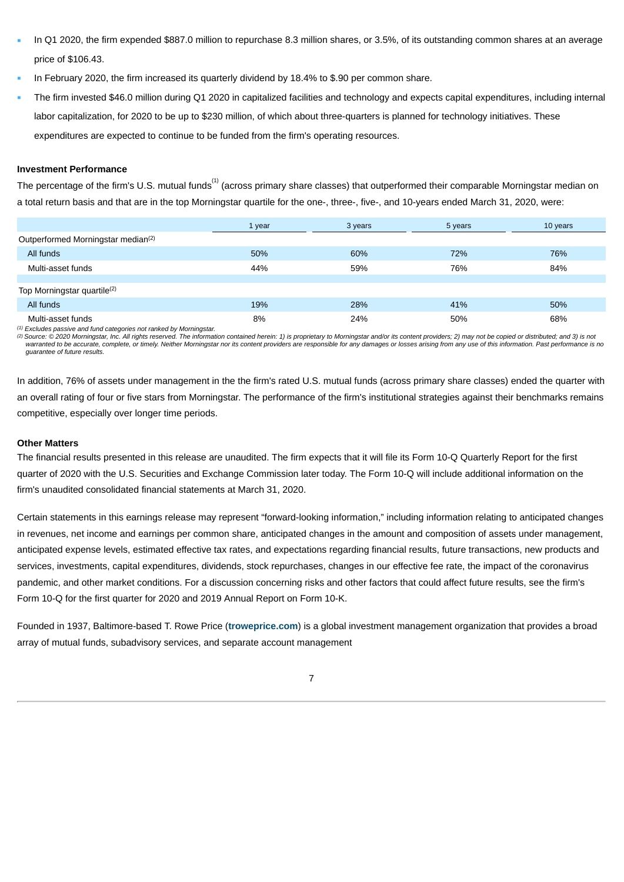- In Q1 2020, the firm expended $887.0 million to repurchase 8.3 million shares, or 3.5%, of its outstanding common shares at an average price of $106.43.
- In February 2020, the firm increased its quarterly dividend by 18.4% to $.90 per common share.
- The firm invested $46.0 million during Q1 2020 in capitalized facilities and technology and expects capital expenditures, including internal labor capitalization, for 2020 to be up to $230 million, of which about three-quarters is planned for technology initiatives. These expenditures are expected to continue to be funded from the firm's operating resources.

**Investment Performance**

The percentage of the firm's U.S. mutual funds[(1)] (across primary share classes) that outperformed their comparable Morningstar median on a total return basis and that are in the top Morningstar quartile for the one-, three-, five-, and 10-years ended March 31, 2020, were:

| | 1 year | 3 years | 5 years | 10 years |
|---|---|---|---|---|
| Outperformed Morningstar median[(2)] | | | | |
| All funds | 50% | 60% | 72% | 76% |
| Multi-asset funds | 44% | 59% | 76% | 84% |
| | | | | |
| Top Morningstar quartile[(2)] | | | | |
| All funds | 19% | 28% | 41% | 50% |
| Multi-asset funds | 8% | 24% | 50% | 68% |

*(1) Excludes passive and fund categories not ranked by Morningstar.*
*(2) Source: © 2020 Morningstar, Inc. All rights reserved. The information contained herein: 1) is proprietary to Morningstar and/or its content providers; 2) may not be copied or distributed; and 3) is not warranted to be accurate, complete, or timely. Neither Morningstar nor its content providers are responsible for any damages or losses arising from any use of this information. Past performance is no guarantee of future results.*

In addition, 76% of assets under management in the the firm's rated U.S. mutual funds (across primary share classes) ended the quarter with an overall rating of four or five stars from Morningstar. The performance of the firm's institutional strategies against their benchmarks remains competitive, especially over longer time periods.

**Other Matters**

The financial results presented in this release are unaudited. The firm expects that it will file its Form 10-Q Quarterly Report for the first quarter of 2020 with the U.S. Securities and Exchange Commission later today. The Form 10-Q will include additional information on the firm's unaudited consolidated financial statements at March 31, 2020.

Certain statements in this earnings release may represent "forward-looking information," including information relating to anticipated changes in revenues, net income and earnings per common share, anticipated changes in the amount and composition of assets under management, anticipated expense levels, estimated effective tax rates, and expectations regarding financial results, future transactions, new products and services, investments, capital expenditures, dividends, stock repurchases, changes in our effective fee rate, the impact of the coronavirus pandemic, and other market conditions. For a discussion concerning risks and other factors that could affect future results, see the firm's Form 10-Q for the first quarter for 2020 and 2019 Annual Report on Form 10-K.

Founded in 1937, Baltimore-based T. Rowe Price (**troweprice.com**) is a global investment management organization that provides a broad array of mutual funds, subadvisory services, and separate account management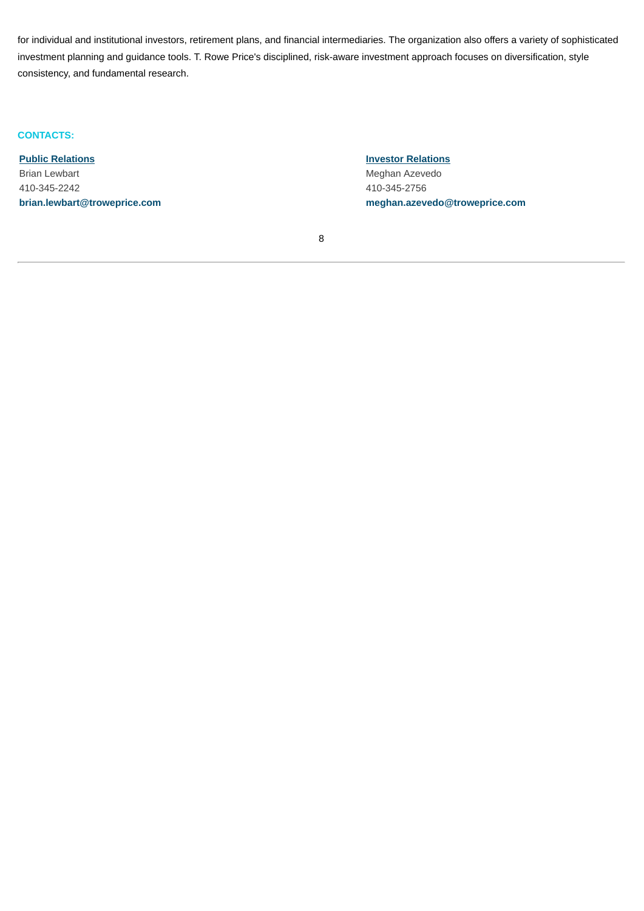for individual and institutional investors, retirement plans, and financial intermediaries. The organization also offers a variety of sophisticated investment planning and guidance tools. T. Rowe Price's disciplined, risk-aware investment approach focuses on diversification, style consistency, and fundamental research.

**CONTACTS:**

**Public Relations**
Brian Lewbart
410-345-2242
**brian.lewbart@troweprice.com**

**Investor Relations**
Meghan Azevedo
410-345-2756
**meghan.azevedo@troweprice.com**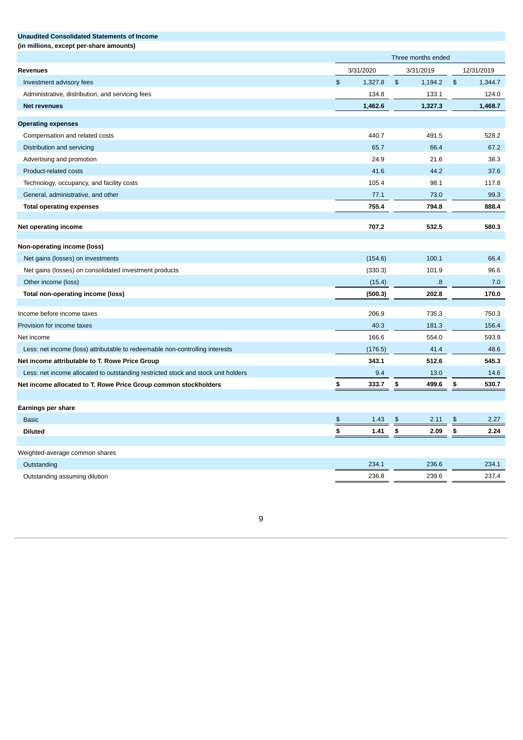**Unaudited Consolidated Statements of Income**
**(in millions, except per-share amounts)**

| | Three months ended | | |
|---|---|---|---|
| **Revenues** | 3/31/2020 | 3/31/2019 | 12/31/2019 |
| Investment advisory fees | $ 1,327.8 | $ 1,194.2 | $ 1,344.7 |
| Administrative, distribution, and servicing fees | 134.8 | 133.1 | 124.0 |
| **Net revenues** | **1,462.6** | **1,327.3** | **1,468.7** |
| **Operating expenses** | | | |
| Compensation and related costs | 440.7 | 491.5 | 528.2 |
| Distribution and servicing | 65.7 | 66.4 | 67.2 |
| Advertising and promotion | 24.9 | 21.6 | 38.3 |
| Product-related costs | 41.6 | 44.2 | 37.6 |
| Technology, occupancy, and facility costs | 105.4 | 98.1 | 117.8 |
| General, administrative, and other | 77.1 | 73.0 | 99.3 |
| **Total operating expenses** | **755.4** | **794.8** | **888.4** |
| **Net operating income** | **707.2** | **532.5** | **580.3** |
| **Non-operating income (loss)** | | | |
| Net gains (losses) on investments | (154.6) | 100.1 | 66.4 |
| Net gains (losses) on consolidated investment products | (330.3) | 101.9 | 96.6 |
| Other income (loss) | (15.4) | .8 | 7.0 |
| **Total non-operating income (loss)** | **(500.3)** | **202.8** | **170.0** |
| Income before income taxes | 206.9 | 735.3 | 750.3 |
| Provision for income taxes | 40.3 | 181.3 | 156.4 |
| Net income | 166.6 | 554.0 | 593.9 |
| Less: net income (loss) attributable to redeemable non-controlling interests | (176.5) | 41.4 | 48.6 |
| **Net income attributable to T. Rowe Price Group** | **343.1** | **512.6** | **545.3** |
| Less: net income allocated to outstanding restricted stock and stock unit holders | 9.4 | 13.0 | 14.6 |
| **Net income allocated to T. Rowe Price Group common stockholders** | **$ 333.7** | **$ 499.6** | **$ 530.7** |
| **Earnings per share** | | | |
| Basic | $ 1.43 | $ 2.11 | $ 2.27 |
| **Diluted** | **$ 1.41** | **$ 2.09** | **$ 2.24** |
| Weighted-average common shares | | | |
| Outstanding | 234.1 | 236.6 | 234.1 |
| Outstanding assuming dilution | 236.8 | 239.6 | 237.4 |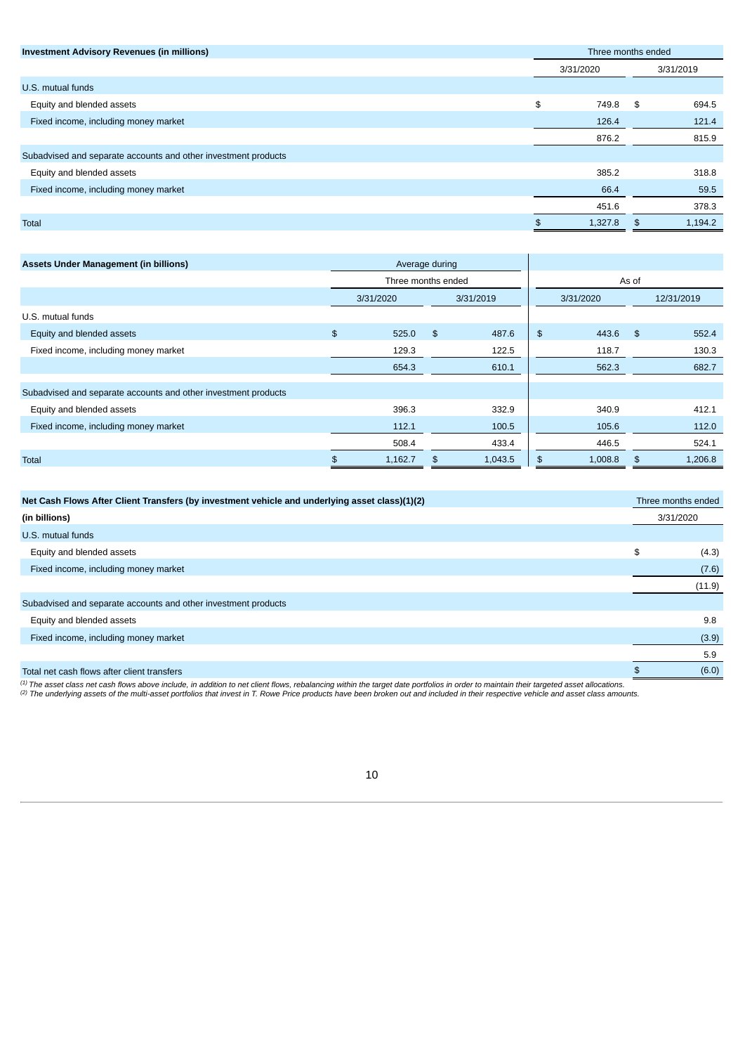| Investment Advisory Revenues (in millions) | Three months ended | |
|---|---|---|
| | 3/31/2020 | 3/31/2019 |
| U.S. mutual funds | | |
| Equity and blended assets | $ 749.8 | $ 694.5 |
| Fixed income, including money market | 126.4 | 121.4 |
| | 876.2 | 815.9 |
| Subadvised and separate accounts and other investment products | | |
| Equity and blended assets | 385.2 | 318.8 |
| Fixed income, including money market | 66.4 | 59.5 |
| | 451.6 | 378.3 |
| Total | $ 1,327.8 | $ 1,194.2 |

| Assets Under Management (in billions) | Average during | | | |
|---|---|---|---|---|
| | Three months ended | | As of | |
| | 3/31/2020 | 3/31/2019 | 3/31/2020 | 12/31/2019 |
| U.S. mutual funds | | | | |
| Equity and blended assets | $ 525.0 | $ 487.6 | $ 443.6 | $ 552.4 |
| Fixed income, including money market | 129.3 | 122.5 | 118.7 | 130.3 |
| | 654.3 | 610.1 | 562.3 | 682.7 |
| Subadvised and separate accounts and other investment products | | | | |
| Equity and blended assets | 396.3 | 332.9 | 340.9 | 412.1 |
| Fixed income, including money market | 112.1 | 100.5 | 105.6 | 112.0 |
| | 508.4 | 433.4 | 446.5 | 524.1 |
| Total | $ 1,162.7 | $ 1,043.5 | $ 1,008.8 | $ 1,206.8 |

| Net Cash Flows After Client Transfers (by investment vehicle and underlying asset class)(1)(2) | Three months ended |
|---|---|
| (in billions) | 3/31/2020 |
| U.S. mutual funds | |
| Equity and blended assets | $ (4.3) |
| Fixed income, including money market | (7.6) |
| | (11.9) |
| Subadvised and separate accounts and other investment products | |
| Equity and blended assets | 9.8 |
| Fixed income, including money market | (3.9) |
| | 5.9 |
| Total net cash flows after client transfers | $ (6.0) |

*[1] The asset class net cash flows above include, in addition to net client flows, rebalancing within the target date portfolios in order to maintain their targeted asset allocations.*
*[2] The underlying assets of the multi-asset portfolios that invest in T. Rowe Price products have been broken out and included in their respective vehicle and asset class amounts.*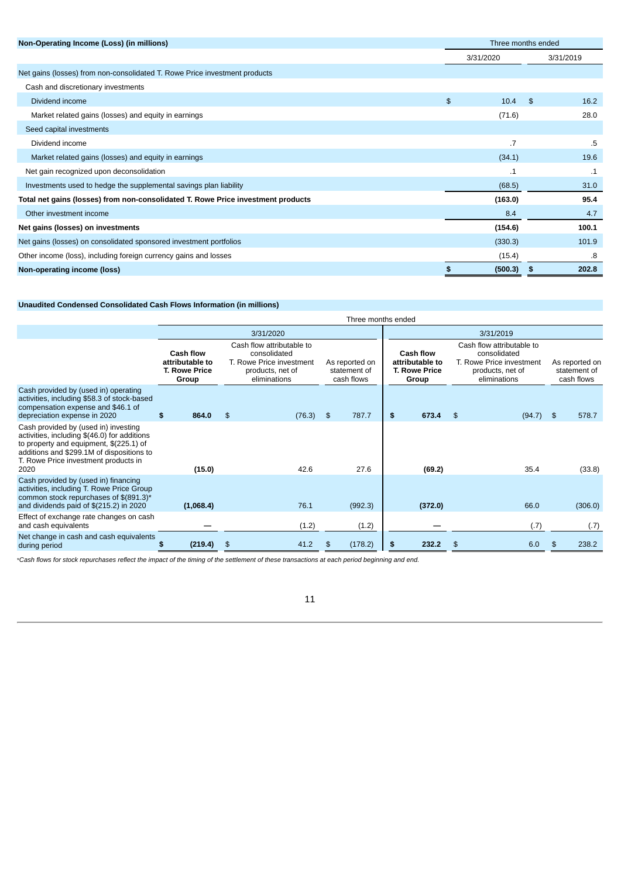| Non-Operating Income (Loss) (in millions) | Three months ended | |
|---|---|---|
| | 3/31/2020 | 3/31/2019 |
| Net gains (losses) from non-consolidated T. Rowe Price investment products | | |
| Cash and discretionary investments | | |
| Dividend income | $ 10.4 | $ 16.2 |
| Market related gains (losses) and equity in earnings | (71.6) | 28.0 |
| Seed capital investments | | |
| Dividend income | .7 | .5 |
| Market related gains (losses) and equity in earnings | (34.1) | 19.6 |
| Net gain recognized upon deconsolidation | .1 | .1 |
| Investments used to hedge the supplemental savings plan liability | (68.5) | 31.0 |
| **Total net gains (losses) from non-consolidated T. Rowe Price investment products** | **(163.0)** | **95.4** |
| Other investment income | 8.4 | 4.7 |
| **Net gains (losses) on investments** | **(154.6)** | **100.1** |
| Net gains (losses) on consolidated sponsored investment portfolios | (330.3) | 101.9 |
| Other income (loss), including foreign currency gains and losses | (15.4) | .8 |
| **Non-operating income (loss)** | **$ (500.3)** | **$ 202.8** |

**Unaudited Condensed Consolidated Cash Flows Information (in millions)**

| | Three months ended | | | | | |
|---|---|---|---|---|---|---|
| | 3/31/2020 | | | 3/31/2019 | | |
| | **Cash flow attributable to T. Rowe Price Group** | Cash flow attributable to consolidated T. Rowe Price investment products, net of eliminations | As reported on statement of cash flows | **Cash flow attributable to T. Rowe Price Group** | Cash flow attributable to consolidated T. Rowe Price investment products, net of eliminations | As reported on statement of cash flows |
| Cash provided by (used in) operating activities, including $58.3 of stock-based compensation expense and $46.1 of depreciation expense in 2020 | **$ 864.0** | $ (76.3) | $ 787.7 | **$ 673.4** | $ (94.7) | $ 578.7 |
| Cash provided by (used in) investing activities, including $(46.0) for additions to property and equipment, $(225.1) of additions and $299.1M of dispositions to T. Rowe Price investment products in 2020 | **(15.0)** | 42.6 | 27.6 | **(69.2)** | 35.4 | (33.8) |
| Cash provided by (used in) financing activities, including T. Rowe Price Group common stock repurchases of $(891.3)* and dividends paid of $(215.2) in 2020 | **(1,068.4)** | 76.1 | (992.3) | **(372.0)** | 66.0 | (306.0) |
| Effect of exchange rate changes on cash and cash equivalents | — | (1.2) | (1.2) | — | (.7) | (.7) |
| Net change in cash and cash equivalents during period | **$ (219.4)** | $ 41.2 | $ (178.2) | **$ 232.2** | $ 6.0 | $ 238.2 |

*Cash flows for stock repurchases reflect the impact of the timing of the settlement of these transactions at each period beginning and end.*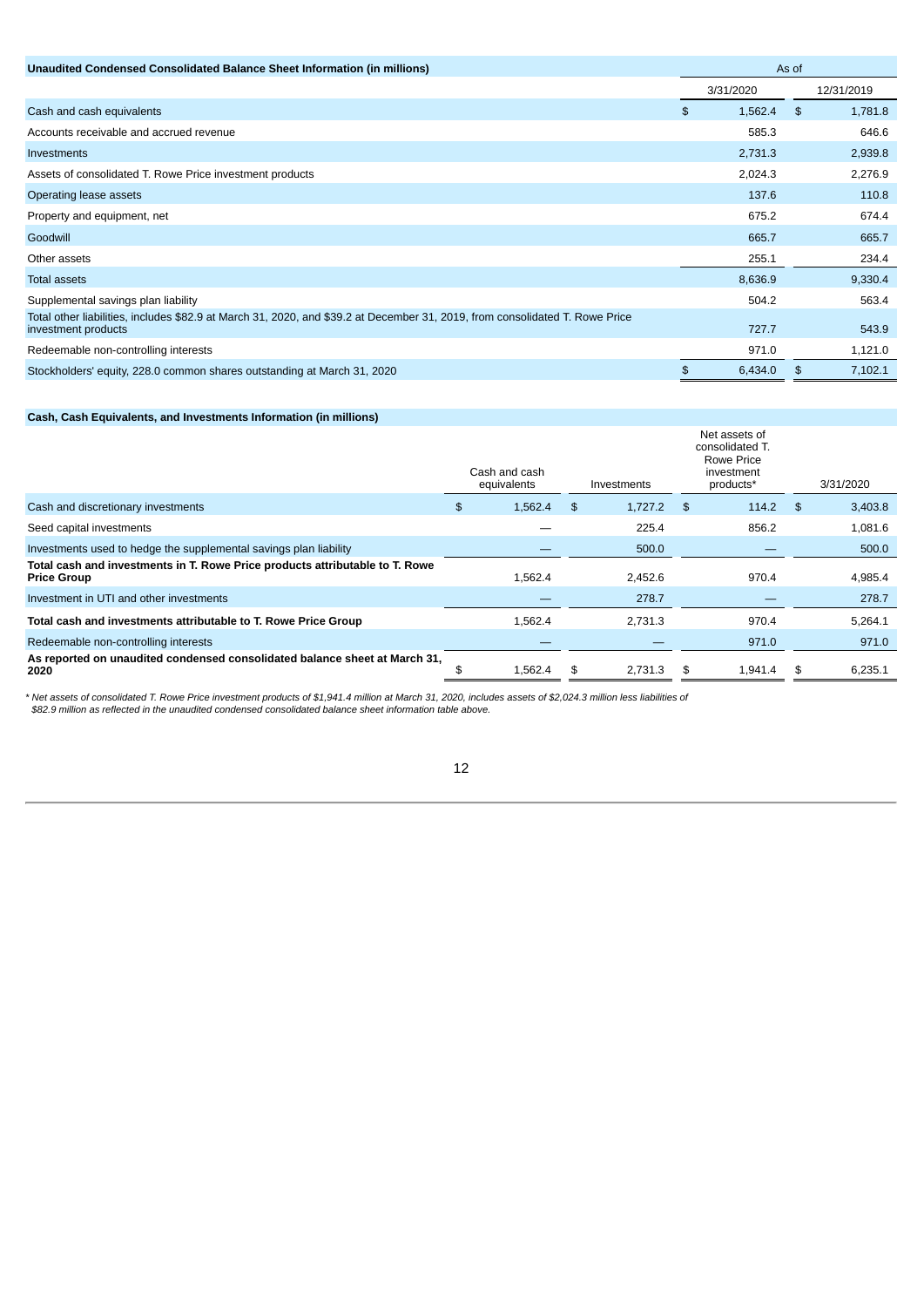| Unaudited Condensed Consolidated Balance Sheet Information (in millions) | As of | |
|---|---|---|
| | 3/31/2020 | 12/31/2019 |
| Cash and cash equivalents | $ 1,562.4 | $ 1,781.8 |
| Accounts receivable and accrued revenue | 585.3 | 646.6 |
| Investments | 2,731.3 | 2,939.8 |
| Assets of consolidated T. Rowe Price investment products | 2,024.3 | 2,276.9 |
| Operating lease assets | 137.6 | 110.8 |
| Property and equipment, net | 675.2 | 674.4 |
| Goodwill | 665.7 | 665.7 |
| Other assets | 255.1 | 234.4 |
| Total assets | 8,636.9 | 9,330.4 |
| Supplemental savings plan liability | 504.2 | 563.4 |
| Total other liabilities, includes $82.9 at March 31, 2020, and $39.2 at December 31, 2019, from consolidated T. Rowe Price investment products | 727.7 | 543.9 |
| Redeemable non-controlling interests | 971.0 | 1,121.0 |
| Stockholders' equity, 228.0 common shares outstanding at March 31, 2020 | $ 6,434.0 | $ 7,102.1 |

| Cash, Cash Equivalents, and Investments Information (in millions) | Cash and cash equivalents | Investments | Net assets of consolidated T. Rowe Price investment products* | 3/31/2020 |
|---|---|---|---|---|
| Cash and discretionary investments | $ 1,562.4 | $ 1,727.2 | $ 114.2 | $ 3,403.8 |
| Seed capital investments | — | 225.4 | 856.2 | 1,081.6 |
| Investments used to hedge the supplemental savings plan liability | — | 500.0 | — | 500.0 |
| **Total cash and investments in T. Rowe Price products attributable to T. Rowe Price Group** | 1,562.4 | 2,452.6 | 970.4 | 4,985.4 |
| Investment in UTI and other investments | — | 278.7 | — | 278.7 |
| **Total cash and investments attributable to T. Rowe Price Group** | 1,562.4 | 2,731.3 | 970.4 | 5,264.1 |
| Redeemable non-controlling interests | — | — | 971.0 | 971.0 |
| **As reported on unaudited condensed consolidated balance sheet at March 31, 2020** | $ 1,562.4 | $ 2,731.3 | $ 1,941.4 | $ 6,235.1 |

*\* Net assets of consolidated T. Rowe Price investment products of $1,941.4 million at March 31, 2020, includes assets of $2,024.3 million less liabilities of $82.9 million as reflected in the unaudited condensed consolidated balance sheet information table above.*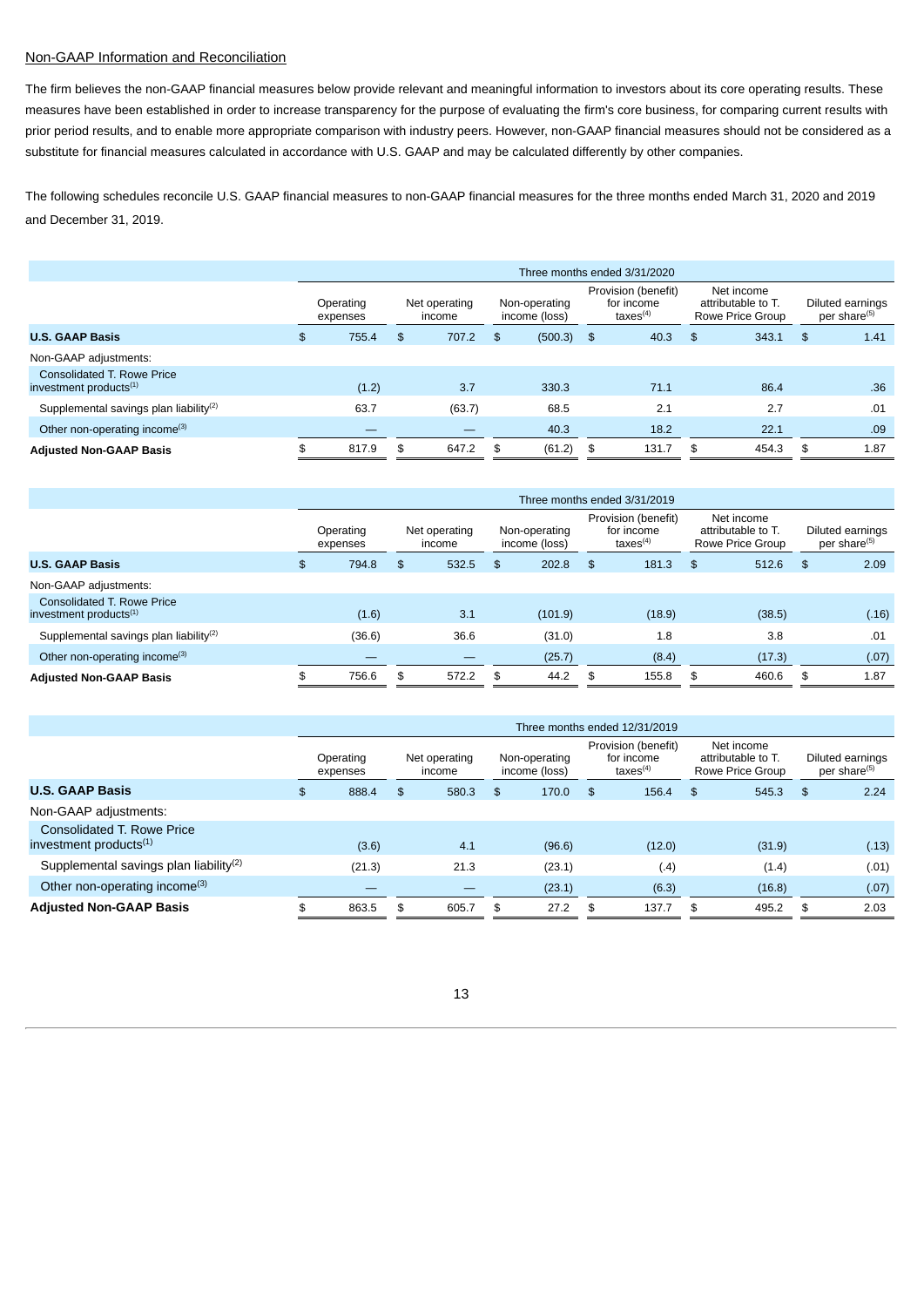Non-GAAP Information and Reconciliation

The firm believes the non-GAAP financial measures below provide relevant and meaningful information to investors about its core operating results. These measures have been established in order to increase transparency for the purpose of evaluating the firm's core business, for comparing current results with prior period results, and to enable more appropriate comparison with industry peers. However, non-GAAP financial measures should not be considered as a substitute for financial measures calculated in accordance with U.S. GAAP and may be calculated differently by other companies.

The following schedules reconcile U.S. GAAP financial measures to non-GAAP financial measures for the three months ended March 31, 2020 and 2019 and December 31, 2019.

| | Three months ended 3/31/2020 | | | | | |
|---|---|---|---|---|---|---|
| | Operating expenses | Net operating income | Non-operating income (loss) | Provision (benefit) for income taxes[4] | Net income attributable to T. Rowe Price Group | Diluted earnings per share[5] |
| **U.S. GAAP Basis** | $ 755.4 | $ 707.2 | $ (500.3) | $ 40.3 | $ 343.1 | $ 1.41 |
| Non-GAAP adjustments: | | | | | | |
| Consolidated T. Rowe Price investment products[1] | (1.2) | 3.7 | 330.3 | 71.1 | 86.4 | .36 |
| Supplemental savings plan liability[2] | 63.7 | (63.7) | 68.5 | 2.1 | 2.7 | .01 |
| Other non-operating income[3] | — | — | 40.3 | 18.2 | 22.1 | .09 |
| **Adjusted Non-GAAP Basis** | $ 817.9 | $ 647.2 | $ (61.2) | $ 131.7 | $ 454.3 | $ 1.87 |

| | Three months ended 3/31/2019 | | | | | |
|---|---|---|---|---|---|---|
| | Operating expenses | Net operating income | Non-operating income (loss) | Provision (benefit) for income taxes[4] | Net income attributable to T. Rowe Price Group | Diluted earnings per share[5] |
| **U.S. GAAP Basis** | $ 794.8 | $ 532.5 | $ 202.8 | $ 181.3 | $ 512.6 | $ 2.09 |
| Non-GAAP adjustments: | | | | | | |
| Consolidated T. Rowe Price investment products[1] | (1.6) | 3.1 | (101.9) | (18.9) | (38.5) | (.16) |
| Supplemental savings plan liability[2] | (36.6) | 36.6 | (31.0) | 1.8 | 3.8 | .01 |
| Other non-operating income[3] | — | — | (25.7) | (8.4) | (17.3) | (.07) |
| **Adjusted Non-GAAP Basis** | $ 756.6 | $ 572.2 | $ 44.2 | $ 155.8 | $ 460.6 | $ 1.87 |

| | Three months ended 12/31/2019 | | | | | |
|---|---|---|---|---|---|---|
| | Operating expenses | Net operating income | Non-operating income (loss) | Provision (benefit) for income taxes[4] | Net income attributable to T. Rowe Price Group | Diluted earnings per share[5] |
| **U.S. GAAP Basis** | $ 888.4 | $ 580.3 | $ 170.0 | $ 156.4 | $ 545.3 | $ 2.24 |
| Non-GAAP adjustments: | | | | | | |
| Consolidated T. Rowe Price investment products[1] | (3.6) | 4.1 | (96.6) | (12.0) | (31.9) | (.13) |
| Supplemental savings plan liability[2] | (21.3) | 21.3 | (23.1) | (.4) | (1.4) | (.01) |
| Other non-operating income[3] | — | — | (23.1) | (6.3) | (16.8) | (.07) |
| **Adjusted Non-GAAP Basis** | $ 863.5 | $ 605.7 | $ 27.2 | $ 137.7 | $ 495.2 | $ 2.03 |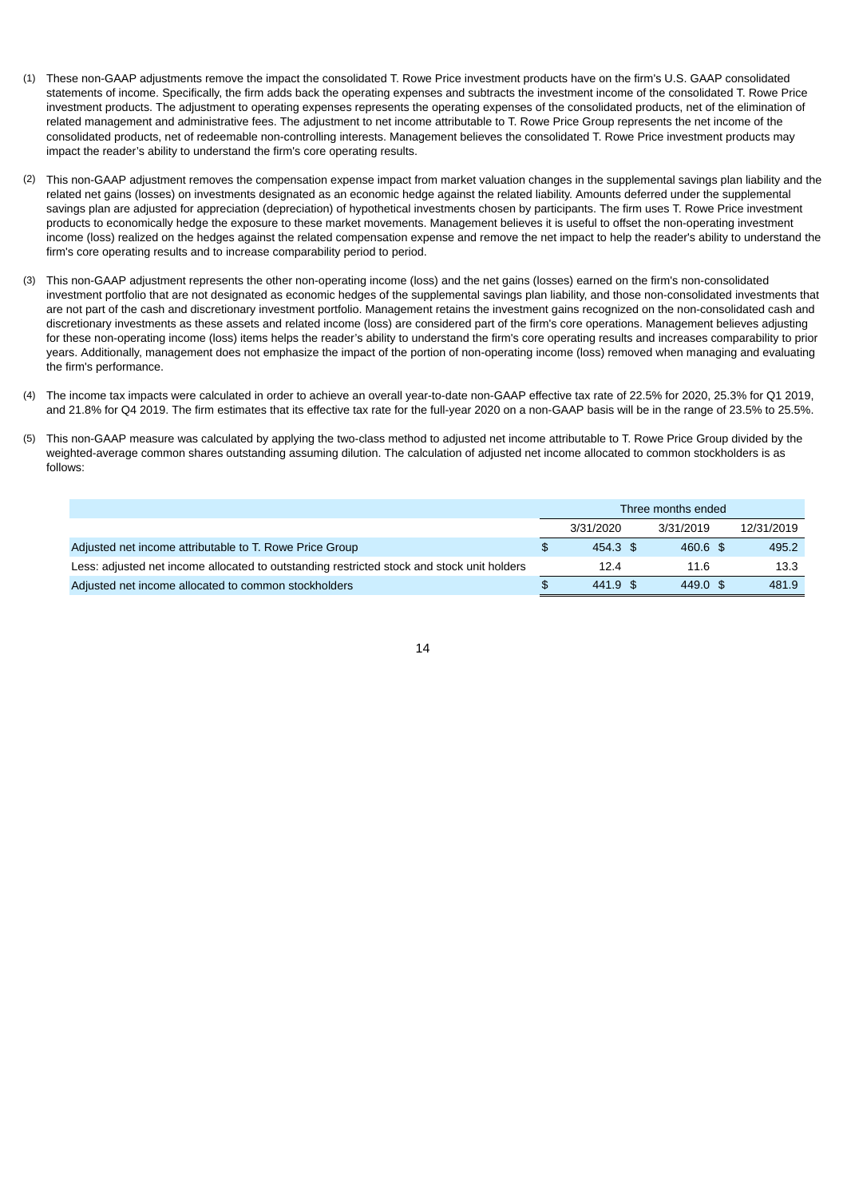(1) These non-GAAP adjustments remove the impact the consolidated T. Rowe Price investment products have on the firm's U.S. GAAP consolidated statements of income. Specifically, the firm adds back the operating expenses and subtracts the investment income of the consolidated T. Rowe Price investment products. The adjustment to operating expenses represents the operating expenses of the consolidated products, net of the elimination of related management and administrative fees. The adjustment to net income attributable to T. Rowe Price Group represents the net income of the consolidated products, net of redeemable non-controlling interests. Management believes the consolidated T. Rowe Price investment products may impact the reader's ability to understand the firm's core operating results.

(2) This non-GAAP adjustment removes the compensation expense impact from market valuation changes in the supplemental savings plan liability and the related net gains (losses) on investments designated as an economic hedge against the related liability. Amounts deferred under the supplemental savings plan are adjusted for appreciation (depreciation) of hypothetical investments chosen by participants. The firm uses T. Rowe Price investment products to economically hedge the exposure to these market movements. Management believes it is useful to offset the non-operating investment income (loss) realized on the hedges against the related compensation expense and remove the net impact to help the reader's ability to understand the firm's core operating results and to increase comparability period to period.

(3) This non-GAAP adjustment represents the other non-operating income (loss) and the net gains (losses) earned on the firm's non-consolidated investment portfolio that are not designated as economic hedges of the supplemental savings plan liability, and those non-consolidated investments that are not part of the cash and discretionary investment portfolio. Management retains the investment gains recognized on the non-consolidated cash and discretionary investments as these assets and related income (loss) are considered part of the firm's core operations. Management believes adjusting for these non-operating income (loss) items helps the reader's ability to understand the firm's core operating results and increases comparability to prior years. Additionally, management does not emphasize the impact of the portion of non-operating income (loss) removed when managing and evaluating the firm's performance.

(4) The income tax impacts were calculated in order to achieve an overall year-to-date non-GAAP effective tax rate of 22.5% for 2020, 25.3% for Q1 2019, and 21.8% for Q4 2019. The firm estimates that its effective tax rate for the full-year 2020 on a non-GAAP basis will be in the range of 23.5% to 25.5%.

(5) This non-GAAP measure was calculated by applying the two-class method to adjusted net income attributable to T. Rowe Price Group divided by the weighted-average common shares outstanding assuming dilution. The calculation of adjusted net income allocated to common stockholders is as follows:

| | Three months ended | | |
|---|---|---|---|
| | 3/31/2020 | 3/31/2019 | 12/31/2019 |
| Adjusted net income attributable to T. Rowe Price Group | $ 454.3 | $ 460.6 | $ 495.2 |
| Less: adjusted net income allocated to outstanding restricted stock and stock unit holders | 12.4 | 11.6 | 13.3 |
| Adjusted net income allocated to common stockholders | $ 441.9 | $ 449.0 | $ 481.9 |